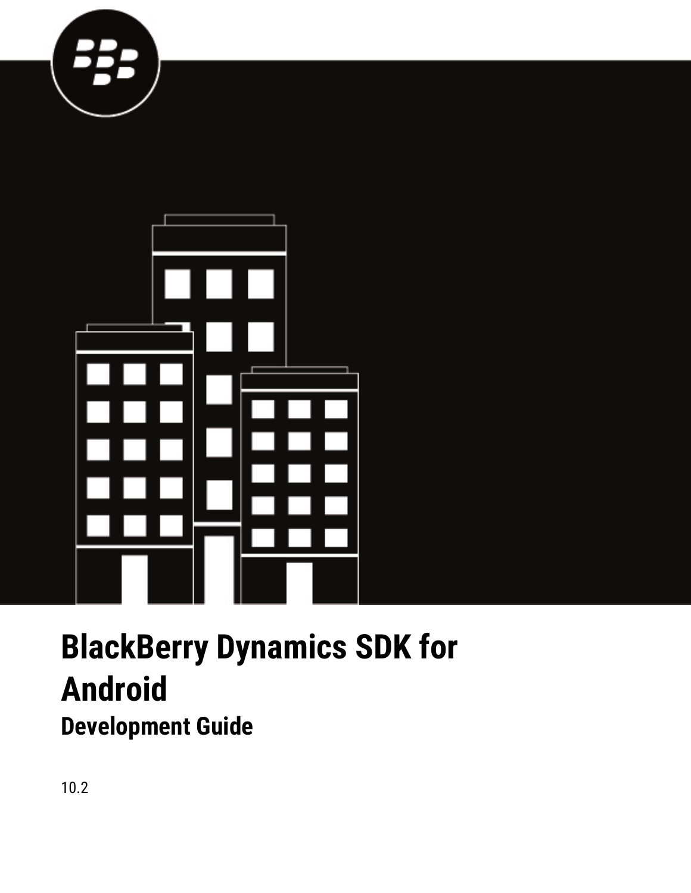# BlackBerry Dynamics SDK for Android

## Development Guide

10.2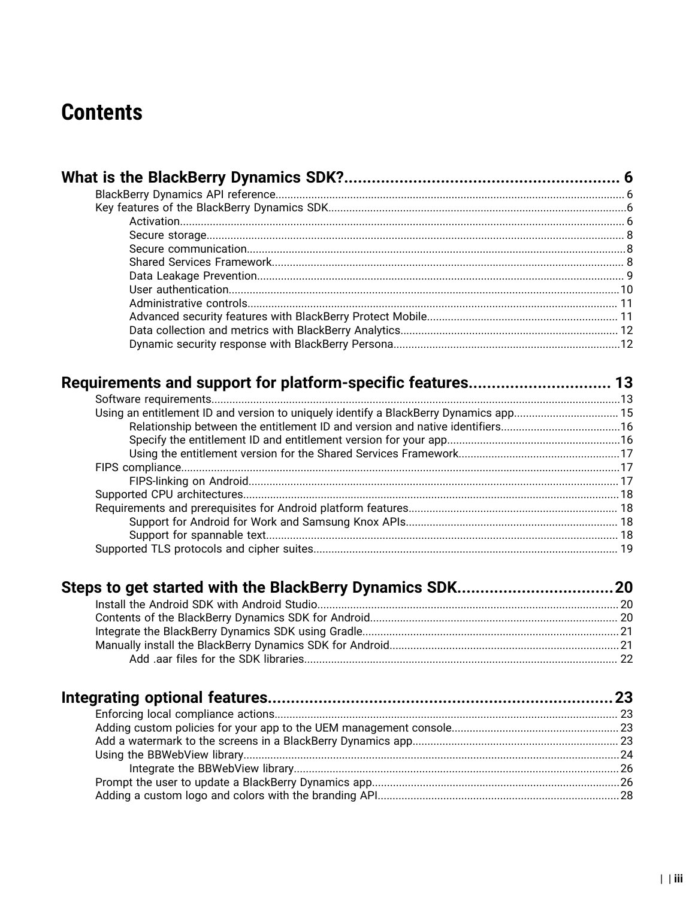# Contents

**What is the BlackBerry Dynamics SDK? 6**

- BlackBerry Dynamics API reference 6
- Key features of the BlackBerry Dynamics SDK 6
    - Activation 6
    - Secure storage 8
    - Secure communication 8
    - Shared Services Framework 8
    - Data Leakage Prevention 9
    - User authentication 10
    - Administrative controls 11
    - Advanced security features with BlackBerry Protect Mobile 11
    - Data collection and metrics with BlackBerry Analytics 12
    - Dynamic security response with BlackBerry Persona 12

**Requirements and support for platform-specific features 13**

- Software requirements 13
- Using an entitlement ID and version to uniquely identify a BlackBerry Dynamics app 15
    - Relationship between the entitlement ID and version and native identifiers 16
    - Specify the entitlement ID and entitlement version for your app 16
    - Using the entitlement version for the Shared Services Framework 17
- FIPS compliance 17
    - FIPS-linking on Android 17
- Supported CPU architectures 18
- Requirements and prerequisites for Android platform features 18
    - Support for Android for Work and Samsung Knox APIs 18
    - Support for spannable text 18
- Supported TLS protocols and cipher suites 19

**Steps to get started with the BlackBerry Dynamics SDK 20**

- Install the Android SDK with Android Studio 20
- Contents of the BlackBerry Dynamics SDK for Android 20
- Integrate the BlackBerry Dynamics SDK using Gradle 21
- Manually install the BlackBerry Dynamics SDK for Android 21
    - Add .aar files for the SDK libraries 22

**Integrating optional features 23**

- Enforcing local compliance actions 23
- Adding custom policies for your app to the UEM management console 23
- Add a watermark to the screens in a BlackBerry Dynamics app 23
- Using the BBWebView library 24
    - Integrate the BBWebView library 26
- Prompt the user to update a BlackBerry Dynamics app 26
- Adding a custom logo and colors with the branding API 28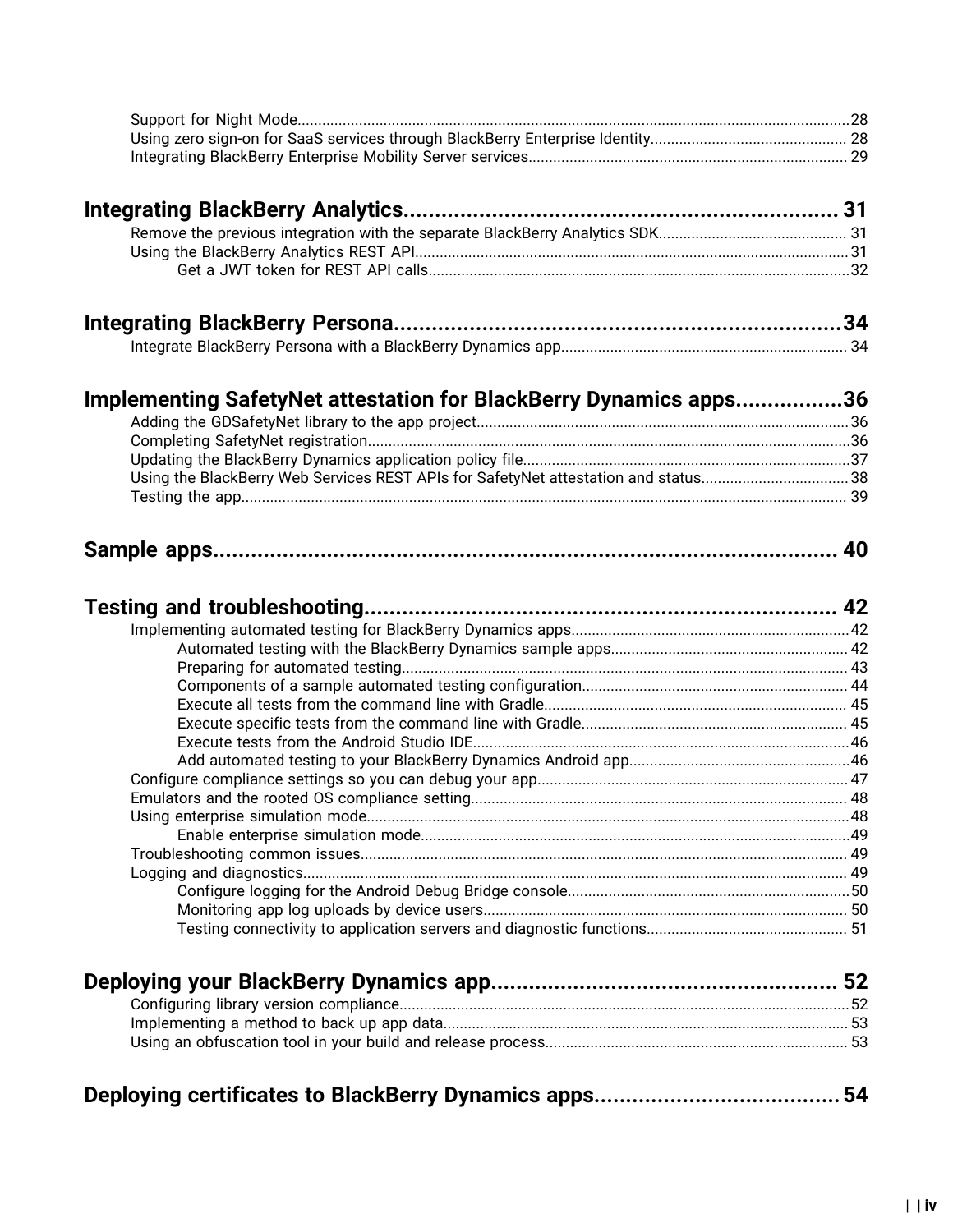- Support for Night Mode....................28
- Using zero sign-on for SaaS services through BlackBerry Enterprise Identity.................... 28
- Integrating BlackBerry Enterprise Mobility Server services.................... 29

**Integrating BlackBerry Analytics.................... 31**

- Remove the previous integration with the separate BlackBerry Analytics SDK.................... 31
- Using the BlackBerry Analytics REST API.................... 31
  - Get a JWT token for REST API calls....................32

**Integrating BlackBerry Persona....................34**

- Integrate BlackBerry Persona with a BlackBerry Dynamics app.................... 34

**Implementing SafetyNet attestation for BlackBerry Dynamics apps....................36**

- Adding the GDSafetyNet library to the app project....................36
- Completing SafetyNet registration....................36
- Updating the BlackBerry Dynamics application policy file....................37
- Using the BlackBerry Web Services REST APIs for SafetyNet attestation and status.................... 38
- Testing the app.................... 39

**Sample apps.................... 40**

**Testing and troubleshooting.................... 42**

- Implementing automated testing for BlackBerry Dynamics apps....................42
  - Automated testing with the BlackBerry Dynamics sample apps.................... 42
  - Preparing for automated testing.................... 43
  - Components of a sample automated testing configuration.................... 44
  - Execute all tests from the command line with Gradle.................... 45
  - Execute specific tests from the command line with Gradle.................... 45
  - Execute tests from the Android Studio IDE....................46
  - Add automated testing to your BlackBerry Dynamics Android app....................46
- Configure compliance settings so you can debug your app.................... 47
- Emulators and the rooted OS compliance setting.................... 48
- Using enterprise simulation mode....................48
  - Enable enterprise simulation mode....................49
- Troubleshooting common issues.................... 49
- Logging and diagnostics.................... 49
  - Configure logging for the Android Debug Bridge console....................50
  - Monitoring app log uploads by device users.................... 50
  - Testing connectivity to application servers and diagnostic functions.................... 51

**Deploying your BlackBerry Dynamics app.................... 52**

- Configuring library version compliance....................52
- Implementing a method to back up app data.................... 53
- Using an obfuscation tool in your build and release process.................... 53

**Deploying certificates to BlackBerry Dynamics apps....................54**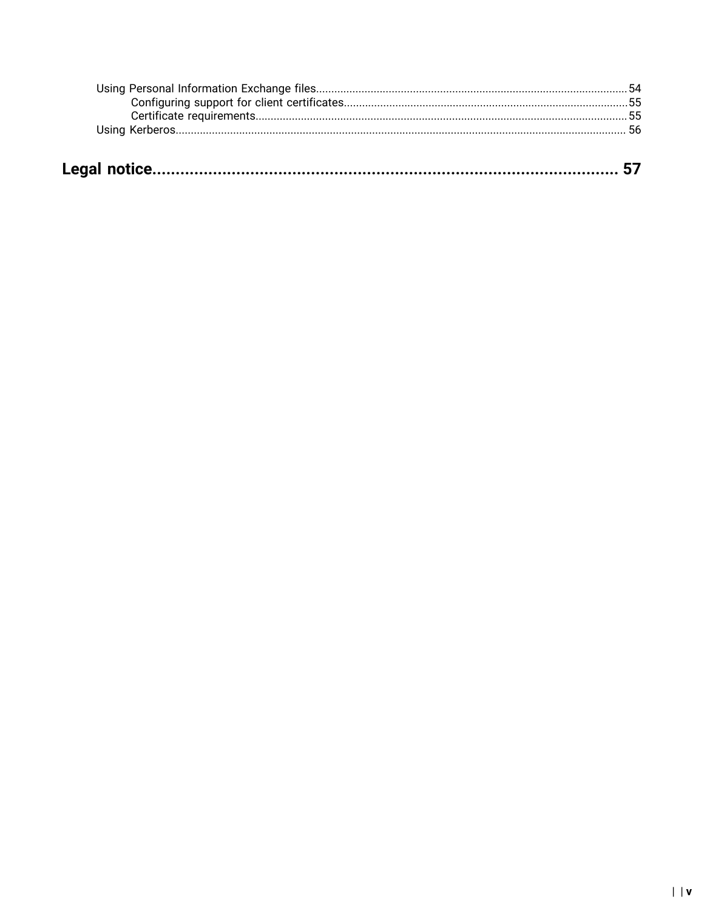Using Personal Information Exchange files....................................................................................................54

Configuring support for client certificates.............................................................................................55

Certificate requirements..........................................................................................................................55

Using Kerberos.......................................................................................................................................................56

**Legal notice...................................................................................................57**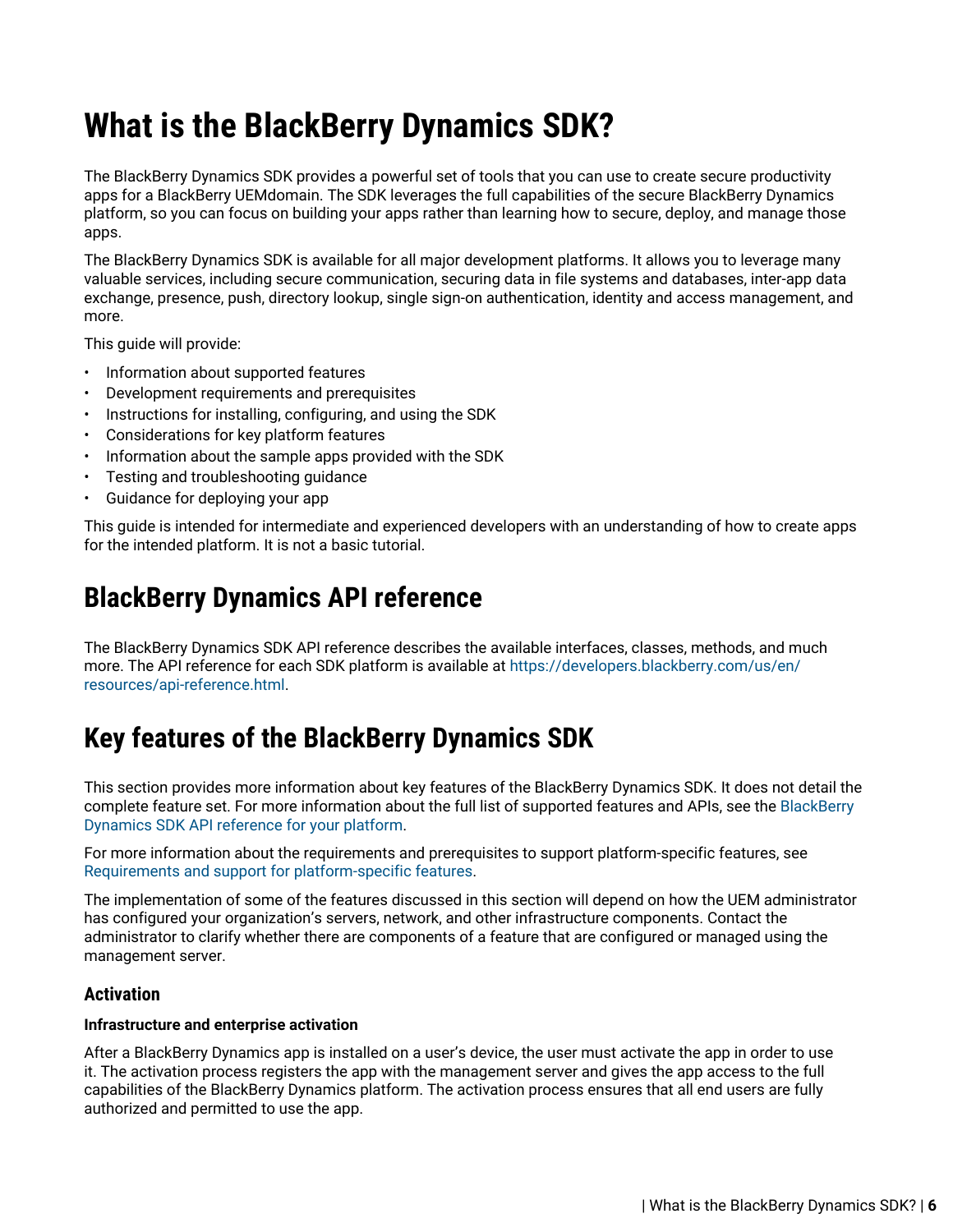# What is the BlackBerry Dynamics SDK?

The BlackBerry Dynamics SDK provides a powerful set of tools that you can use to create secure productivity apps for a BlackBerry UEMdomain. The SDK leverages the full capabilities of the secure BlackBerry Dynamics platform, so you can focus on building your apps rather than learning how to secure, deploy, and manage those apps.

The BlackBerry Dynamics SDK is available for all major development platforms. It allows you to leverage many valuable services, including secure communication, securing data in file systems and databases, inter-app data exchange, presence, push, directory lookup, single sign-on authentication, identity and access management, and more.

This guide will provide:

- Information about supported features
- Development requirements and prerequisites
- Instructions for installing, configuring, and using the SDK
- Considerations for key platform features
- Information about the sample apps provided with the SDK
- Testing and troubleshooting guidance
- Guidance for deploying your app

This guide is intended for intermediate and experienced developers with an understanding of how to create apps for the intended platform. It is not a basic tutorial.

## BlackBerry Dynamics API reference

The BlackBerry Dynamics SDK API reference describes the available interfaces, classes, methods, and much more. The API reference for each SDK platform is available at https://developers.blackberry.com/us/en/resources/api-reference.html.

## Key features of the BlackBerry Dynamics SDK

This section provides more information about key features of the BlackBerry Dynamics SDK. It does not detail the complete feature set. For more information about the full list of supported features and APIs, see the BlackBerry Dynamics SDK API reference for your platform.

For more information about the requirements and prerequisites to support platform-specific features, see Requirements and support for platform-specific features.

The implementation of some of the features discussed in this section will depend on how the UEM administrator has configured your organization's servers, network, and other infrastructure components. Contact the administrator to clarify whether there are components of a feature that are configured or managed using the management server.

### Activation

**Infrastructure and enterprise activation**

After a BlackBerry Dynamics app is installed on a user's device, the user must activate the app in order to use it. The activation process registers the app with the management server and gives the app access to the full capabilities of the BlackBerry Dynamics platform. The activation process ensures that all end users are fully authorized and permitted to use the app.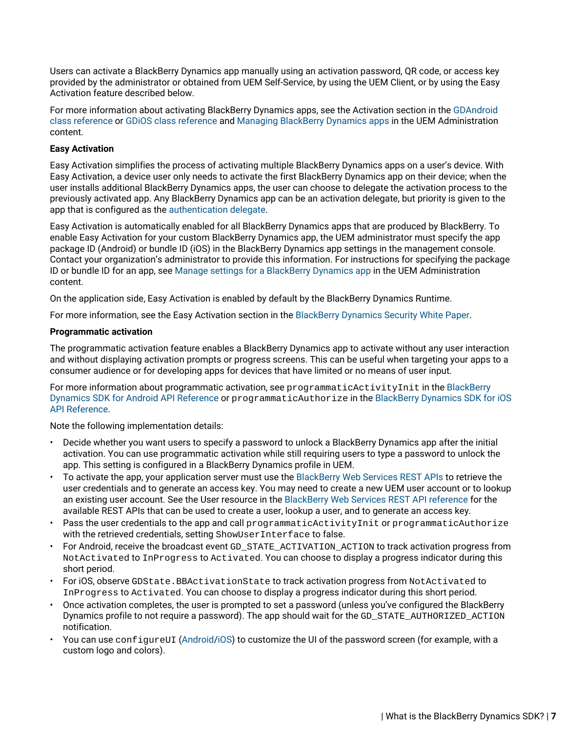Users can activate a BlackBerry Dynamics app manually using an activation password, QR code, or access key provided by the administrator or obtained from UEM Self-Service, by using the UEM Client, or by using the Easy Activation feature described below.

For more information about activating BlackBerry Dynamics apps, see the Activation section in the GDAndroid class reference or GDiOS class reference and Managing BlackBerry Dynamics apps in the UEM Administration content.

**Easy Activation**

Easy Activation simplifies the process of activating multiple BlackBerry Dynamics apps on a user's device. With Easy Activation, a device user only needs to activate the first BlackBerry Dynamics app on their device; when the user installs additional BlackBerry Dynamics apps, the user can choose to delegate the activation process to the previously activated app. Any BlackBerry Dynamics app can be an activation delegate, but priority is given to the app that is configured as the authentication delegate.

Easy Activation is automatically enabled for all BlackBerry Dynamics apps that are produced by BlackBerry. To enable Easy Activation for your custom BlackBerry Dynamics app, the UEM administrator must specify the app package ID (Android) or bundle ID (iOS) in the BlackBerry Dynamics app settings in the management console. Contact your organization's administrator to provide this information. For instructions for specifying the package ID or bundle ID for an app, see Manage settings for a BlackBerry Dynamics app in the UEM Administration content.

On the application side, Easy Activation is enabled by default by the BlackBerry Dynamics Runtime.

For more information, see the Easy Activation section in the BlackBerry Dynamics Security White Paper.

**Programmatic activation**

The programmatic activation feature enables a BlackBerry Dynamics app to activate without any user interaction and without displaying activation prompts or progress screens. This can be useful when targeting your apps to a consumer audience or for developing apps for devices that have limited or no means of user input.

For more information about programmatic activation, see `programmaticActivityInit` in the BlackBerry Dynamics SDK for Android API Reference or `programmaticAuthorize` in the BlackBerry Dynamics SDK for iOS API Reference.

Note the following implementation details:

- Decide whether you want users to specify a password to unlock a BlackBerry Dynamics app after the initial activation. You can use programmatic activation while still requiring users to type a password to unlock the app. This setting is configured in a BlackBerry Dynamics profile in UEM.
- To activate the app, your application server must use the BlackBerry Web Services REST APIs to retrieve the user credentials and to generate an access key. You may need to create a new UEM user account or to lookup an existing user account. See the User resource in the BlackBerry Web Services REST API reference for the available REST APIs that can be used to create a user, lookup a user, and to generate an access key.
- Pass the user credentials to the app and call `programmaticActivityInit` or `programmaticAuthorize` with the retrieved credentials, setting `ShowUserInterface` to false.
- For Android, receive the broadcast event `GD_STATE_ACTIVATION_ACTION` to track activation progress from `NotActivated` to `InProgress` to `Activated`. You can choose to display a progress indicator during this short period.
- For iOS, observe `GDState.BBActivationState` to track activation progress from `NotActivated` to `InProgress` to `Activated`. You can choose to display a progress indicator during this short period.
- Once activation completes, the user is prompted to set a password (unless you've configured the BlackBerry Dynamics profile to not require a password). The app should wait for the `GD_STATE_AUTHORIZED_ACTION` notification.
- You can use `configureUI` (Android/iOS) to customize the UI of the password screen (for example, with a custom logo and colors).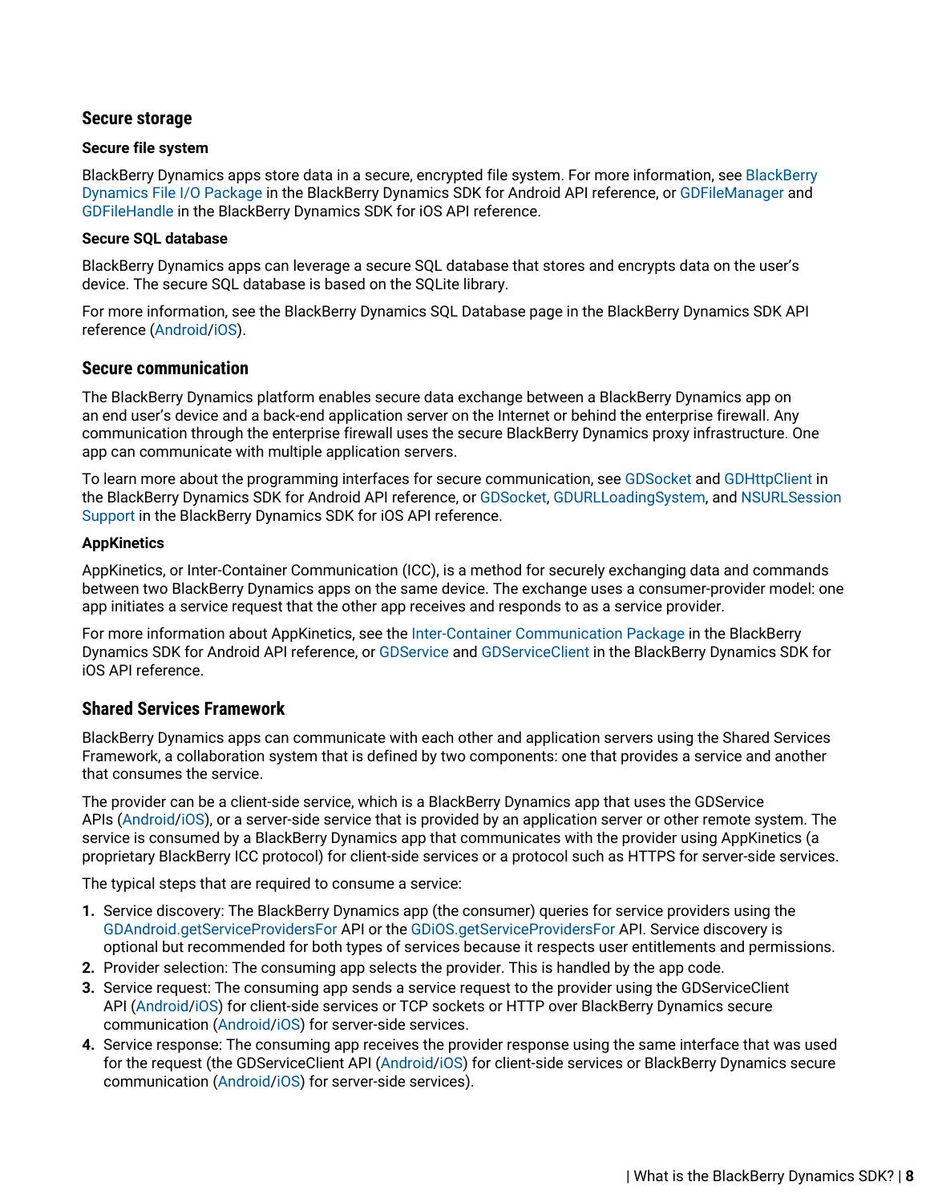## Secure storage

### Secure file system

BlackBerry Dynamics apps store data in a secure, encrypted file system. For more information, see BlackBerry Dynamics File I/O Package in the BlackBerry Dynamics SDK for Android API reference, or GDFileManager and GDFileHandle in the BlackBerry Dynamics SDK for iOS API reference.

### Secure SQL database

BlackBerry Dynamics apps can leverage a secure SQL database that stores and encrypts data on the user's device. The secure SQL database is based on the SQLite library.

For more information, see the BlackBerry Dynamics SQL Database page in the BlackBerry Dynamics SDK API reference (Android/iOS).

## Secure communication

The BlackBerry Dynamics platform enables secure data exchange between a BlackBerry Dynamics app on an end user's device and a back-end application server on the Internet or behind the enterprise firewall. Any communication through the enterprise firewall uses the secure BlackBerry Dynamics proxy infrastructure. One app can communicate with multiple application servers.

To learn more about the programming interfaces for secure communication, see GDSocket and GDHttpClient in the BlackBerry Dynamics SDK for Android API reference, or GDSocket, GDURLLoadingSystem, and NSURLSession Support in the BlackBerry Dynamics SDK for iOS API reference.

### AppKinetics

AppKinetics, or Inter-Container Communication (ICC), is a method for securely exchanging data and commands between two BlackBerry Dynamics apps on the same device. The exchange uses a consumer-provider model: one app initiates a service request that the other app receives and responds to as a service provider.

For more information about AppKinetics, see the Inter-Container Communication Package in the BlackBerry Dynamics SDK for Android API reference, or GDService and GDServiceClient in the BlackBerry Dynamics SDK for iOS API reference.

## Shared Services Framework

BlackBerry Dynamics apps can communicate with each other and application servers using the Shared Services Framework, a collaboration system that is defined by two components: one that provides a service and another that consumes the service.

The provider can be a client-side service, which is a BlackBerry Dynamics app that uses the GDService APIs (Android/iOS), or a server-side service that is provided by an application server or other remote system. The service is consumed by a BlackBerry Dynamics app that communicates with the provider using AppKinetics (a proprietary BlackBerry ICC protocol) for client-side services or a protocol such as HTTPS for server-side services.

The typical steps that are required to consume a service:

1. Service discovery: The BlackBerry Dynamics app (the consumer) queries for service providers using the GDAndroid.getServiceProvidersFor API or the GDiOS.getServiceProvidersFor API. Service discovery is optional but recommended for both types of services because it respects user entitlements and permissions.
2. Provider selection: The consuming app selects the provider. This is handled by the app code.
3. Service request: The consuming app sends a service request to the provider using the GDServiceClient API (Android/iOS) for client-side services or TCP sockets or HTTP over BlackBerry Dynamics secure communication (Android/iOS) for server-side services.
4. Service response: The consuming app receives the provider response using the same interface that was used for the request (the GDServiceClient API (Android/iOS) for client-side services or BlackBerry Dynamics secure communication (Android/iOS) for server-side services).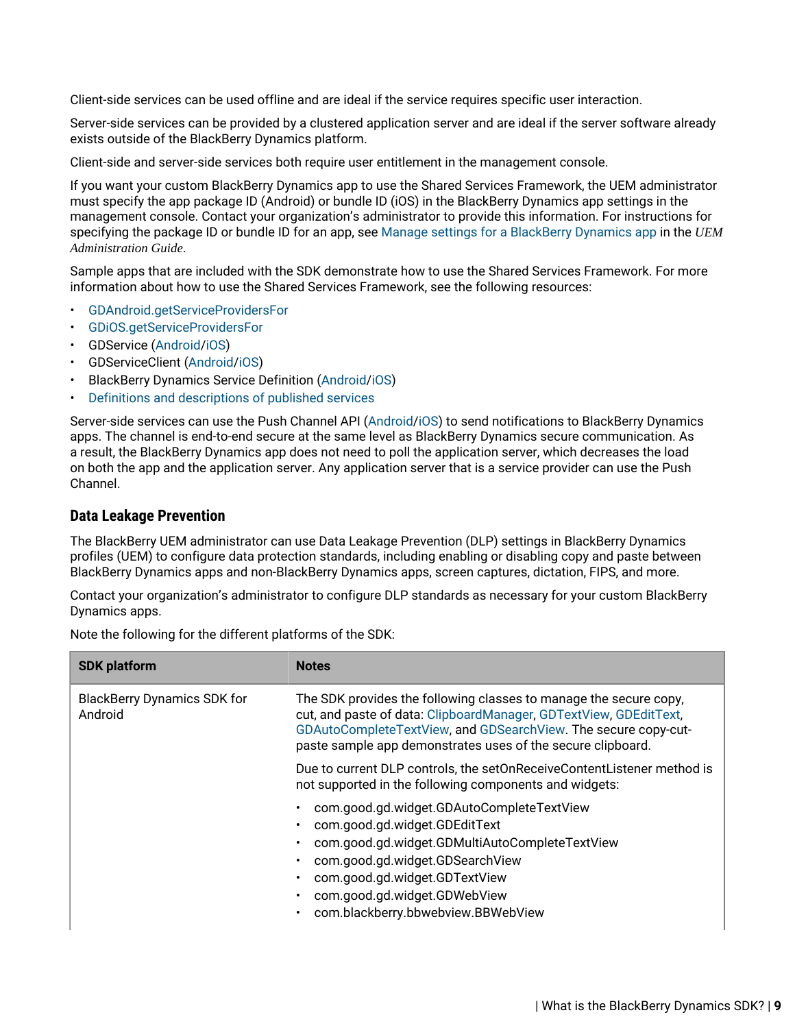Client-side services can be used offline and are ideal if the service requires specific user interaction.

Server-side services can be provided by a clustered application server and are ideal if the server software already exists outside of the BlackBerry Dynamics platform.

Client-side and server-side services both require user entitlement in the management console.

If you want your custom BlackBerry Dynamics app to use the Shared Services Framework, the UEM administrator must specify the app package ID (Android) or bundle ID (iOS) in the BlackBerry Dynamics app settings in the management console. Contact your organization's administrator to provide this information. For instructions for specifying the package ID or bundle ID for an app, see Manage settings for a BlackBerry Dynamics app in the *UEM Administration Guide*.

Sample apps that are included with the SDK demonstrate how to use the Shared Services Framework. For more information about how to use the Shared Services Framework, see the following resources:

- GDAndroid.getServiceProvidersFor
- GDiOS.getServiceProvidersFor
- GDService (Android/iOS)
- GDServiceClient (Android/iOS)
- BlackBerry Dynamics Service Definition (Android/iOS)
- Definitions and descriptions of published services

Server-side services can use the Push Channel API (Android/iOS) to send notifications to BlackBerry Dynamics apps. The channel is end-to-end secure at the same level as BlackBerry Dynamics secure communication. As a result, the BlackBerry Dynamics app does not need to poll the application server, which decreases the load on both the app and the application server. Any application server that is a service provider can use the Push Channel.

## Data Leakage Prevention

The BlackBerry UEM administrator can use Data Leakage Prevention (DLP) settings in BlackBerry Dynamics profiles (UEM) to configure data protection standards, including enabling or disabling copy and paste between BlackBerry Dynamics apps and non-BlackBerry Dynamics apps, screen captures, dictation, FIPS, and more.

Contact your organization's administrator to configure DLP standards as necessary for your custom BlackBerry Dynamics apps.

Note the following for the different platforms of the SDK:

| SDK platform | Notes |
|---|---|
| BlackBerry Dynamics SDK for Android | The SDK provides the following classes to manage the secure copy, cut, and paste of data: ClipboardManager, GDTextView, GDEditText, GDAutoCompleteTextView, and GDSearchView. The secure copy-cut-paste sample app demonstrates uses of the secure clipboard.<br><br>Due to current DLP controls, the setOnReceiveContentListener method is not supported in the following components and widgets:<br><br>• com.good.gd.widget.GDAutoCompleteTextView<br>• com.good.gd.widget.GDEditText<br>• com.good.gd.widget.GDMultiAutoCompleteTextView<br>• com.good.gd.widget.GDSearchView<br>• com.good.gd.widget.GDTextView<br>• com.good.gd.widget.GDWebView<br>• com.blackberry.bbwebview.BBWebView |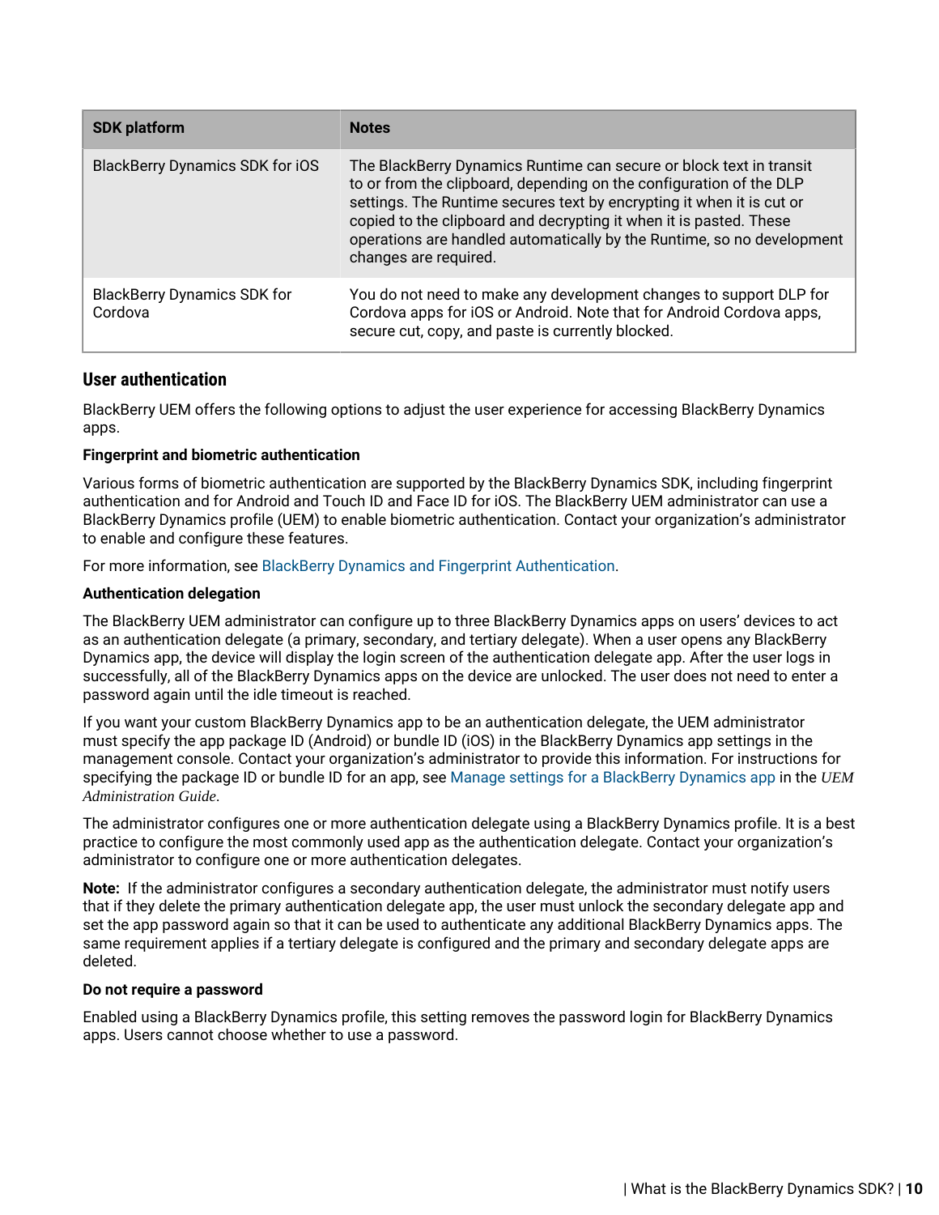| SDK platform | Notes |
| --- | --- |
| BlackBerry Dynamics SDK for iOS | The BlackBerry Dynamics Runtime can secure or block text in transit to or from the clipboard, depending on the configuration of the DLP settings. The Runtime secures text by encrypting it when it is cut or copied to the clipboard and decrypting it when it is pasted. These operations are handled automatically by the Runtime, so no development changes are required. |
| BlackBerry Dynamics SDK for Cordova | You do not need to make any development changes to support DLP for Cordova apps for iOS or Android. Note that for Android Cordova apps, secure cut, copy, and paste is currently blocked. |

## User authentication

BlackBerry UEM offers the following options to adjust the user experience for accessing BlackBerry Dynamics apps.

**Fingerprint and biometric authentication**

Various forms of biometric authentication are supported by the BlackBerry Dynamics SDK, including fingerprint authentication and for Android and Touch ID and Face ID for iOS. The BlackBerry UEM administrator can use a BlackBerry Dynamics profile (UEM) to enable biometric authentication. Contact your organization's administrator to enable and configure these features.

For more information, see BlackBerry Dynamics and Fingerprint Authentication.

**Authentication delegation**

The BlackBerry UEM administrator can configure up to three BlackBerry Dynamics apps on users' devices to act as an authentication delegate (a primary, secondary, and tertiary delegate). When a user opens any BlackBerry Dynamics app, the device will display the login screen of the authentication delegate app. After the user logs in successfully, all of the BlackBerry Dynamics apps on the device are unlocked. The user does not need to enter a password again until the idle timeout is reached.

If you want your custom BlackBerry Dynamics app to be an authentication delegate, the UEM administrator must specify the app package ID (Android) or bundle ID (iOS) in the BlackBerry Dynamics app settings in the management console. Contact your organization's administrator to provide this information. For instructions for specifying the package ID or bundle ID for an app, see Manage settings for a BlackBerry Dynamics app in the *UEM Administration Guide*.

The administrator configures one or more authentication delegate using a BlackBerry Dynamics profile. It is a best practice to configure the most commonly used app as the authentication delegate. Contact your organization's administrator to configure one or more authentication delegates.

**Note:** If the administrator configures a secondary authentication delegate, the administrator must notify users that if they delete the primary authentication delegate app, the user must unlock the secondary delegate app and set the app password again so that it can be used to authenticate any additional BlackBerry Dynamics apps. The same requirement applies if a tertiary delegate is configured and the primary and secondary delegate apps are deleted.

**Do not require a password**

Enabled using a BlackBerry Dynamics profile, this setting removes the password login for BlackBerry Dynamics apps. Users cannot choose whether to use a password.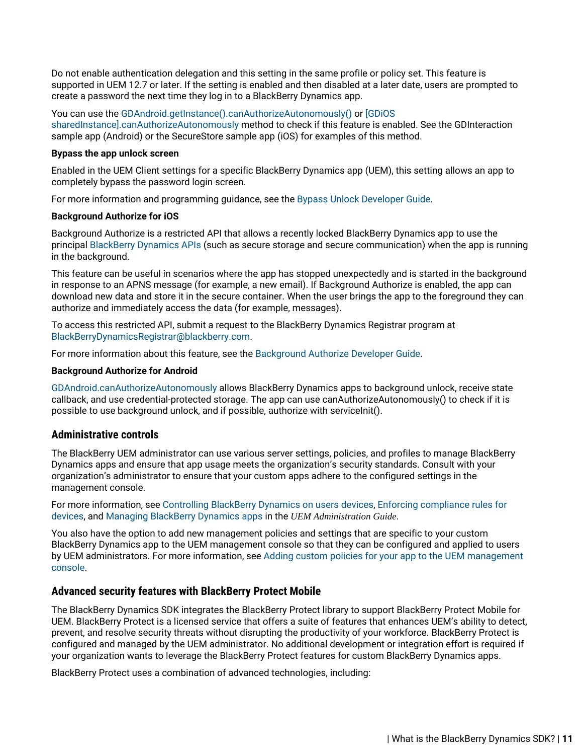Do not enable authentication delegation and this setting in the same profile or policy set. This feature is supported in UEM 12.7 or later. If the setting is enabled and then disabled at a later date, users are prompted to create a password the next time they log in to a BlackBerry Dynamics app.

You can use the GDAndroid.getInstance().canAuthorizeAutonomously() or [GDiOS sharedInstance].canAuthorizeAutonomously method to check if this feature is enabled. See the GDInteraction sample app (Android) or the SecureStore sample app (iOS) for examples of this method.

**Bypass the app unlock screen**

Enabled in the UEM Client settings for a specific BlackBerry Dynamics app (UEM), this setting allows an app to completely bypass the password login screen.

For more information and programming guidance, see the Bypass Unlock Developer Guide.

**Background Authorize for iOS**

Background Authorize is a restricted API that allows a recently locked BlackBerry Dynamics app to use the principal BlackBerry Dynamics APIs (such as secure storage and secure communication) when the app is running in the background.

This feature can be useful in scenarios where the app has stopped unexpectedly and is started in the background in response to an APNS message (for example, a new email). If Background Authorize is enabled, the app can download new data and store it in the secure container. When the user brings the app to the foreground they can authorize and immediately access the data (for example, messages).

To access this restricted API, submit a request to the BlackBerry Dynamics Registrar program at BlackBerryDynamicsRegistrar@blackberry.com.

For more information about this feature, see the Background Authorize Developer Guide.

**Background Authorize for Android**

GDAndroid.canAuthorizeAutonomously allows BlackBerry Dynamics apps to background unlock, receive state callback, and use credential-protected storage. The app can use canAuthorizeAutonomously() to check if it is possible to use background unlock, and if possible, authorize with serviceInit().

### Administrative controls

The BlackBerry UEM administrator can use various server settings, policies, and profiles to manage BlackBerry Dynamics apps and ensure that app usage meets the organization's security standards. Consult with your organization's administrator to ensure that your custom apps adhere to the configured settings in the management console.

For more information, see Controlling BlackBerry Dynamics on users devices, Enforcing compliance rules for devices, and Managing BlackBerry Dynamics apps in the *UEM Administration Guide*.

You also have the option to add new management policies and settings that are specific to your custom BlackBerry Dynamics app to the UEM management console so that they can be configured and applied to users by UEM administrators. For more information, see Adding custom policies for your app to the UEM management console.

### Advanced security features with BlackBerry Protect Mobile

The BlackBerry Dynamics SDK integrates the BlackBerry Protect library to support BlackBerry Protect Mobile for UEM. BlackBerry Protect is a licensed service that offers a suite of features that enhances UEM's ability to detect, prevent, and resolve security threats without disrupting the productivity of your workforce. BlackBerry Protect is configured and managed by the UEM administrator. No additional development or integration effort is required if your organization wants to leverage the BlackBerry Protect features for custom BlackBerry Dynamics apps.

BlackBerry Protect uses a combination of advanced technologies, including: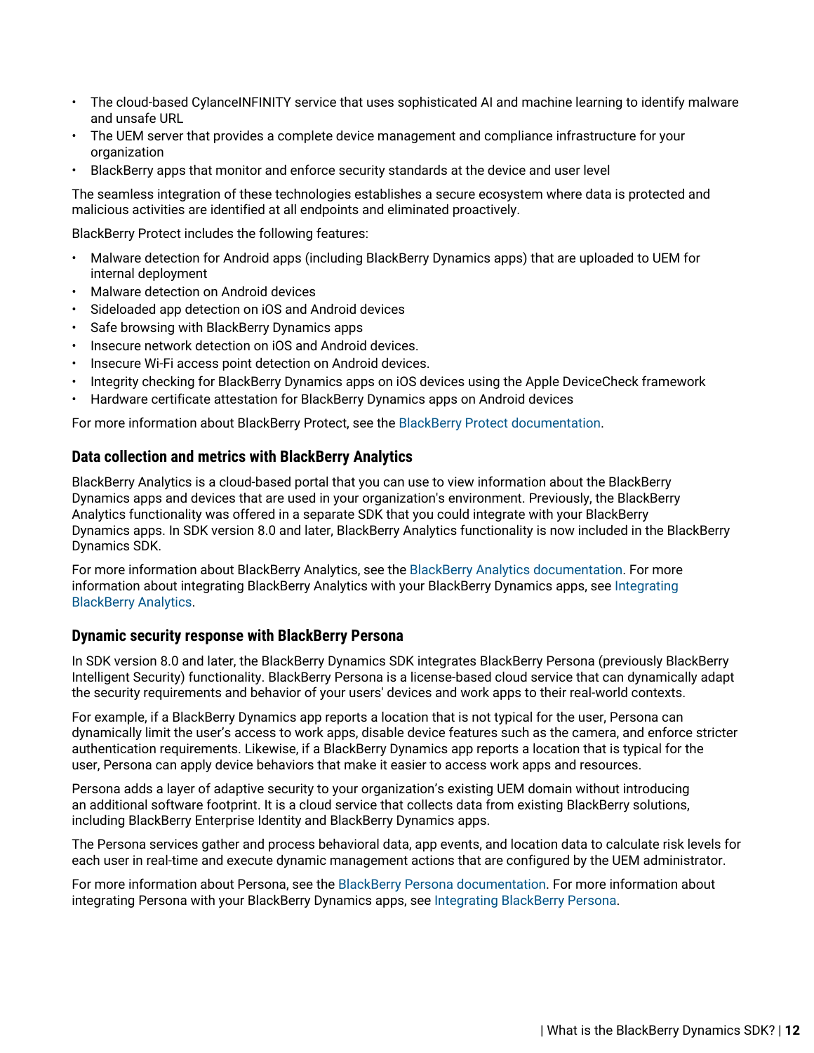- The cloud-based CylanceINFINITY service that uses sophisticated AI and machine learning to identify malware and unsafe URL
- The UEM server that provides a complete device management and compliance infrastructure for your organization
- BlackBerry apps that monitor and enforce security standards at the device and user level

The seamless integration of these technologies establishes a secure ecosystem where data is protected and malicious activities are identified at all endpoints and eliminated proactively.

BlackBerry Protect includes the following features:

- Malware detection for Android apps (including BlackBerry Dynamics apps) that are uploaded to UEM for internal deployment
- Malware detection on Android devices
- Sideloaded app detection on iOS and Android devices
- Safe browsing with BlackBerry Dynamics apps
- Insecure network detection on iOS and Android devices.
- Insecure Wi-Fi access point detection on Android devices.
- Integrity checking for BlackBerry Dynamics apps on iOS devices using the Apple DeviceCheck framework
- Hardware certificate attestation for BlackBerry Dynamics apps on Android devices

For more information about BlackBerry Protect, see the BlackBerry Protect documentation.

### Data collection and metrics with BlackBerry Analytics

BlackBerry Analytics is a cloud-based portal that you can use to view information about the BlackBerry Dynamics apps and devices that are used in your organization's environment. Previously, the BlackBerry Analytics functionality was offered in a separate SDK that you could integrate with your BlackBerry Dynamics apps. In SDK version 8.0 and later, BlackBerry Analytics functionality is now included in the BlackBerry Dynamics SDK.

For more information about BlackBerry Analytics, see the BlackBerry Analytics documentation. For more information about integrating BlackBerry Analytics with your BlackBerry Dynamics apps, see Integrating BlackBerry Analytics.

### Dynamic security response with BlackBerry Persona

In SDK version 8.0 and later, the BlackBerry Dynamics SDK integrates BlackBerry Persona (previously BlackBerry Intelligent Security) functionality. BlackBerry Persona is a license-based cloud service that can dynamically adapt the security requirements and behavior of your users' devices and work apps to their real-world contexts.

For example, if a BlackBerry Dynamics app reports a location that is not typical for the user, Persona can dynamically limit the user's access to work apps, disable device features such as the camera, and enforce stricter authentication requirements. Likewise, if a BlackBerry Dynamics app reports a location that is typical for the user, Persona can apply device behaviors that make it easier to access work apps and resources.

Persona adds a layer of adaptive security to your organization's existing UEM domain without introducing an additional software footprint. It is a cloud service that collects data from existing BlackBerry solutions, including BlackBerry Enterprise Identity and BlackBerry Dynamics apps.

The Persona services gather and process behavioral data, app events, and location data to calculate risk levels for each user in real-time and execute dynamic management actions that are configured by the UEM administrator.

For more information about Persona, see the BlackBerry Persona documentation. For more information about integrating Persona with your BlackBerry Dynamics apps, see Integrating BlackBerry Persona.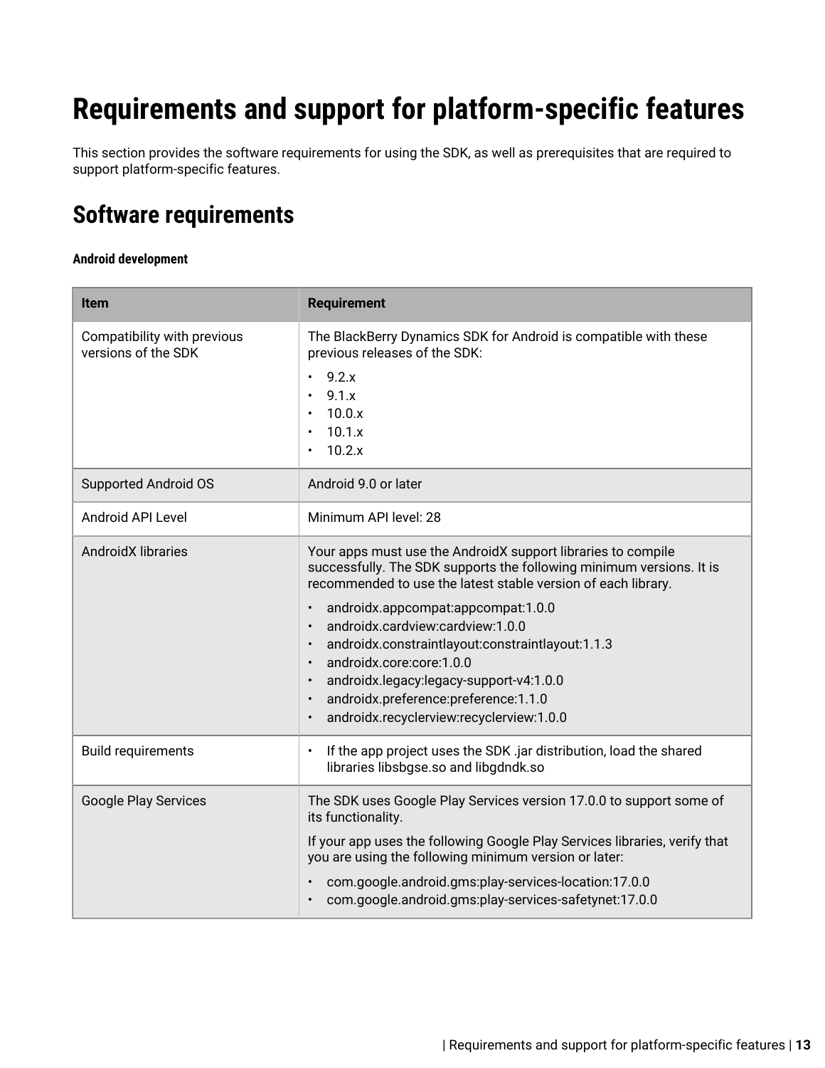# Requirements and support for platform-specific features

This section provides the software requirements for using the SDK, as well as prerequisites that are required to support platform-specific features.

## Software requirements

**Android development**

| Item | Requirement |
| --- | --- |
| Compatibility with previous versions of the SDK | The BlackBerry Dynamics SDK for Android is compatible with these previous releases of the SDK:<br>• 9.2.x<br>• 9.1.x<br>• 10.0.x<br>• 10.1.x<br>• 10.2.x |
| Supported Android OS | Android 9.0 or later |
| Android API Level | Minimum API level: 28 |
| AndroidX libraries | Your apps must use the AndroidX support libraries to compile successfully. The SDK supports the following minimum versions. It is recommended to use the latest stable version of each library.<br>• androidx.appcompat:appcompat:1.0.0<br>• androidx.cardview:cardview:1.0.0<br>• androidx.constraintlayout:constraintlayout:1.1.3<br>• androidx.core:core:1.0.0<br>• androidx.legacy:legacy-support-v4:1.0.0<br>• androidx.preference:preference:1.1.0<br>• androidx.recyclerview:recyclerview:1.0.0 |
| Build requirements | • If the app project uses the SDK .jar distribution, load the shared libraries libsbgse.so and libgdndk.so |
| Google Play Services | The SDK uses Google Play Services version 17.0.0 to support some of its functionality.<br>If your app uses the following Google Play Services libraries, verify that you are using the following minimum version or later:<br>• com.google.android.gms:play-services-location:17.0.0<br>• com.google.android.gms:play-services-safetynet:17.0.0 |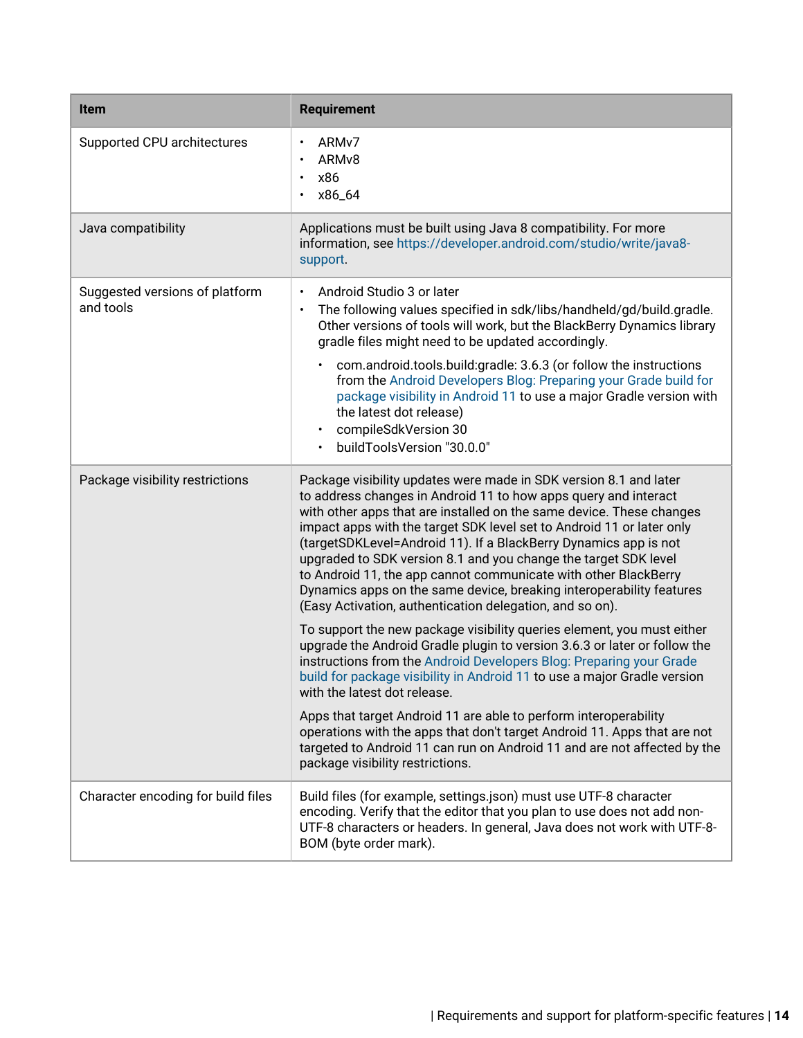| Item | Requirement |
| --- | --- |
| Supported CPU architectures | • ARMv7<br>• ARMv8<br>• x86<br>• x86_64 |
| Java compatibility | Applications must be built using Java 8 compatibility. For more information, see https://developer.android.com/studio/write/java8-support. |
| Suggested versions of platform and tools | • Android Studio 3 or later<br>• The following values specified in sdk/libs/handheld/gd/build.gradle. Other versions of tools will work, but the BlackBerry Dynamics library gradle files might need to be updated accordingly.<br>  • com.android.tools.build:gradle: 3.6.3 (or follow the instructions from the Android Developers Blog: Preparing your Grade build for package visibility in Android 11 to use a major Gradle version with the latest dot release)<br>  • compileSdkVersion 30<br>  • buildToolsVersion "30.0.0" |
| Package visibility restrictions | Package visibility updates were made in SDK version 8.1 and later to address changes in Android 11 to how apps query and interact with other apps that are installed on the same device. These changes impact apps with the target SDK level set to Android 11 or later only (targetSDKLevel=Android 11). If a BlackBerry Dynamics app is not upgraded to SDK version 8.1 and you change the target SDK level to Android 11, the app cannot communicate with other BlackBerry Dynamics apps on the same device, breaking interoperability features (Easy Activation, authentication delegation, and so on).<br><br>To support the new package visibility queries element, you must either upgrade the Android Gradle plugin to version 3.6.3 or later or follow the instructions from the Android Developers Blog: Preparing your Grade build for package visibility in Android 11 to use a major Gradle version with the latest dot release.<br><br>Apps that target Android 11 are able to perform interoperability operations with the apps that don't target Android 11. Apps that are not targeted to Android 11 can run on Android 11 and are not affected by the package visibility restrictions. |
| Character encoding for build files | Build files (for example, settings.json) must use UTF-8 character encoding. Verify that the editor that you plan to use does not add non-UTF-8 characters or headers. In general, Java does not work with UTF-8-BOM (byte order mark). |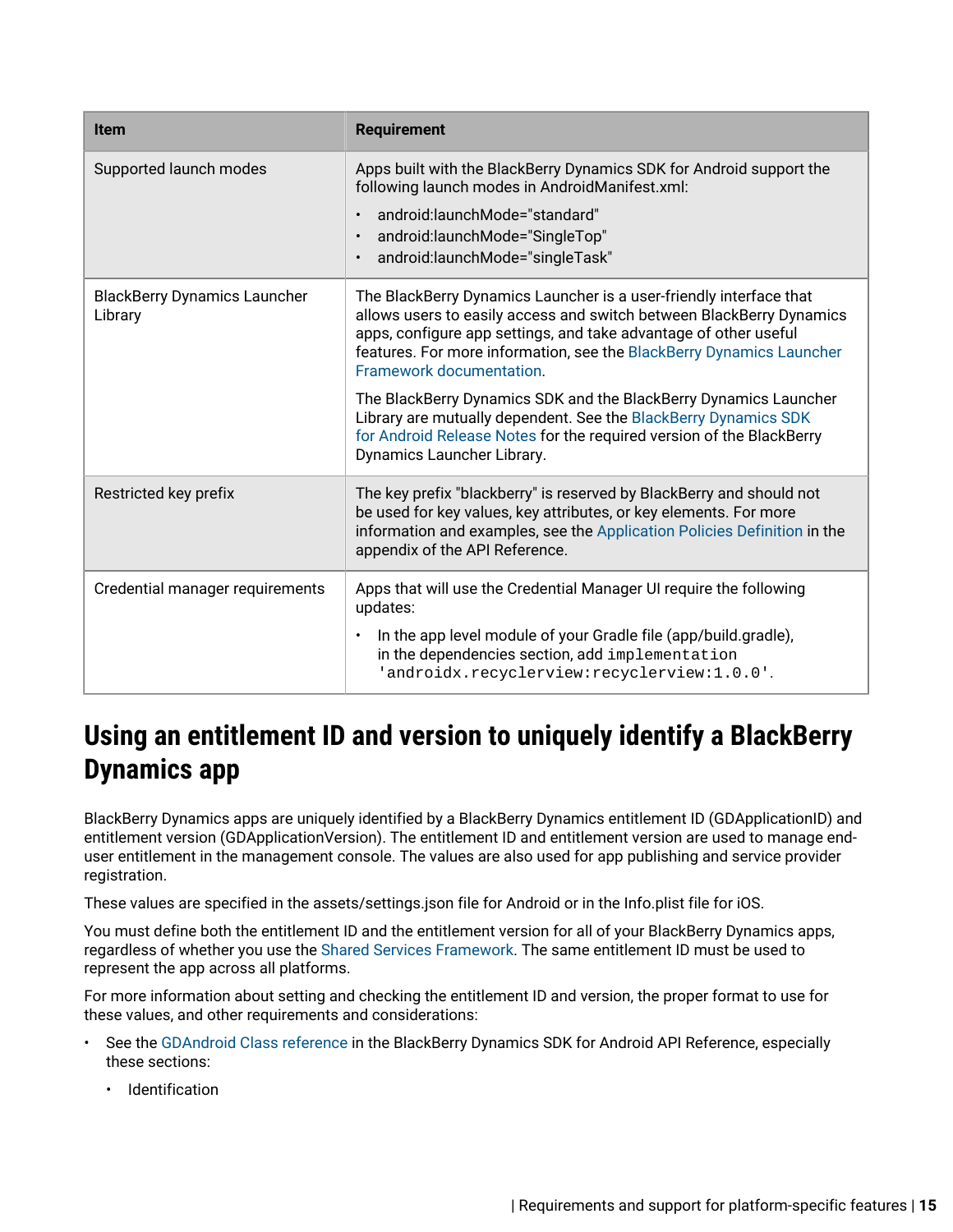| Item | Requirement |
|---|---|
| Supported launch modes | Apps built with the BlackBerry Dynamics SDK for Android support the following launch modes in AndroidManifest.xml:<br>• android:launchMode="standard"<br>• android:launchMode="SingleTop"<br>• android:launchMode="singleTask" |
| BlackBerry Dynamics Launcher Library | The BlackBerry Dynamics Launcher is a user-friendly interface that allows users to easily access and switch between BlackBerry Dynamics apps, configure app settings, and take advantage of other useful features. For more information, see the BlackBerry Dynamics Launcher Framework documentation.<br><br>The BlackBerry Dynamics SDK and the BlackBerry Dynamics Launcher Library are mutually dependent. See the BlackBerry Dynamics SDK for Android Release Notes for the required version of the BlackBerry Dynamics Launcher Library. |
| Restricted key prefix | The key prefix "blackberry" is reserved by BlackBerry and should not be used for key values, key attributes, or key elements. For more information and examples, see the Application Policies Definition in the appendix of the API Reference. |
| Credential manager requirements | Apps that will use the Credential Manager UI require the following updates:<br>• In the app level module of your Gradle file (app/build.gradle), in the dependencies section, add `implementation 'androidx.recyclerview:recyclerview:1.0.0'`. |

## Using an entitlement ID and version to uniquely identify a BlackBerry Dynamics app

BlackBerry Dynamics apps are uniquely identified by a BlackBerry Dynamics entitlement ID (GDApplicationID) and entitlement version (GDApplicationVersion). The entitlement ID and entitlement version are used to manage end-user entitlement in the management console. The values are also used for app publishing and service provider registration.

These values are specified in the assets/settings.json file for Android or in the Info.plist file for iOS.

You must define both the entitlement ID and the entitlement version for all of your BlackBerry Dynamics apps, regardless of whether you use the Shared Services Framework. The same entitlement ID must be used to represent the app across all platforms.

For more information about setting and checking the entitlement ID and version, the proper format to use for these values, and other requirements and considerations:

- See the GDAndroid Class reference in the BlackBerry Dynamics SDK for Android API Reference, especially these sections:
  - Identification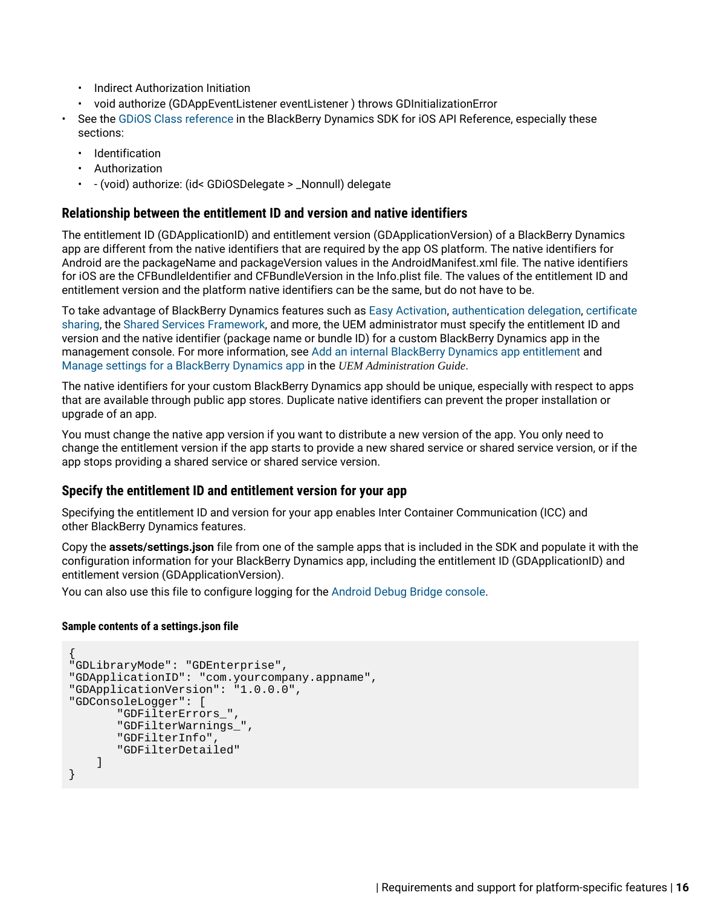- Indirect Authorization Initiation
    - void authorize (GDAppEventListener eventListener ) throws GDInitializationError
- See the GDiOS Class reference in the BlackBerry Dynamics SDK for iOS API Reference, especially these sections:
    - Identification
    - Authorization
    - - (void) authorize: (id< GDiOSDelegate > _Nonnull) delegate

## Relationship between the entitlement ID and version and native identifiers

The entitlement ID (GDApplicationID) and entitlement version (GDApplicationVersion) of a BlackBerry Dynamics app are different from the native identifiers that are required by the app OS platform. The native identifiers for Android are the packageName and packageVersion values in the AndroidManifest.xml file. The native identifiers for iOS are the CFBundleIdentifier and CFBundleVersion in the Info.plist file. The values of the entitlement ID and entitlement version and the platform native identifiers can be the same, but do not have to be.

To take advantage of BlackBerry Dynamics features such as Easy Activation, authentication delegation, certificate sharing, the Shared Services Framework, and more, the UEM administrator must specify the entitlement ID and version and the native identifier (package name or bundle ID) for a custom BlackBerry Dynamics app in the management console. For more information, see Add an internal BlackBerry Dynamics app entitlement and Manage settings for a BlackBerry Dynamics app in the *UEM Administration Guide*.

The native identifiers for your custom BlackBerry Dynamics app should be unique, especially with respect to apps that are available through public app stores. Duplicate native identifiers can prevent the proper installation or upgrade of an app.

You must change the native app version if you want to distribute a new version of the app. You only need to change the entitlement version if the app starts to provide a new shared service or shared service version, or if the app stops providing a shared service or shared service version.

## Specify the entitlement ID and entitlement version for your app

Specifying the entitlement ID and version for your app enables Inter Container Communication (ICC) and other BlackBerry Dynamics features.

Copy the **assets/settings.json** file from one of the sample apps that is included in the SDK and populate it with the configuration information for your BlackBerry Dynamics app, including the entitlement ID (GDApplicationID) and entitlement version (GDApplicationVersion).

You can also use this file to configure logging for the Android Debug Bridge console.

#### Sample contents of a settings.json file

```
{
"GDLibraryMode": "GDEnterprise",
"GDApplicationID": "com.yourcompany.appname",
"GDApplicationVersion": "1.0.0.0",
"GDConsoleLogger": [
       "GDFilterErrors_",
       "GDFilterWarnings_",
       "GDFilterInfo",
       "GDFilterDetailed"
    ]
}
```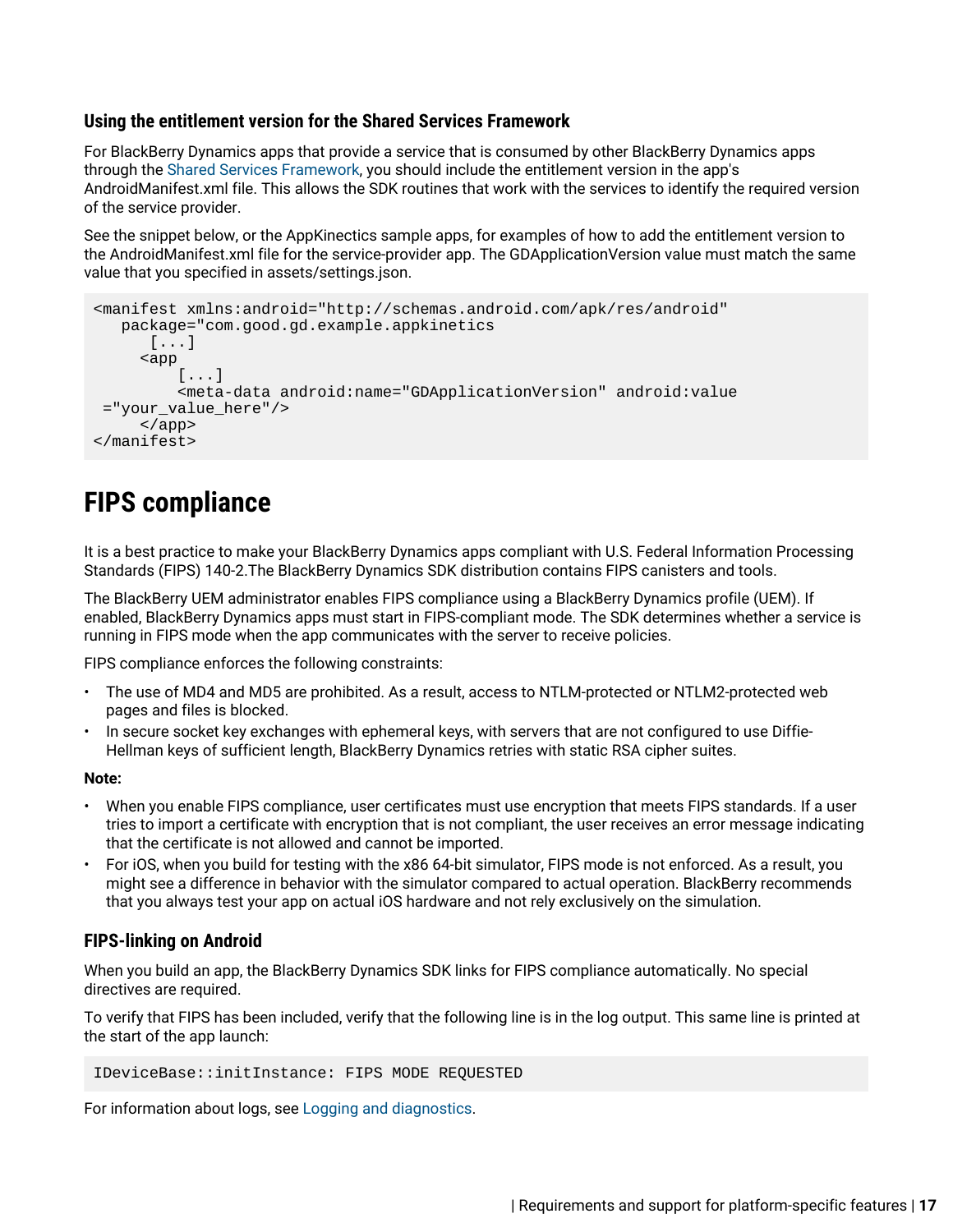### Using the entitlement version for the Shared Services Framework

For BlackBerry Dynamics apps that provide a service that is consumed by other BlackBerry Dynamics apps through the Shared Services Framework, you should include the entitlement version in the app's AndroidManifest.xml file. This allows the SDK routines that work with the services to identify the required version of the service provider.

See the snippet below, or the AppKinectics sample apps, for examples of how to add the entitlement version to the AndroidManifest.xml file for the service-provider app. The GDApplicationVersion value must match the same value that you specified in assets/settings.json.

```
<manifest xmlns:android="http://schemas.android.com/apk/res/android"
   package="com.good.gd.example.appkinetics
      [...]
     <app
         [...]
         <meta-data android:name="GDApplicationVersion" android:value
 ="your_value_here"/>
     </app>
</manifest>
```

# FIPS compliance

It is a best practice to make your BlackBerry Dynamics apps compliant with U.S. Federal Information Processing Standards (FIPS) 140-2.The BlackBerry Dynamics SDK distribution contains FIPS canisters and tools.

The BlackBerry UEM administrator enables FIPS compliance using a BlackBerry Dynamics profile (UEM). If enabled, BlackBerry Dynamics apps must start in FIPS-compliant mode. The SDK determines whether a service is running in FIPS mode when the app communicates with the server to receive policies.

FIPS compliance enforces the following constraints:

- The use of MD4 and MD5 are prohibited. As a result, access to NTLM-protected or NTLM2-protected web pages and files is blocked.
- In secure socket key exchanges with ephemeral keys, with servers that are not configured to use Diffie-Hellman keys of sufficient length, BlackBerry Dynamics retries with static RSA cipher suites.

**Note:**

- When you enable FIPS compliance, user certificates must use encryption that meets FIPS standards. If a user tries to import a certificate with encryption that is not compliant, the user receives an error message indicating that the certificate is not allowed and cannot be imported.
- For iOS, when you build for testing with the x86 64-bit simulator, FIPS mode is not enforced. As a result, you might see a difference in behavior with the simulator compared to actual operation. BlackBerry recommends that you always test your app on actual iOS hardware and not rely exclusively on the simulation.

### FIPS-linking on Android

When you build an app, the BlackBerry Dynamics SDK links for FIPS compliance automatically. No special directives are required.

To verify that FIPS has been included, verify that the following line is in the log output. This same line is printed at the start of the app launch:

```
IDeviceBase::initInstance: FIPS MODE REQUESTED
```

For information about logs, see Logging and diagnostics.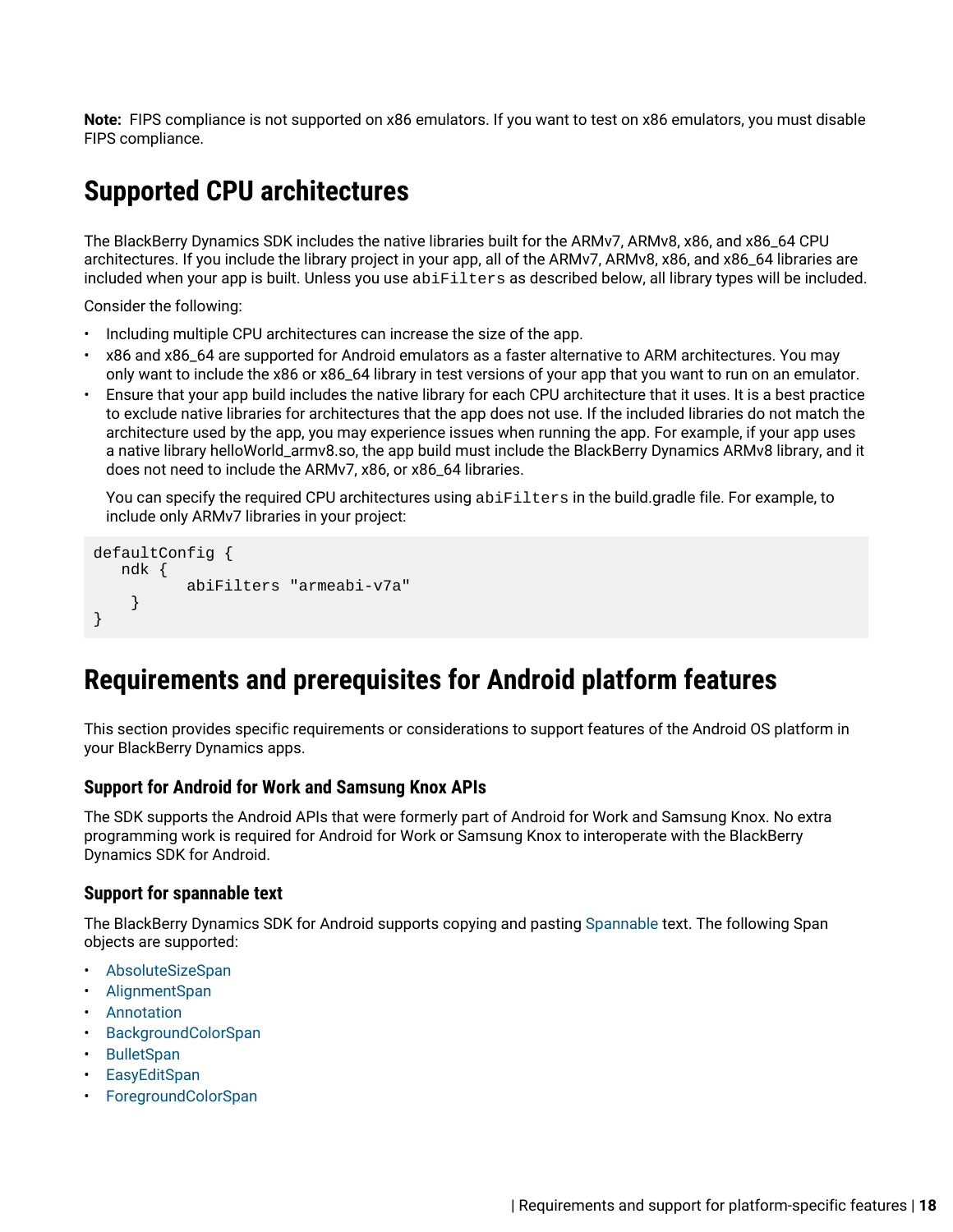**Note:** FIPS compliance is not supported on x86 emulators. If you want to test on x86 emulators, you must disable FIPS compliance.

# Supported CPU architectures

The BlackBerry Dynamics SDK includes the native libraries built for the ARMv7, ARMv8, x86, and x86_64 CPU architectures. If you include the library project in your app, all of the ARMv7, ARMv8, x86, and x86_64 libraries are included when your app is built. Unless you use `abiFilters` as described below, all library types will be included.

Consider the following:

- Including multiple CPU architectures can increase the size of the app.
- x86 and x86_64 are supported for Android emulators as a faster alternative to ARM architectures. You may only want to include the x86 or x86_64 library in test versions of your app that you want to run on an emulator.
- Ensure that your app build includes the native library for each CPU architecture that it uses. It is a best practice to exclude native libraries for architectures that the app does not use. If the included libraries do not match the architecture used by the app, you may experience issues when running the app. For example, if your app uses a native library helloWorld_armv8.so, the app build must include the BlackBerry Dynamics ARMv8 library, and it does not need to include the ARMv7, x86, or x86_64 libraries.

  You can specify the required CPU architectures using `abiFilters` in the build.gradle file. For example, to include only ARMv7 libraries in your project:

```
defaultConfig {
   ndk {
         abiFilters "armeabi-v7a"
    }
}
```

# Requirements and prerequisites for Android platform features

This section provides specific requirements or considerations to support features of the Android OS platform in your BlackBerry Dynamics apps.

## Support for Android for Work and Samsung Knox APIs

The SDK supports the Android APIs that were formerly part of Android for Work and Samsung Knox. No extra programming work is required for Android for Work or Samsung Knox to interoperate with the BlackBerry Dynamics SDK for Android.

## Support for spannable text

The BlackBerry Dynamics SDK for Android supports copying and pasting Spannable text. The following Span objects are supported:

- AbsoluteSizeSpan
- AlignmentSpan
- Annotation
- BackgroundColorSpan
- BulletSpan
- EasyEditSpan
- ForegroundColorSpan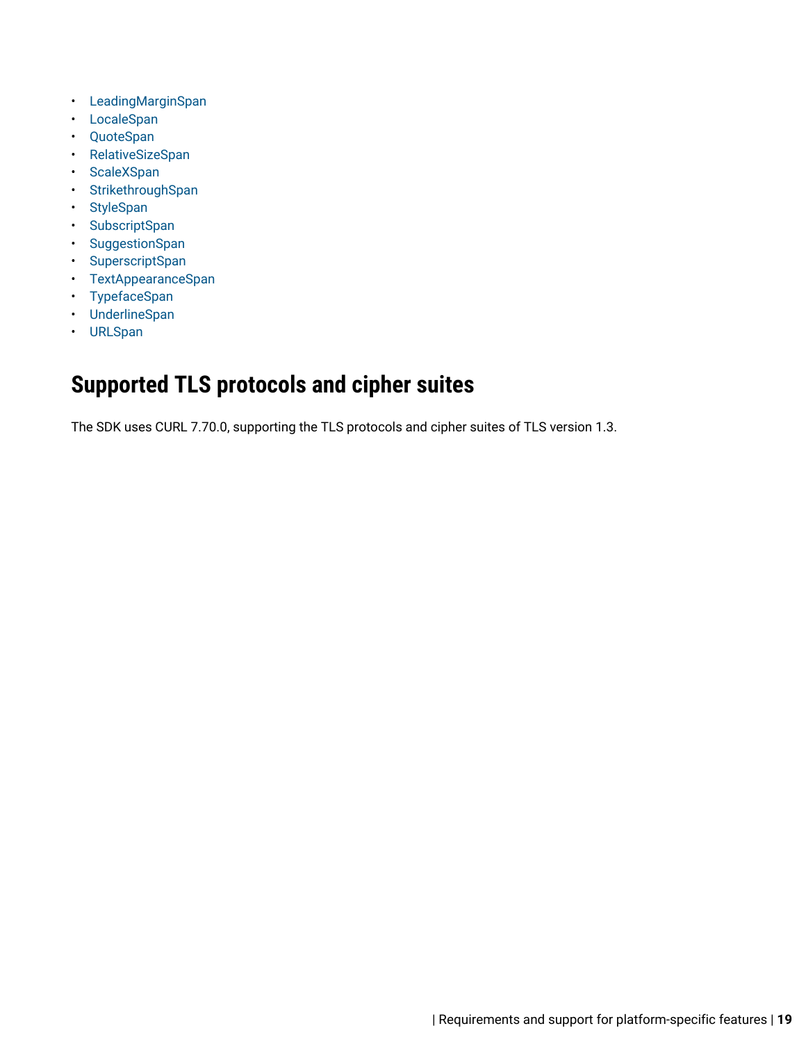- LeadingMarginSpan
- LocaleSpan
- QuoteSpan
- RelativeSizeSpan
- ScaleXSpan
- StrikethroughSpan
- StyleSpan
- SubscriptSpan
- SuggestionSpan
- SuperscriptSpan
- TextAppearanceSpan
- TypefaceSpan
- UnderlineSpan
- URLSpan

## Supported TLS protocols and cipher suites

The SDK uses CURL 7.70.0, supporting the TLS protocols and cipher suites of TLS version 1.3.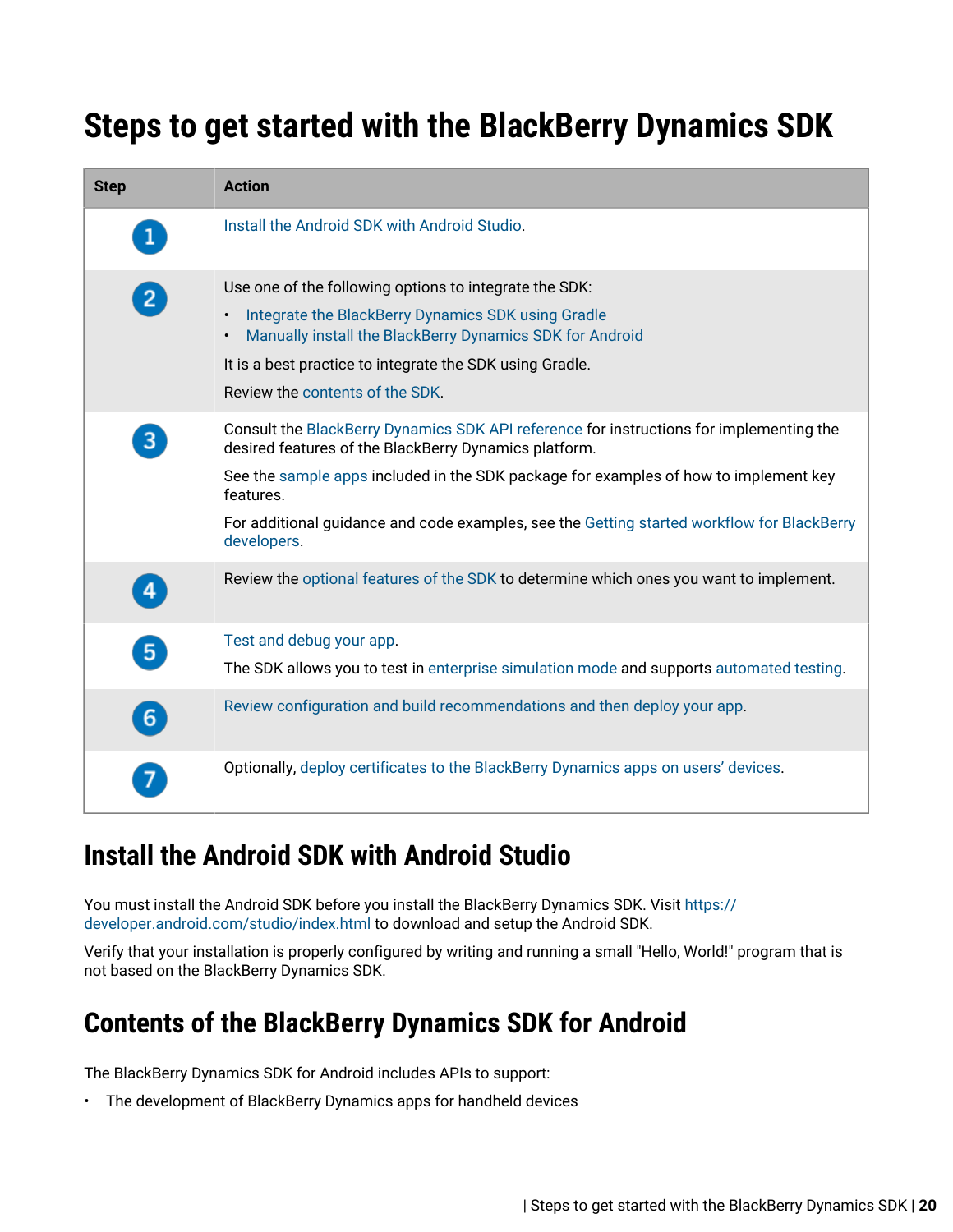# Steps to get started with the BlackBerry Dynamics SDK

| Step | Action |
|---|---|
| 1 | Install the Android SDK with Android Studio. |
| 2 | Use one of the following options to integrate the SDK:<br>• Integrate the BlackBerry Dynamics SDK using Gradle<br>• Manually install the BlackBerry Dynamics SDK for Android<br><br>It is a best practice to integrate the SDK using Gradle.<br><br>Review the contents of the SDK. |
| 3 | Consult the BlackBerry Dynamics SDK API reference for instructions for implementing the desired features of the BlackBerry Dynamics platform.<br><br>See the sample apps included in the SDK package for examples of how to implement key features.<br><br>For additional guidance and code examples, see the Getting started workflow for BlackBerry developers. |
| 4 | Review the optional features of the SDK to determine which ones you want to implement. |
| 5 | Test and debug your app.<br><br>The SDK allows you to test in enterprise simulation mode and supports automated testing. |
| 6 | Review configuration and build recommendations and then deploy your app. |
| 7 | Optionally, deploy certificates to the BlackBerry Dynamics apps on users' devices. |

## Install the Android SDK with Android Studio

You must install the Android SDK before you install the BlackBerry Dynamics SDK. Visit https://developer.android.com/studio/index.html to download and setup the Android SDK.

Verify that your installation is properly configured by writing and running a small "Hello, World!" program that is not based on the BlackBerry Dynamics SDK.

## Contents of the BlackBerry Dynamics SDK for Android

The BlackBerry Dynamics SDK for Android includes APIs to support:

- The development of BlackBerry Dynamics apps for handheld devices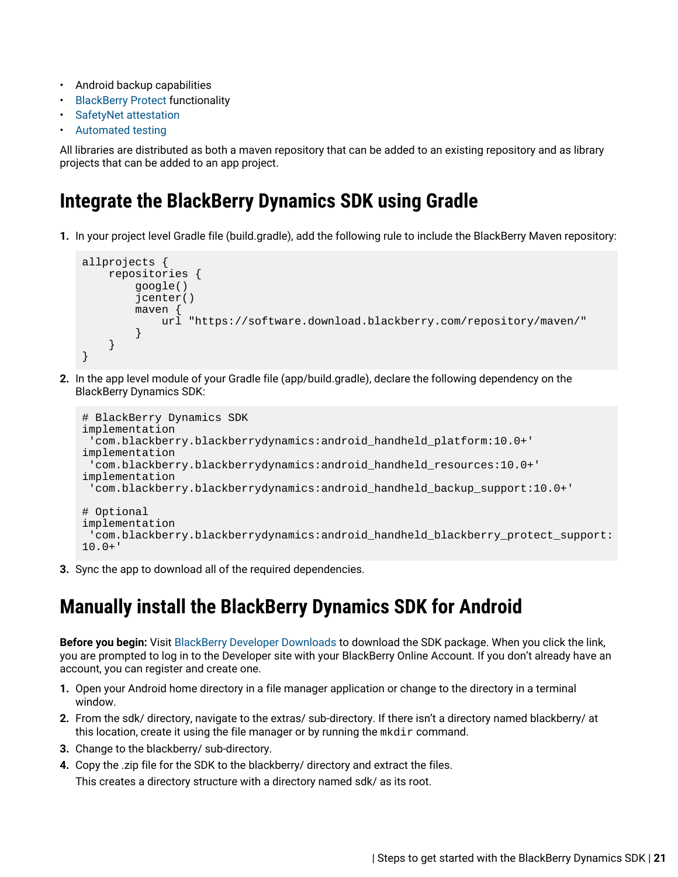- Android backup capabilities
- BlackBerry Protect functionality
- SafetyNet attestation
- Automated testing

All libraries are distributed as both a maven repository that can be added to an existing repository and as library projects that can be added to an app project.

## Integrate the BlackBerry Dynamics SDK using Gradle

1. In your project level Gradle file (build.gradle), add the following rule to include the BlackBerry Maven repository:

```
allprojects {
    repositories {
        google()
        jcenter()
        maven {
            url "https://software.download.blackberry.com/repository/maven/"
        }
    }
}
```

2. In the app level module of your Gradle file (app/build.gradle), declare the following dependency on the BlackBerry Dynamics SDK:

```
# BlackBerry Dynamics SDK
implementation
 'com.blackberry.blackberrydynamics:android_handheld_platform:10.0+'
implementation
 'com.blackberry.blackberrydynamics:android_handheld_resources:10.0+'
implementation
 'com.blackberry.blackberrydynamics:android_handheld_backup_support:10.0+'

# Optional
implementation
 'com.blackberry.blackberrydynamics:android_handheld_blackberry_protect_support:
10.0+'
```

3. Sync the app to download all of the required dependencies.

## Manually install the BlackBerry Dynamics SDK for Android

**Before you begin:** Visit BlackBerry Developer Downloads to download the SDK package. When you click the link, you are prompted to log in to the Developer site with your BlackBerry Online Account. If you don't already have an account, you can register and create one.

1. Open your Android home directory in a file manager application or change to the directory in a terminal window.
2. From the sdk/ directory, navigate to the extras/ sub-directory. If there isn't a directory named blackberry/ at this location, create it using the file manager or by running the `mkdir` command.
3. Change to the blackberry/ sub-directory.
4. Copy the .zip file for the SDK to the blackberry/ directory and extract the files.

   This creates a directory structure with a directory named sdk/ as its root.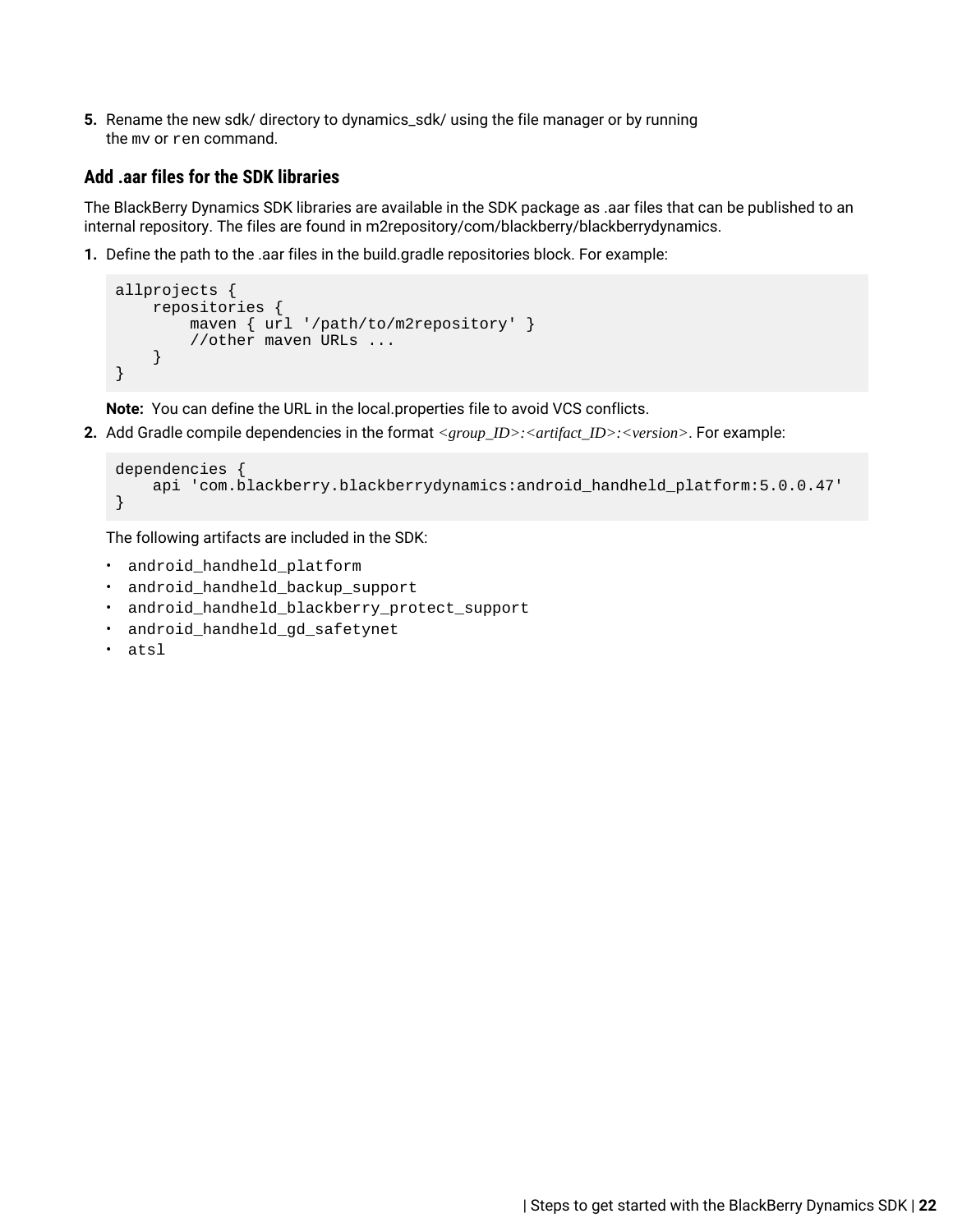5. Rename the new sdk/ directory to dynamics_sdk/ using the file manager or by running the `mv` or `ren` command.

### Add .aar files for the SDK libraries

The BlackBerry Dynamics SDK libraries are available in the SDK package as .aar files that can be published to an internal repository. The files are found in m2repository/com/blackberry/blackberrydynamics.

1. Define the path to the .aar files in the build.gradle repositories block. For example:

```
allprojects {
    repositories {
        maven { url '/path/to/m2repository' }
        //other maven URLs ...
    }
}
```

   **Note:** You can define the URL in the local.properties file to avoid VCS conflicts.

2. Add Gradle compile dependencies in the format *<group_ID>:<artifact_ID>:<version>*. For example:

```
dependencies {
    api 'com.blackberry.blackberrydynamics:android_handheld_platform:5.0.0.47'
}
```

   The following artifacts are included in the SDK:

   - `android_handheld_platform`
   - `android_handheld_backup_support`
   - `android_handheld_blackberry_protect_support`
   - `android_handheld_gd_safetynet`
   - `atsl`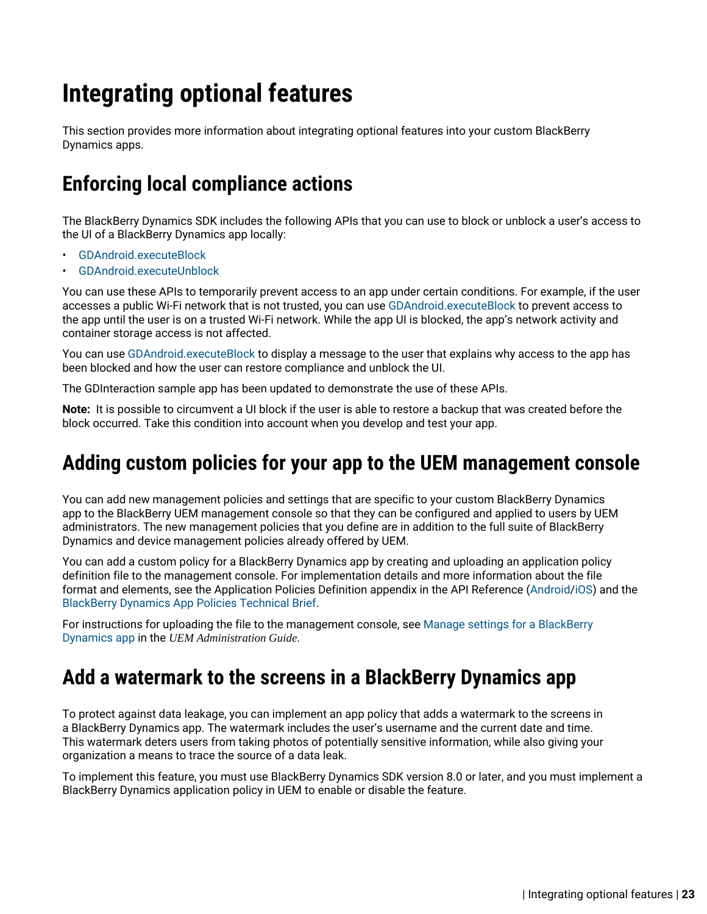# Integrating optional features

This section provides more information about integrating optional features into your custom BlackBerry Dynamics apps.

## Enforcing local compliance actions

The BlackBerry Dynamics SDK includes the following APIs that you can use to block or unblock a user's access to the UI of a BlackBerry Dynamics app locally:

- GDAndroid.executeBlock
- GDAndroid.executeUnblock

You can use these APIs to temporarily prevent access to an app under certain conditions. For example, if the user accesses a public Wi-Fi network that is not trusted, you can use GDAndroid.executeBlock to prevent access to the app until the user is on a trusted Wi-Fi network. While the app UI is blocked, the app's network activity and container storage access is not affected.

You can use GDAndroid.executeBlock to display a message to the user that explains why access to the app has been blocked and how the user can restore compliance and unblock the UI.

The GDInteraction sample app has been updated to demonstrate the use of these APIs.

**Note:** It is possible to circumvent a UI block if the user is able to restore a backup that was created before the block occurred. Take this condition into account when you develop and test your app.

## Adding custom policies for your app to the UEM management console

You can add new management policies and settings that are specific to your custom BlackBerry Dynamics app to the BlackBerry UEM management console so that they can be configured and applied to users by UEM administrators. The new management policies that you define are in addition to the full suite of BlackBerry Dynamics and device management policies already offered by UEM.

You can add a custom policy for a BlackBerry Dynamics app by creating and uploading an application policy definition file to the management console. For implementation details and more information about the file format and elements, see the Application Policies Definition appendix in the API Reference (Android/iOS) and the BlackBerry Dynamics App Policies Technical Brief.

For instructions for uploading the file to the management console, see Manage settings for a BlackBerry Dynamics app in the *UEM Administration Guide*.

## Add a watermark to the screens in a BlackBerry Dynamics app

To protect against data leakage, you can implement an app policy that adds a watermark to the screens in a BlackBerry Dynamics app. The watermark includes the user's username and the current date and time. This watermark deters users from taking photos of potentially sensitive information, while also giving your organization a means to trace the source of a data leak.

To implement this feature, you must use BlackBerry Dynamics SDK version 8.0 or later, and you must implement a BlackBerry Dynamics application policy in UEM to enable or disable the feature.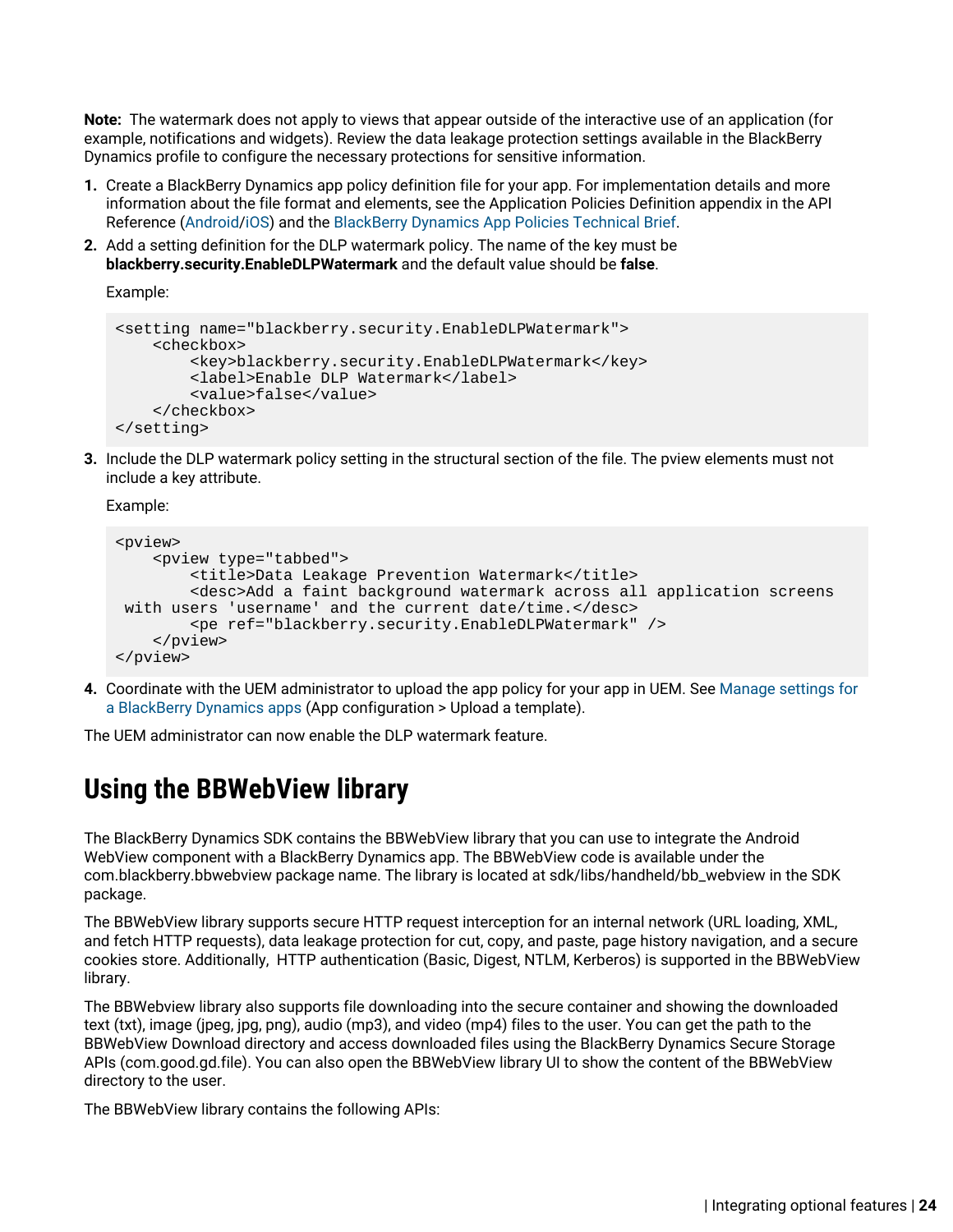**Note:** The watermark does not apply to views that appear outside of the interactive use of an application (for example, notifications and widgets). Review the data leakage protection settings available in the BlackBerry Dynamics profile to configure the necessary protections for sensitive information.

1. Create a BlackBerry Dynamics app policy definition file for your app. For implementation details and more information about the file format and elements, see the Application Policies Definition appendix in the API Reference (Android/iOS) and the BlackBerry Dynamics App Policies Technical Brief.
2. Add a setting definition for the DLP watermark policy. The name of the key must be **blackberry.security.EnableDLPWatermark** and the default value should be **false**.

   Example:

   ```
   <setting name="blackberry.security.EnableDLPWatermark">
       <checkbox>
           <key>blackberry.security.EnableDLPWatermark</key>
           <label>Enable DLP Watermark</label>
           <value>false</value>
       </checkbox>
   </setting>
   ```

3. Include the DLP watermark policy setting in the structural section of the file. The pview elements must not include a key attribute.

   Example:

   ```
   <pview>
       <pview type="tabbed">
           <title>Data Leakage Prevention Watermark</title>
           <desc>Add a faint background watermark across all application screens
    with users 'username' and the current date/time.</desc>
           <pe ref="blackberry.security.EnableDLPWatermark" />
       </pview>
   </pview>
   ```

4. Coordinate with the UEM administrator to upload the app policy for your app in UEM. See Manage settings for a BlackBerry Dynamics apps (App configuration > Upload a template).

The UEM administrator can now enable the DLP watermark feature.

# Using the BBWebView library

The BlackBerry Dynamics SDK contains the BBWebView library that you can use to integrate the Android WebView component with a BlackBerry Dynamics app. The BBWebView code is available under the com.blackberry.bbwebview package name. The library is located at sdk/libs/handheld/bb_webview in the SDK package.

The BBWebView library supports secure HTTP request interception for an internal network (URL loading, XML, and fetch HTTP requests), data leakage protection for cut, copy, and paste, page history navigation, and a secure cookies store. Additionally, HTTP authentication (Basic, Digest, NTLM, Kerberos) is supported in the BBWebView library.

The BBWebview library also supports file downloading into the secure container and showing the downloaded text (txt), image (jpeg, jpg, png), audio (mp3), and video (mp4) files to the user. You can get the path to the BBWebView Download directory and access downloaded files using the BlackBerry Dynamics Secure Storage APIs (com.good.gd.file). You can also open the BBWebView library UI to show the content of the BBWebView directory to the user.

The BBWebView library contains the following APIs: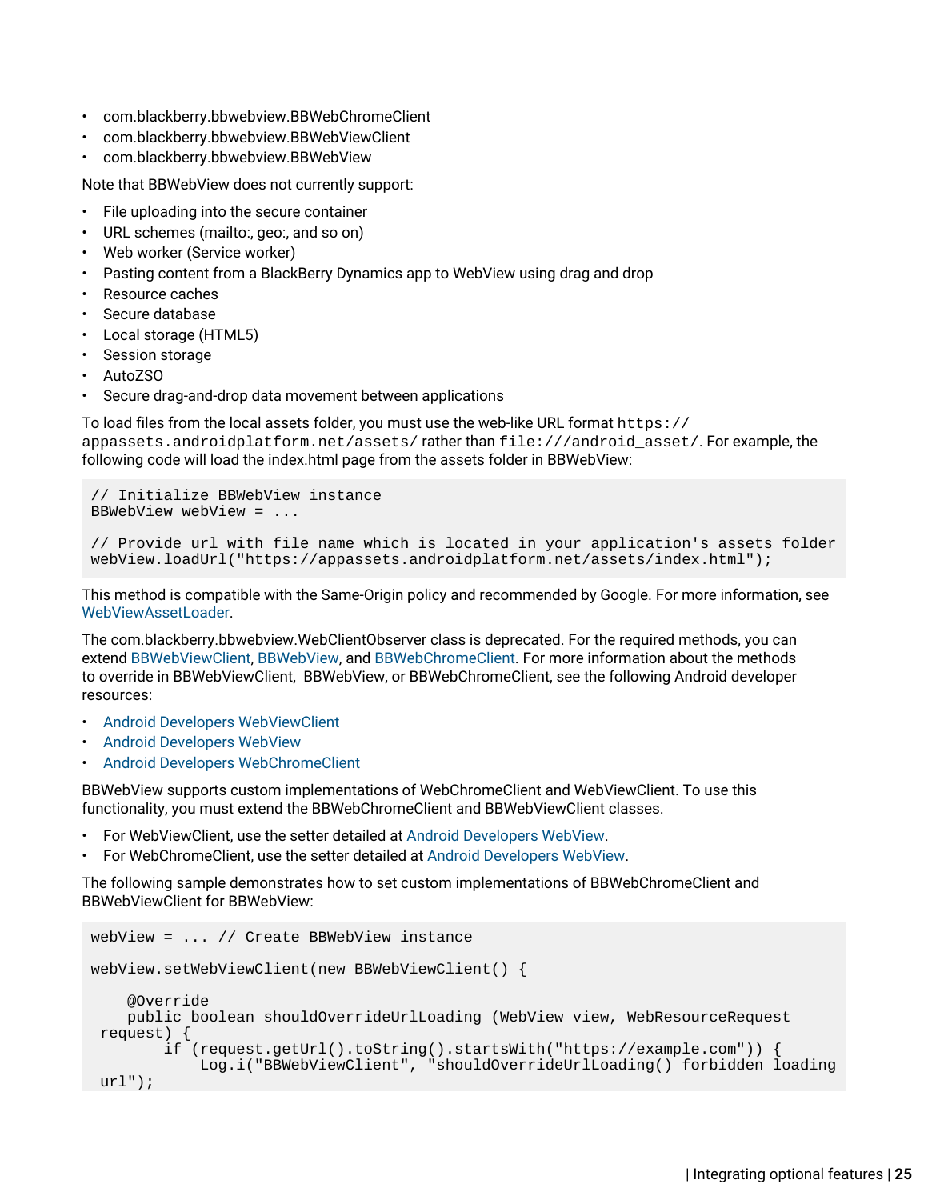- com.blackberry.bbwebview.BBWebChromeClient
- com.blackberry.bbwebview.BBWebViewClient
- com.blackberry.bbwebview.BBWebView

Note that BBWebView does not currently support:

- File uploading into the secure container
- URL schemes (mailto:, geo:, and so on)
- Web worker (Service worker)
- Pasting content from a BlackBerry Dynamics app to WebView using drag and drop
- Resource caches
- Secure database
- Local storage (HTML5)
- Session storage
- AutoZSO
- Secure drag-and-drop data movement between applications

To load files from the local assets folder, you must use the web-like URL format `https://appassets.androidplatform.net/assets/` rather than `file:///android_asset/`. For example, the following code will load the index.html page from the assets folder in BBWebView:

```
// Initialize BBWebView instance
BBWebView webView = ...

// Provide url with file name which is located in your application's assets folder
webView.loadUrl("https://appassets.androidplatform.net/assets/index.html");
```

This method is compatible with the Same-Origin policy and recommended by Google. For more information, see WebViewAssetLoader.

The com.blackberry.bbwebview.WebClientObserver class is deprecated. For the required methods, you can extend BBWebViewClient, BBWebView, and BBWebChromeClient. For more information about the methods to override in BBWebViewClient, BBWebView, or BBWebChromeClient, see the following Android developer resources:

- Android Developers WebViewClient
- Android Developers WebView
- Android Developers WebChromeClient

BBWebView supports custom implementations of WebChromeClient and WebViewClient. To use this functionality, you must extend the BBWebChromeClient and BBWebViewClient classes.

- For WebViewClient, use the setter detailed at Android Developers WebView.
- For WebChromeClient, use the setter detailed at Android Developers WebView.

The following sample demonstrates how to set custom implementations of BBWebChromeClient and BBWebViewClient for BBWebView:

```
webView = ... // Create BBWebView instance

webView.setWebViewClient(new BBWebViewClient() {

    @Override
    public boolean shouldOverrideUrlLoading (WebView view, WebResourceRequest
 request) {
        if (request.getUrl().toString().startsWith("https://example.com")) {
            Log.i("BBWebViewClient", "shouldOverrideUrlLoading() forbidden loading
 url");
```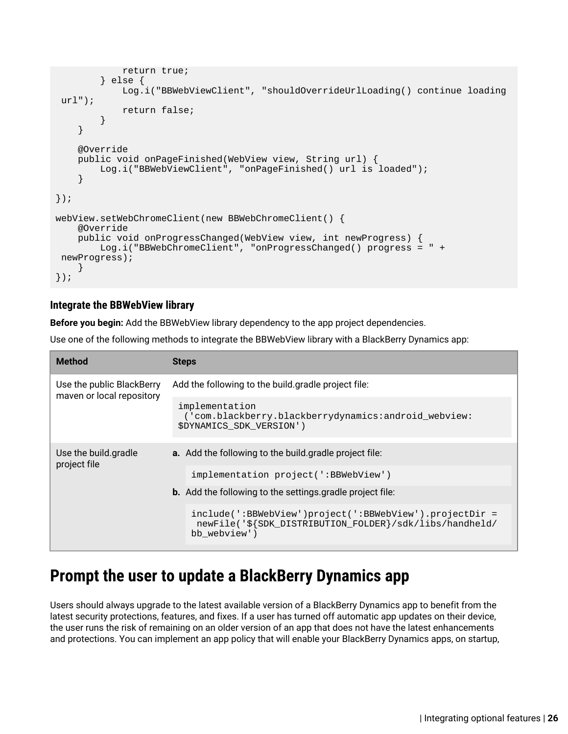```
            return true;
        } else {
            Log.i("BBWebViewClient", "shouldOverrideUrlLoading() continue loading
 url");
            return false;
        }
    }

    @Override
    public void onPageFinished(WebView view, String url) {
        Log.i("BBWebViewClient", "onPageFinished() url is loaded");
    }

});

webView.setWebChromeClient(new BBWebChromeClient() {
    @Override
    public void onProgressChanged(WebView view, int newProgress) {
        Log.i("BBWebChromeClient", "onProgressChanged() progress = " +
 newProgress);
    }
});
```

#### Integrate the BBWebView library

**Before you begin:** Add the BBWebView library dependency to the app project dependencies.

Use one of the following methods to integrate the BBWebView library with a BlackBerry Dynamics app:

| Method | Steps |
| --- | --- |
| Use the public BlackBerry maven or local repository | Add the following to the build.gradle project file: `implementation ('com.blackberry.blackberrydynamics:android_webview: $DYNAMICS_SDK_VERSION')` |
| Use the build.gradle project file | **a.** Add the following to the build.gradle project file: `implementation project(':BBWebView')` **b.** Add the following to the settings.gradle project file: `include(':BBWebView')project(':BBWebView').projectDir = newFile('${SDK_DISTRIBUTION_FOLDER}/sdk/libs/handheld/bb_webview')` |

## Prompt the user to update a BlackBerry Dynamics app

Users should always upgrade to the latest available version of a BlackBerry Dynamics app to benefit from the latest security protections, features, and fixes. If a user has turned off automatic app updates on their device, the user runs the risk of remaining on an older version of an app that does not have the latest enhancements and protections. You can implement an app policy that will enable your BlackBerry Dynamics apps, on startup,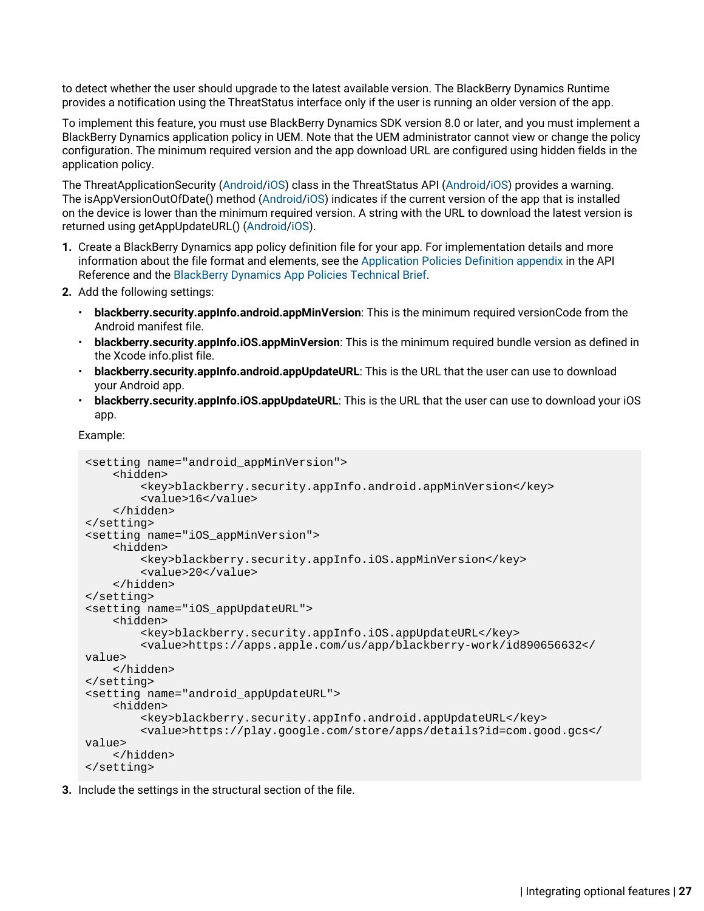to detect whether the user should upgrade to the latest available version. The BlackBerry Dynamics Runtime provides a notification using the ThreatStatus interface only if the user is running an older version of the app.

To implement this feature, you must use BlackBerry Dynamics SDK version 8.0 or later, and you must implement a BlackBerry Dynamics application policy in UEM. Note that the UEM administrator cannot view or change the policy configuration. The minimum required version and the app download URL are configured using hidden fields in the application policy.

The ThreatApplicationSecurity (Android/iOS) class in the ThreatStatus API (Android/iOS) provides a warning. The isAppVersionOutOfDate() method (Android/iOS) indicates if the current version of the app that is installed on the device is lower than the minimum required version. A string with the URL to download the latest version is returned using getAppUpdateURL() (Android/iOS).

1. Create a BlackBerry Dynamics app policy definition file for your app. For implementation details and more information about the file format and elements, see the Application Policies Definition appendix in the API Reference and the BlackBerry Dynamics App Policies Technical Brief.
2. Add the following settings:
   - **blackberry.security.appInfo.android.appMinVersion**: This is the minimum required versionCode from the Android manifest file.
   - **blackberry.security.appInfo.iOS.appMinVersion**: This is the minimum required bundle version as defined in the Xcode info.plist file.
   - **blackberry.security.appInfo.android.appUpdateURL**: This is the URL that the user can use to download your Android app.
   - **blackberry.security.appInfo.iOS.appUpdateURL**: This is the URL that the user can use to download your iOS app.

   Example:

```
<setting name="android_appMinVersion">
    <hidden>
        <key>blackberry.security.appInfo.android.appMinVersion</key>
        <value>16</value>
    </hidden>
</setting>
<setting name="iOS_appMinVersion">
    <hidden>
        <key>blackberry.security.appInfo.iOS.appMinVersion</key>
        <value>20</value>
    </hidden>
</setting>
<setting name="iOS_appUpdateURL">
    <hidden>
        <key>blackberry.security.appInfo.iOS.appUpdateURL</key>
        <value>https://apps.apple.com/us/app/blackberry-work/id890656632</
value>
    </hidden>
</setting>
<setting name="android_appUpdateURL">
    <hidden>
        <key>blackberry.security.appInfo.android.appUpdateURL</key>
        <value>https://play.google.com/store/apps/details?id=com.good.gcs</
value>
    </hidden>
</setting>
```

3. Include the settings in the structural section of the file.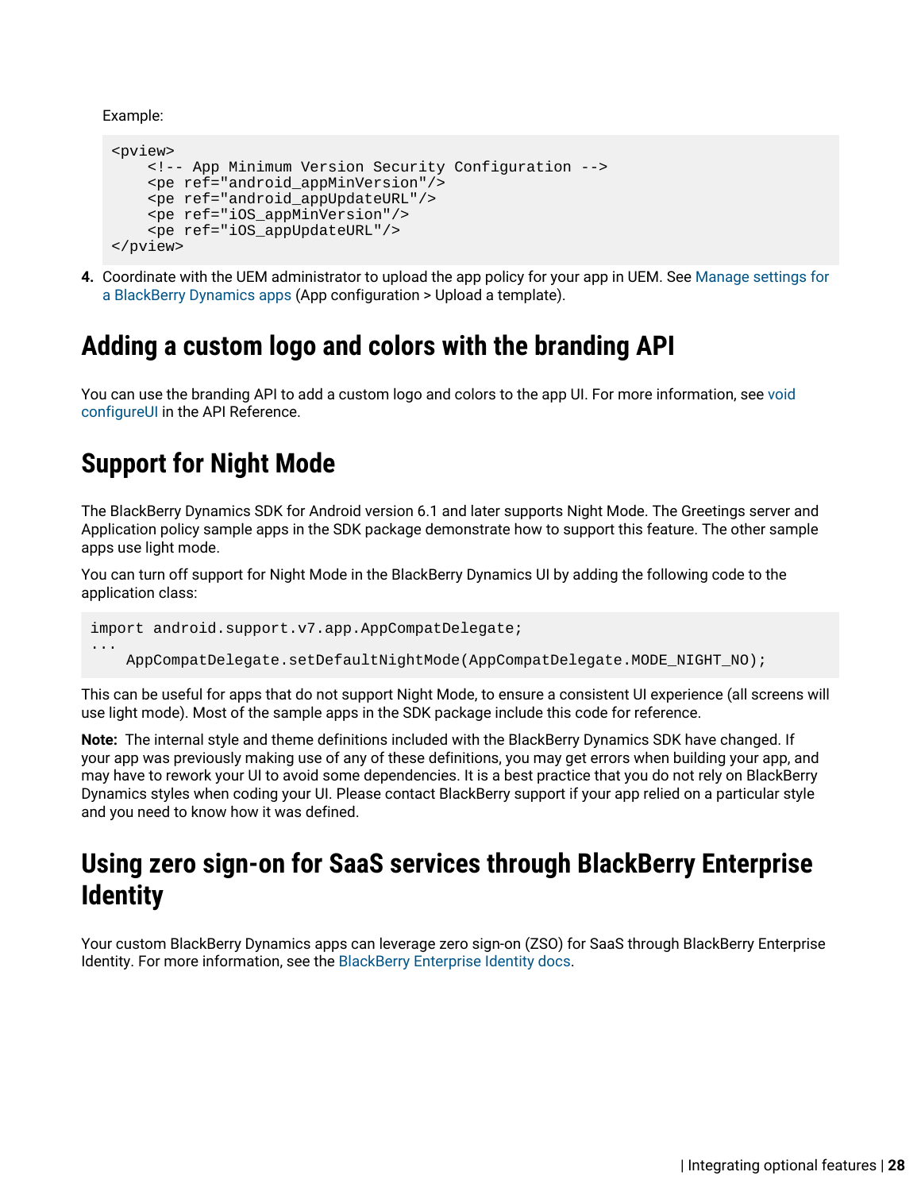Example:

```
<pview>
    <!-- App Minimum Version Security Configuration -->
    <pe ref="android_appMinVersion"/>
    <pe ref="android_appUpdateURL"/>
    <pe ref="iOS_appMinVersion"/>
    <pe ref="iOS_appUpdateURL"/>
</pview>
```

4. Coordinate with the UEM administrator to upload the app policy for your app in UEM. See Manage settings for a BlackBerry Dynamics apps (App configuration > Upload a template).

## Adding a custom logo and colors with the branding API

You can use the branding API to add a custom logo and colors to the app UI. For more information, see void configureUI in the API Reference.

## Support for Night Mode

The BlackBerry Dynamics SDK for Android version 6.1 and later supports Night Mode. The Greetings server and Application policy sample apps in the SDK package demonstrate how to support this feature. The other sample apps use light mode.

You can turn off support for Night Mode in the BlackBerry Dynamics UI by adding the following code to the application class:

```
import android.support.v7.app.AppCompatDelegate;
...
    AppCompatDelegate.setDefaultNightMode(AppCompatDelegate.MODE_NIGHT_NO);
```

This can be useful for apps that do not support Night Mode, to ensure a consistent UI experience (all screens will use light mode). Most of the sample apps in the SDK package include this code for reference.

**Note:** The internal style and theme definitions included with the BlackBerry Dynamics SDK have changed. If your app was previously making use of any of these definitions, you may get errors when building your app, and may have to rework your UI to avoid some dependencies. It is a best practice that you do not rely on BlackBerry Dynamics styles when coding your UI. Please contact BlackBerry support if your app relied on a particular style and you need to know how it was defined.

## Using zero sign-on for SaaS services through BlackBerry Enterprise Identity

Your custom BlackBerry Dynamics apps can leverage zero sign-on (ZSO) for SaaS through BlackBerry Enterprise Identity. For more information, see the BlackBerry Enterprise Identity docs.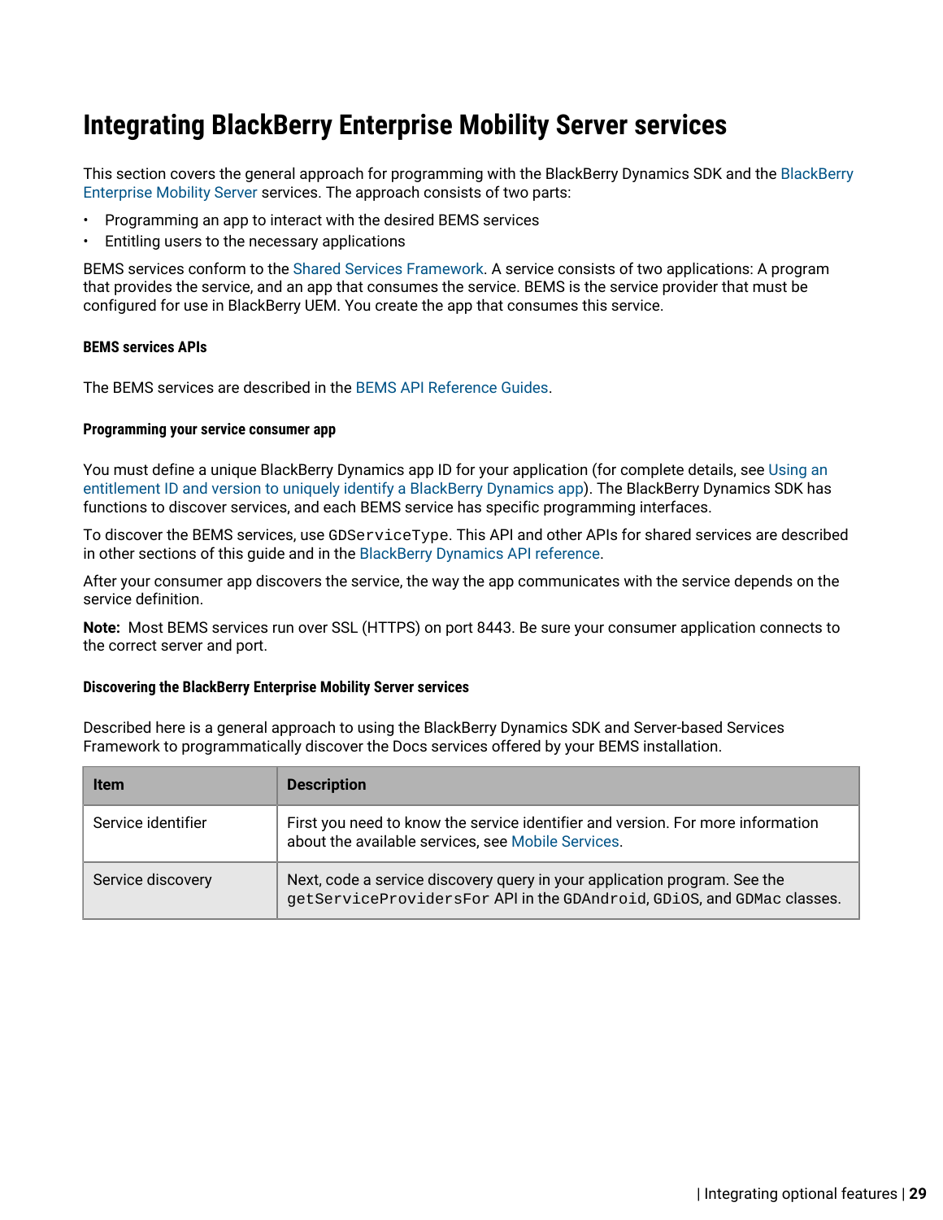# Integrating BlackBerry Enterprise Mobility Server services

This section covers the general approach for programming with the BlackBerry Dynamics SDK and the BlackBerry Enterprise Mobility Server services. The approach consists of two parts:

- Programming an app to interact with the desired BEMS services
- Entitling users to the necessary applications

BEMS services conform to the Shared Services Framework. A service consists of two applications: A program that provides the service, and an app that consumes the service. BEMS is the service provider that must be configured for use in BlackBerry UEM. You create the app that consumes this service.

#### BEMS services APIs

The BEMS services are described in the BEMS API Reference Guides.

#### Programming your service consumer app

You must define a unique BlackBerry Dynamics app ID for your application (for complete details, see Using an entitlement ID and version to uniquely identify a BlackBerry Dynamics app). The BlackBerry Dynamics SDK has functions to discover services, and each BEMS service has specific programming interfaces.

To discover the BEMS services, use `GDServiceType`. This API and other APIs for shared services are described in other sections of this guide and in the BlackBerry Dynamics API reference.

After your consumer app discovers the service, the way the app communicates with the service depends on the service definition.

**Note:** Most BEMS services run over SSL (HTTPS) on port 8443. Be sure your consumer application connects to the correct server and port.

#### Discovering the BlackBerry Enterprise Mobility Server services

Described here is a general approach to using the BlackBerry Dynamics SDK and Server-based Services Framework to programmatically discover the Docs services offered by your BEMS installation.

| Item | Description |
|---|---|
| Service identifier | First you need to know the service identifier and version. For more information about the available services, see Mobile Services. |
| Service discovery | Next, code a service discovery query in your application program. See the `getServiceProvidersFor` API in the `GDAndroid`, `GDiOS`, and `GDMac` classes. |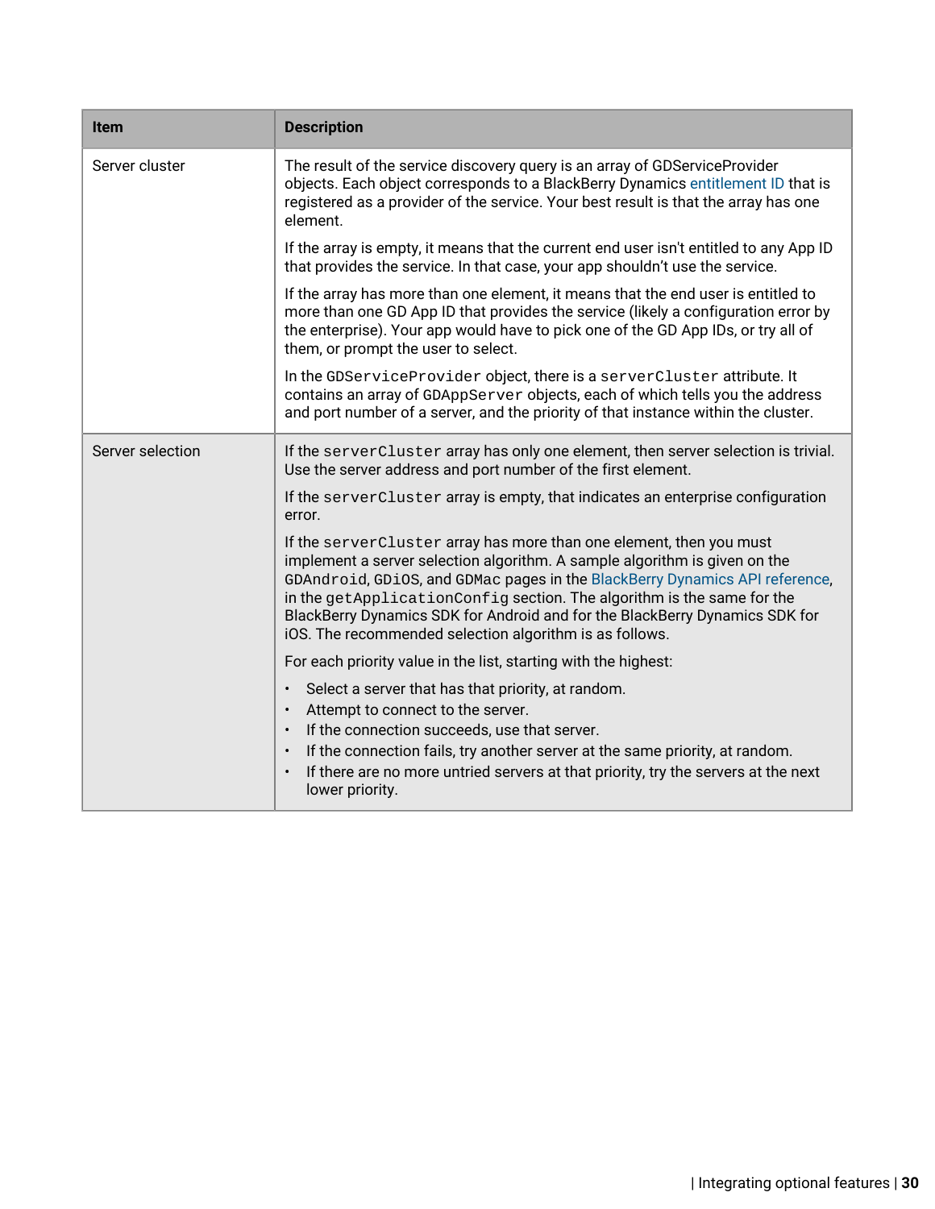| Item | Description |
| --- | --- |
| Server cluster | The result of the service discovery query is an array of GDServiceProvider objects. Each object corresponds to a BlackBerry Dynamics entitlement ID that is registered as a provider of the service. Your best result is that the array has one element.<br><br>If the array is empty, it means that the current end user isn't entitled to any App ID that provides the service. In that case, your app shouldn't use the service.<br><br>If the array has more than one element, it means that the end user is entitled to more than one GD App ID that provides the service (likely a configuration error by the enterprise). Your app would have to pick one of the GD App IDs, or try all of them, or prompt the user to select.<br><br>In the `GDServiceProvider` object, there is a `serverCluster` attribute. It contains an array of `GDAppServer` objects, each of which tells you the address and port number of a server, and the priority of that instance within the cluster. |
| Server selection | If the `serverCluster` array has only one element, then server selection is trivial. Use the server address and port number of the first element.<br><br>If the `serverCluster` array is empty, that indicates an enterprise configuration error.<br><br>If the `serverCluster` array has more than one element, then you must implement a server selection algorithm. A sample algorithm is given on the `GDAndroid`, `GDiOS`, and `GDMac` pages in the BlackBerry Dynamics API reference, in the `getApplicationConfig` section. The algorithm is the same for the BlackBerry Dynamics SDK for Android and for the BlackBerry Dynamics SDK for iOS. The recommended selection algorithm is as follows.<br><br>For each priority value in the list, starting with the highest:<br><br>• Select a server that has that priority, at random.<br>• Attempt to connect to the server.<br>• If the connection succeeds, use that server.<br>• If the connection fails, try another server at the same priority, at random.<br>• If there are no more untried servers at that priority, try the servers at the next lower priority. |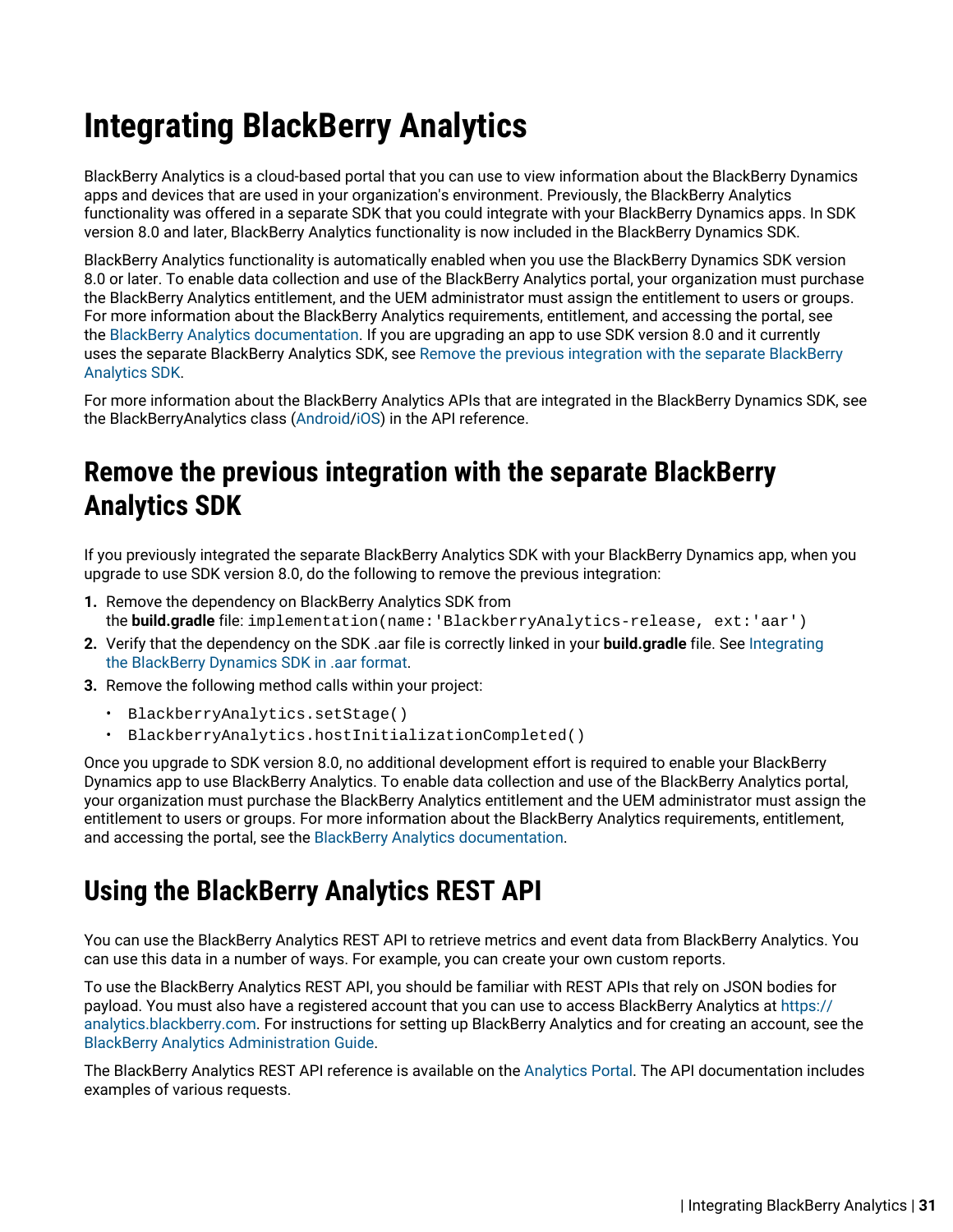# Integrating BlackBerry Analytics

BlackBerry Analytics is a cloud-based portal that you can use to view information about the BlackBerry Dynamics apps and devices that are used in your organization's environment. Previously, the BlackBerry Analytics functionality was offered in a separate SDK that you could integrate with your BlackBerry Dynamics apps. In SDK version 8.0 and later, BlackBerry Analytics functionality is now included in the BlackBerry Dynamics SDK.

BlackBerry Analytics functionality is automatically enabled when you use the BlackBerry Dynamics SDK version 8.0 or later. To enable data collection and use of the BlackBerry Analytics portal, your organization must purchase the BlackBerry Analytics entitlement, and the UEM administrator must assign the entitlement to users or groups. For more information about the BlackBerry Analytics requirements, entitlement, and accessing the portal, see the BlackBerry Analytics documentation. If you are upgrading an app to use SDK version 8.0 and it currently uses the separate BlackBerry Analytics SDK, see Remove the previous integration with the separate BlackBerry Analytics SDK.

For more information about the BlackBerry Analytics APIs that are integrated in the BlackBerry Dynamics SDK, see the BlackBerryAnalytics class (Android/iOS) in the API reference.

## Remove the previous integration with the separate BlackBerry Analytics SDK

If you previously integrated the separate BlackBerry Analytics SDK with your BlackBerry Dynamics app, when you upgrade to use SDK version 8.0, do the following to remove the previous integration:

1. Remove the dependency on BlackBerry Analytics SDK from the **build.gradle** file: `implementation(name:'BlackberryAnalytics-release, ext:'aar')`
2. Verify that the dependency on the SDK .aar file is correctly linked in your **build.gradle** file. See Integrating the BlackBerry Dynamics SDK in .aar format.
3. Remove the following method calls within your project:
   - `BlackberryAnalytics.setStage()`
   - `BlackberryAnalytics.hostInitializationCompleted()`

Once you upgrade to SDK version 8.0, no additional development effort is required to enable your BlackBerry Dynamics app to use BlackBerry Analytics. To enable data collection and use of the BlackBerry Analytics portal, your organization must purchase the BlackBerry Analytics entitlement and the UEM administrator must assign the entitlement to users or groups. For more information about the BlackBerry Analytics requirements, entitlement, and accessing the portal, see the BlackBerry Analytics documentation.

## Using the BlackBerry Analytics REST API

You can use the BlackBerry Analytics REST API to retrieve metrics and event data from BlackBerry Analytics. You can use this data in a number of ways. For example, you can create your own custom reports.

To use the BlackBerry Analytics REST API, you should be familiar with REST APIs that rely on JSON bodies for payload. You must also have a registered account that you can use to access BlackBerry Analytics at https://analytics.blackberry.com. For instructions for setting up BlackBerry Analytics and for creating an account, see the BlackBerry Analytics Administration Guide.

The BlackBerry Analytics REST API reference is available on the Analytics Portal. The API documentation includes examples of various requests.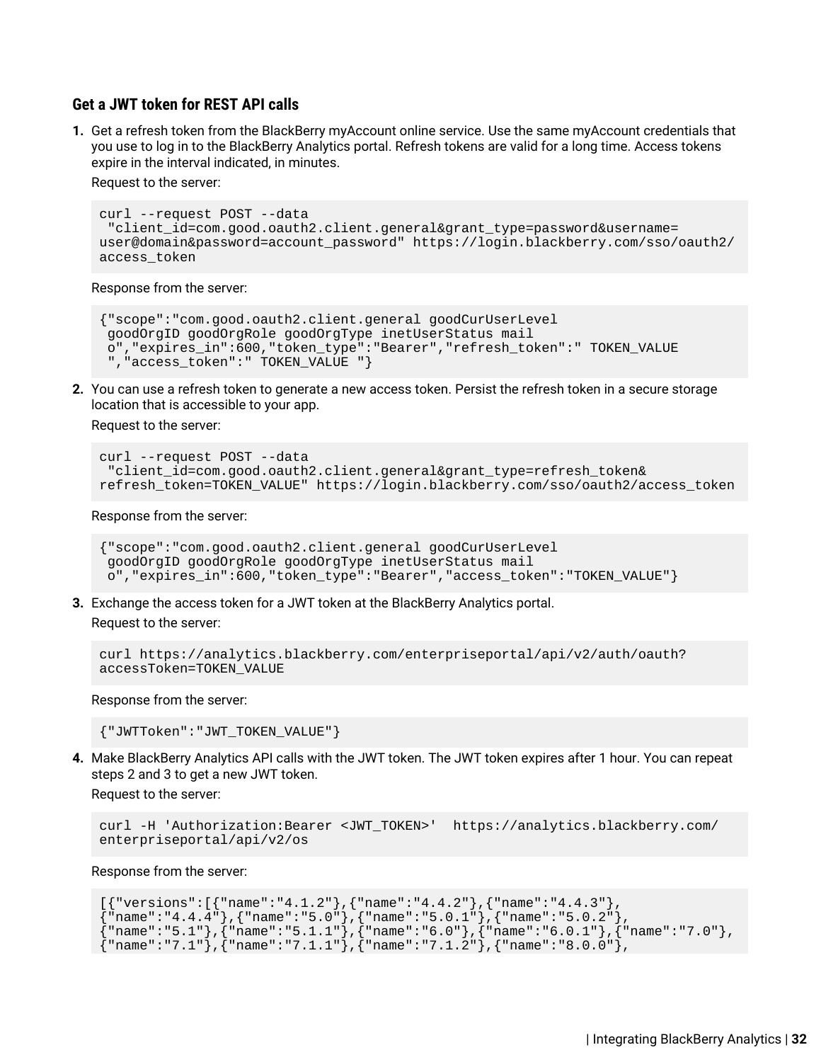### Get a JWT token for REST API calls

1. Get a refresh token from the BlackBerry myAccount online service. Use the same myAccount credentials that you use to log in to the BlackBerry Analytics portal. Refresh tokens are valid for a long time. Access tokens expire in the interval indicated, in minutes.

   Request to the server:

   ```
   curl --request POST --data
    "client_id=com.good.oauth2.client.general&grant_type=password&username=
   user@domain&password=account_password" https://login.blackberry.com/sso/oauth2/
   access_token
   ```

   Response from the server:

   ```
   {"scope":"com.good.oauth2.client.general goodCurUserLevel
    goodOrgID goodOrgRole goodOrgType inetUserStatus mail
    o","expires_in":600,"token_type":"Bearer","refresh_token":" TOKEN_VALUE
    ","access_token":" TOKEN_VALUE "}
   ```

2. You can use a refresh token to generate a new access token. Persist the refresh token in a secure storage location that is accessible to your app.

   Request to the server:

   ```
   curl --request POST --data
    "client_id=com.good.oauth2.client.general&grant_type=refresh_token&
   refresh_token=TOKEN_VALUE" https://login.blackberry.com/sso/oauth2/access_token
   ```

   Response from the server:

   ```
   {"scope":"com.good.oauth2.client.general goodCurUserLevel
    goodOrgID goodOrgRole goodOrgType inetUserStatus mail
    o","expires_in":600,"token_type":"Bearer","access_token":"TOKEN_VALUE"}
   ```

3. Exchange the access token for a JWT token at the BlackBerry Analytics portal.

   Request to the server:

   ```
   curl https://analytics.blackberry.com/enterpriseportal/api/v2/auth/oauth?
   accessToken=TOKEN_VALUE
   ```

   Response from the server:

   ```
   {"JWTToken":"JWT_TOKEN_VALUE"}
   ```

4. Make BlackBerry Analytics API calls with the JWT token. The JWT token expires after 1 hour. You can repeat steps 2 and 3 to get a new JWT token.

   Request to the server:

   ```
   curl -H 'Authorization:Bearer <JWT_TOKEN>'  https://analytics.blackberry.com/
   enterpriseportal/api/v2/os
   ```

   Response from the server:

   ```
   [{"versions":[{"name":"4.1.2"},{"name":"4.4.2"},{"name":"4.4.3"},
   {"name":"4.4.4"},{"name":"5.0"},{"name":"5.0.1"},{"name":"5.0.2"},
   {"name":"5.1"},{"name":"5.1.1"},{"name":"6.0"},{"name":"6.0.1"},{"name":"7.0"},
   {"name":"7.1"},{"name":"7.1.1"},{"name":"7.1.2"},{"name":"8.0.0"},
   ```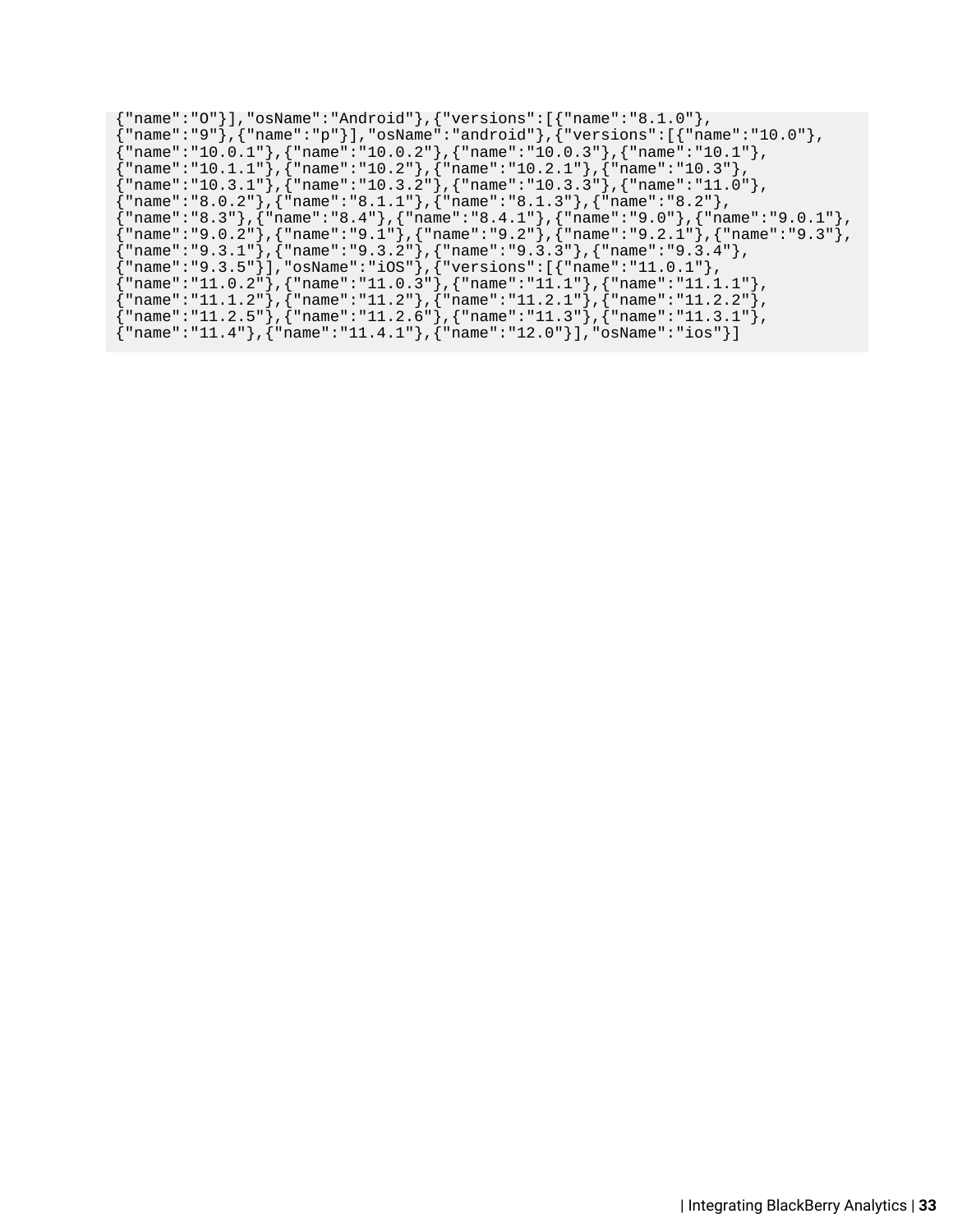```
{"name":"O"}],"osName":"Android"},{"versions":[{"name":"8.1.0"},
{"name":"9"},{"name":"p"}],"osName":"android"},{"versions":[{"name":"10.0"},
{"name":"10.0.1"},{"name":"10.0.2"},{"name":"10.0.3"},{"name":"10.1"},
{"name":"10.1.1"},{"name":"10.2"},{"name":"10.2.1"},{"name":"10.3"},
{"name":"10.3.1"},{"name":"10.3.2"},{"name":"10.3.3"},{"name":"11.0"},
{"name":"8.0.2"},{"name":"8.1.1"},{"name":"8.1.3"},{"name":"8.2"},
{"name":"8.3"},{"name":"8.4"},{"name":"8.4.1"},{"name":"9.0"},{"name":"9.0.1"},
{"name":"9.0.2"},{"name":"9.1"},{"name":"9.2"},{"name":"9.2.1"},{"name":"9.3"},
{"name":"9.3.1"},{"name":"9.3.2"},{"name":"9.3.3"},{"name":"9.3.4"},
{"name":"9.3.5"}],"osName":"iOS"},{"versions":[{"name":"11.0.1"},
{"name":"11.0.2"},{"name":"11.0.3"},{"name":"11.1"},{"name":"11.1.1"},
{"name":"11.1.2"},{"name":"11.2"},{"name":"11.2.1"},{"name":"11.2.2"},
{"name":"11.2.5"},{"name":"11.2.6"},{"name":"11.3"},{"name":"11.3.1"},
{"name":"11.4"},{"name":"11.4.1"},{"name":"12.0"}],"osName":"ios"}]
```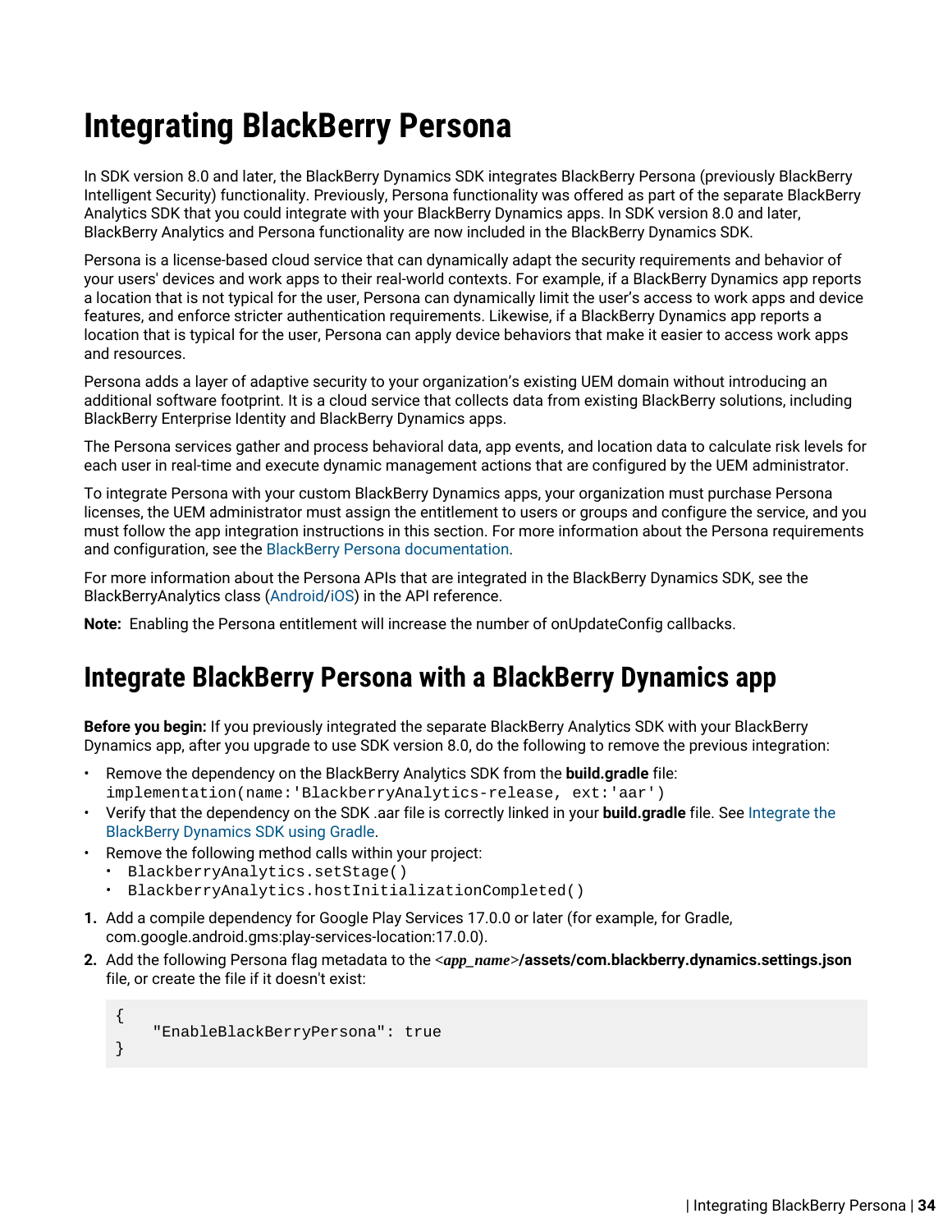# Integrating BlackBerry Persona

In SDK version 8.0 and later, the BlackBerry Dynamics SDK integrates BlackBerry Persona (previously BlackBerry Intelligent Security) functionality. Previously, Persona functionality was offered as part of the separate BlackBerry Analytics SDK that you could integrate with your BlackBerry Dynamics apps. In SDK version 8.0 and later, BlackBerry Analytics and Persona functionality are now included in the BlackBerry Dynamics SDK.

Persona is a license-based cloud service that can dynamically adapt the security requirements and behavior of your users' devices and work apps to their real-world contexts. For example, if a BlackBerry Dynamics app reports a location that is not typical for the user, Persona can dynamically limit the user's access to work apps and device features, and enforce stricter authentication requirements. Likewise, if a BlackBerry Dynamics app reports a location that is typical for the user, Persona can apply device behaviors that make it easier to access work apps and resources.

Persona adds a layer of adaptive security to your organization's existing UEM domain without introducing an additional software footprint. It is a cloud service that collects data from existing BlackBerry solutions, including BlackBerry Enterprise Identity and BlackBerry Dynamics apps.

The Persona services gather and process behavioral data, app events, and location data to calculate risk levels for each user in real-time and execute dynamic management actions that are configured by the UEM administrator.

To integrate Persona with your custom BlackBerry Dynamics apps, your organization must purchase Persona licenses, the UEM administrator must assign the entitlement to users or groups and configure the service, and you must follow the app integration instructions in this section. For more information about the Persona requirements and configuration, see the BlackBerry Persona documentation.

For more information about the Persona APIs that are integrated in the BlackBerry Dynamics SDK, see the BlackBerryAnalytics class (Android/iOS) in the API reference.

**Note:** Enabling the Persona entitlement will increase the number of onUpdateConfig callbacks.

## Integrate BlackBerry Persona with a BlackBerry Dynamics app

**Before you begin:** If you previously integrated the separate BlackBerry Analytics SDK with your BlackBerry Dynamics app, after you upgrade to use SDK version 8.0, do the following to remove the previous integration:

- Remove the dependency on the BlackBerry Analytics SDK from the **build.gradle** file: `implementation(name:'BlackberryAnalytics-release, ext:'aar')`
- Verify that the dependency on the SDK .aar file is correctly linked in your **build.gradle** file. See Integrate the BlackBerry Dynamics SDK using Gradle.
- Remove the following method calls within your project:
  - `BlackberryAnalytics.setStage()`
  - `BlackberryAnalytics.hostInitializationCompleted()`

1. Add a compile dependency for Google Play Services 17.0.0 or later (for example, for Gradle, com.google.android.gms:play-services-location:17.0.0).
2. Add the following Persona flag metadata to the *<app_name>***/assets/com.blackberry.dynamics.settings.json** file, or create the file if it doesn't exist:

```
{
    "EnableBlackBerryPersona": true
}
```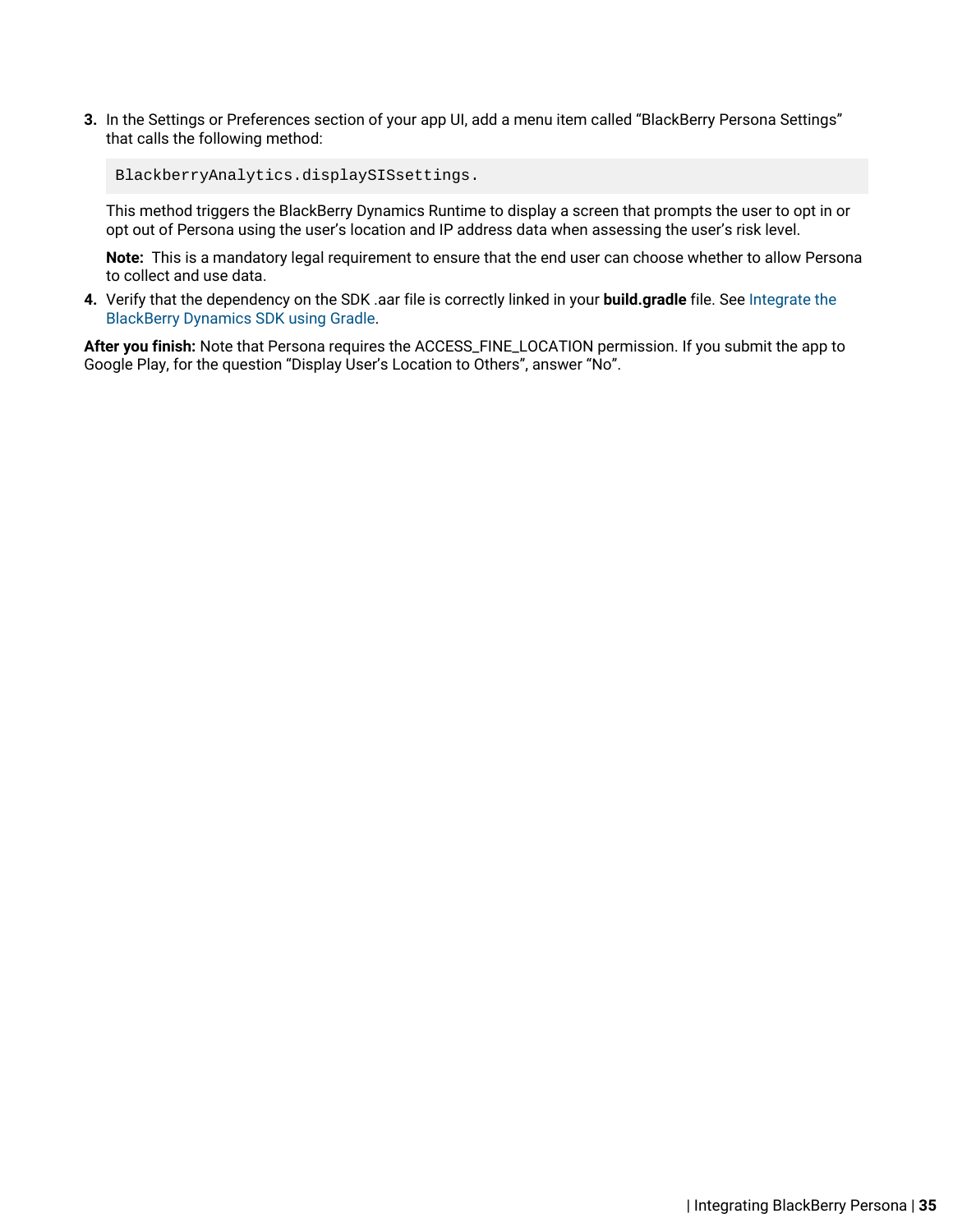3. In the Settings or Preferences section of your app UI, add a menu item called “BlackBerry Persona Settings” that calls the following method:

   ```
   BlackberryAnalytics.displaySISsettings.
   ```

   This method triggers the BlackBerry Dynamics Runtime to display a screen that prompts the user to opt in or opt out of Persona using the user’s location and IP address data when assessing the user’s risk level.

   **Note:** This is a mandatory legal requirement to ensure that the end user can choose whether to allow Persona to collect and use data.

4. Verify that the dependency on the SDK .aar file is correctly linked in your **build.gradle** file. See Integrate the BlackBerry Dynamics SDK using Gradle.

**After you finish:** Note that Persona requires the ACCESS_FINE_LOCATION permission. If you submit the app to Google Play, for the question “Display User’s Location to Others”, answer “No”.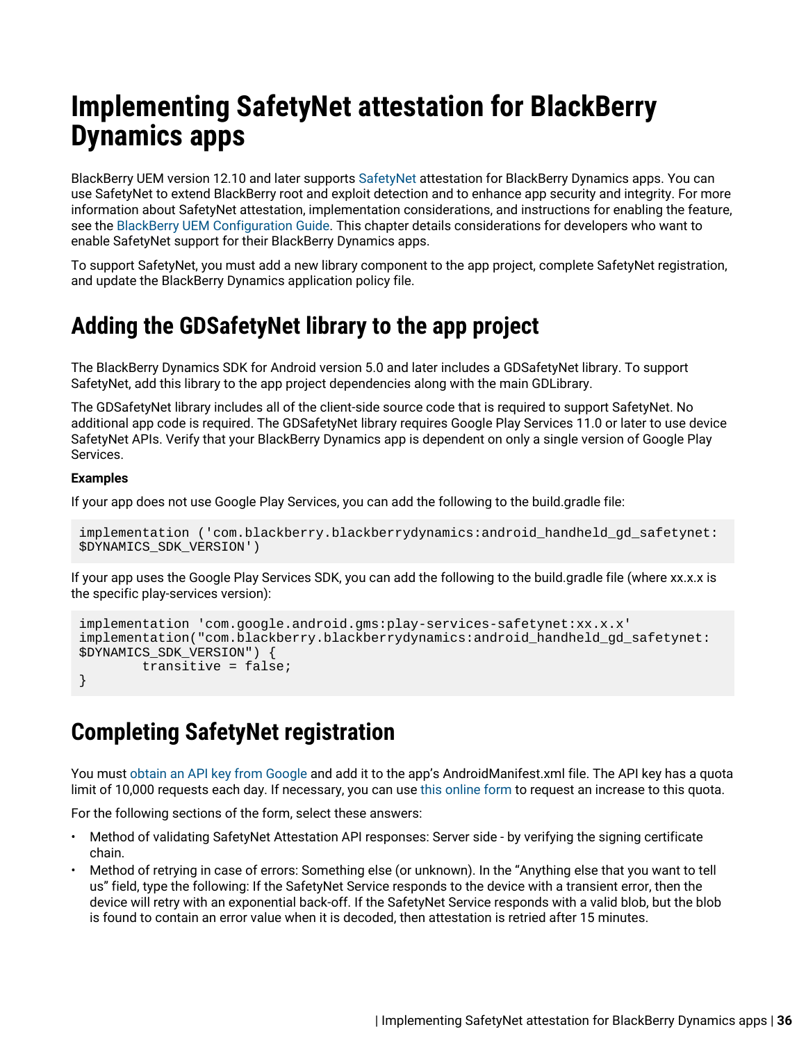# Implementing SafetyNet attestation for BlackBerry Dynamics apps

BlackBerry UEM version 12.10 and later supports SafetyNet attestation for BlackBerry Dynamics apps. You can use SafetyNet to extend BlackBerry root and exploit detection and to enhance app security and integrity. For more information about SafetyNet attestation, implementation considerations, and instructions for enabling the feature, see the BlackBerry UEM Configuration Guide. This chapter details considerations for developers who want to enable SafetyNet support for their BlackBerry Dynamics apps.

To support SafetyNet, you must add a new library component to the app project, complete SafetyNet registration, and update the BlackBerry Dynamics application policy file.

## Adding the GDSafetyNet library to the app project

The BlackBerry Dynamics SDK for Android version 5.0 and later includes a GDSafetyNet library. To support SafetyNet, add this library to the app project dependencies along with the main GDLibrary.

The GDSafetyNet library includes all of the client-side source code that is required to support SafetyNet. No additional app code is required. The GDSafetyNet library requires Google Play Services 11.0 or later to use device SafetyNet APIs. Verify that your BlackBerry Dynamics app is dependent on only a single version of Google Play Services.

**Examples**

If your app does not use Google Play Services, you can add the following to the build.gradle file:

```
implementation ('com.blackberry.blackberrydynamics:android_handheld_gd_safetynet:
$DYNAMICS_SDK_VERSION')
```

If your app uses the Google Play Services SDK, you can add the following to the build.gradle file (where xx.x.x is the specific play-services version):

```
implementation 'com.google.android.gms:play-services-safetynet:xx.x.x'
implementation("com.blackberry.blackberrydynamics:android_handheld_gd_safetynet:
$DYNAMICS_SDK_VERSION") {
        transitive = false;
}
```

## Completing SafetyNet registration

You must obtain an API key from Google and add it to the app's AndroidManifest.xml file. The API key has a quota limit of 10,000 requests each day. If necessary, you can use this online form to request an increase to this quota.

For the following sections of the form, select these answers:

- Method of validating SafetyNet Attestation API responses: Server side - by verifying the signing certificate chain.
- Method of retrying in case of errors: Something else (or unknown). In the "Anything else that you want to tell us" field, type the following: If the SafetyNet Service responds to the device with a transient error, then the device will retry with an exponential back-off. If the SafetyNet Service responds with a valid blob, but the blob is found to contain an error value when it is decoded, then attestation is retried after 15 minutes.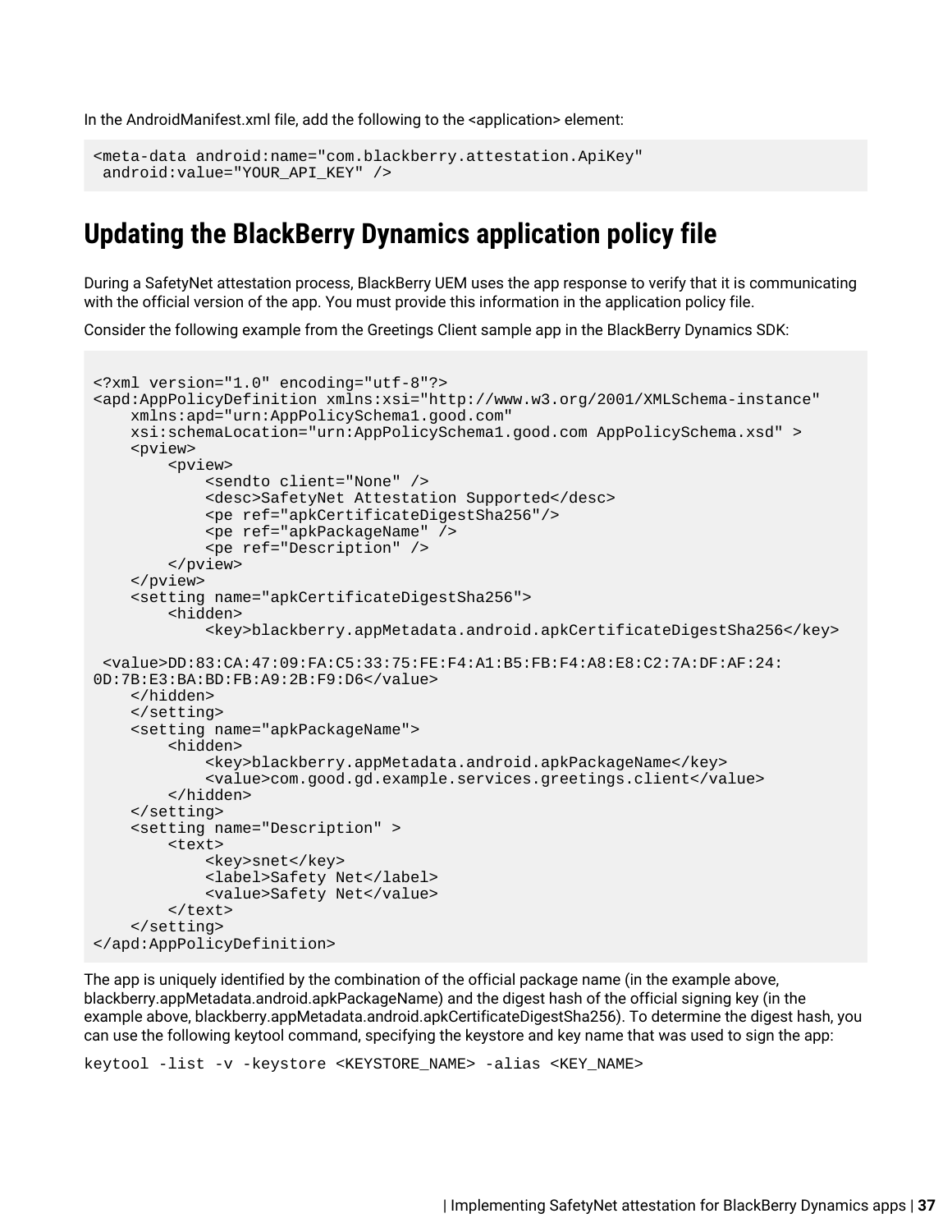In the AndroidManifest.xml file, add the following to the <application> element:

```
<meta-data android:name="com.blackberry.attestation.ApiKey"
 android:value="YOUR_API_KEY" />
```

## Updating the BlackBerry Dynamics application policy file

During a SafetyNet attestation process, BlackBerry UEM uses the app response to verify that it is communicating with the official version of the app. You must provide this information in the application policy file.

Consider the following example from the Greetings Client sample app in the BlackBerry Dynamics SDK:

```
<?xml version="1.0" encoding="utf-8"?>
<apd:AppPolicyDefinition xmlns:xsi="http://www.w3.org/2001/XMLSchema-instance"
    xmlns:apd="urn:AppPolicySchema1.good.com"
    xsi:schemaLocation="urn:AppPolicySchema1.good.com AppPolicySchema.xsd" >
    <pview>
        <pview>
            <sendto client="None" />
            <desc>SafetyNet Attestation Supported</desc>
            <pe ref="apkCertificateDigestSha256"/>
            <pe ref="apkPackageName" />
            <pe ref="Description" />
        </pview>
    </pview>
    <setting name="apkCertificateDigestSha256">
        <hidden>
            <key>blackberry.appMetadata.android.apkCertificateDigestSha256</key>

 <value>DD:83:CA:47:09:FA:C5:33:75:FE:F4:A1:B5:FB:F4:A8:E8:C2:7A:DF:AF:24:
0D:7B:E3:BA:BD:FB:A9:2B:F9:D6</value>
    </hidden>
    </setting>
    <setting name="apkPackageName">
        <hidden>
            <key>blackberry.appMetadata.android.apkPackageName</key>
            <value>com.good.gd.example.services.greetings.client</value>
        </hidden>
    </setting>
    <setting name="Description" >
        <text>
            <key>snet</key>
            <label>Safety Net</label>
            <value>Safety Net</value>
        </text>
    </setting>
</apd:AppPolicyDefinition>
```

The app is uniquely identified by the combination of the official package name (in the example above, blackberry.appMetadata.android.apkPackageName) and the digest hash of the official signing key (in the example above, blackberry.appMetadata.android.apkCertificateDigestSha256). To determine the digest hash, you can use the following keytool command, specifying the keystore and key name that was used to sign the app:

```
keytool -list -v -keystore <KEYSTORE_NAME> -alias <KEY_NAME>
```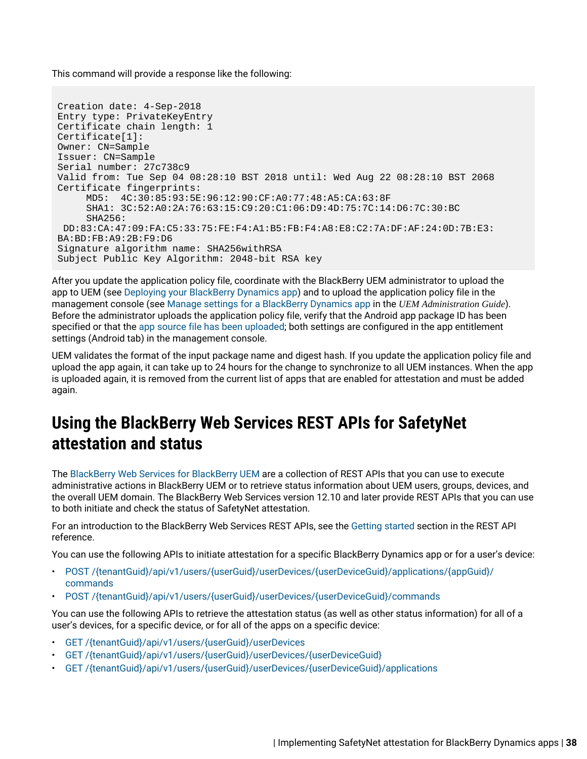This command will provide a response like the following:

```
Creation date: 4-Sep-2018
Entry type: PrivateKeyEntry
Certificate chain length: 1
Certificate[1]:
Owner: CN=Sample
Issuer: CN=Sample
Serial number: 27c738c9
Valid from: Tue Sep 04 08:28:10 BST 2018 until: Wed Aug 22 08:28:10 BST 2068
Certificate fingerprints:
     MD5:  4C:30:85:93:5E:96:12:90:CF:A0:77:48:A5:CA:63:8F
     SHA1: 3C:52:A0:2A:76:63:15:C9:20:C1:06:D9:4D:75:7C:14:D6:7C:30:BC
     SHA256:
 DD:83:CA:47:09:FA:C5:33:75:FE:F4:A1:B5:FB:F4:A8:E8:C2:7A:DF:AF:24:0D:7B:E3:
BA:BD:FB:A9:2B:F9:D6
Signature algorithm name: SHA256withRSA
Subject Public Key Algorithm: 2048-bit RSA key
```

After you update the application policy file, coordinate with the BlackBerry UEM administrator to upload the app to UEM (see Deploying your BlackBerry Dynamics app) and to upload the application policy file in the management console (see Manage settings for a BlackBerry Dynamics app in the *UEM Administration Guide*). Before the administrator uploads the application policy file, verify that the Android app package ID has been specified or that the app source file has been uploaded; both settings are configured in the app entitlement settings (Android tab) in the management console.

UEM validates the format of the input package name and digest hash. If you update the application policy file and upload the app again, it can take up to 24 hours for the change to synchronize to all UEM instances. When the app is uploaded again, it is removed from the current list of apps that are enabled for attestation and must be added again.

## Using the BlackBerry Web Services REST APIs for SafetyNet attestation and status

The BlackBerry Web Services for BlackBerry UEM are a collection of REST APIs that you can use to execute administrative actions in BlackBerry UEM or to retrieve status information about UEM users, groups, devices, and the overall UEM domain. The BlackBerry Web Services version 12.10 and later provide REST APIs that you can use to both initiate and check the status of SafetyNet attestation.

For an introduction to the BlackBerry Web Services REST APIs, see the Getting started section in the REST API reference.

You can use the following APIs to initiate attestation for a specific BlackBerry Dynamics app or for a user’s device:

- POST /{tenantGuid}/api/v1/users/{userGuid}/userDevices/{userDeviceGuid}/applications/{appGuid}/commands
- POST /{tenantGuid}/api/v1/users/{userGuid}/userDevices/{userDeviceGuid}/commands

You can use the following APIs to retrieve the attestation status (as well as other status information) for all of a user’s devices, for a specific device, or for all of the apps on a specific device:

- GET /{tenantGuid}/api/v1/users/{userGuid}/userDevices
- GET /{tenantGuid}/api/v1/users/{userGuid}/userDevices/{userDeviceGuid}
- GET /{tenantGuid}/api/v1/users/{userGuid}/userDevices/{userDeviceGuid}/applications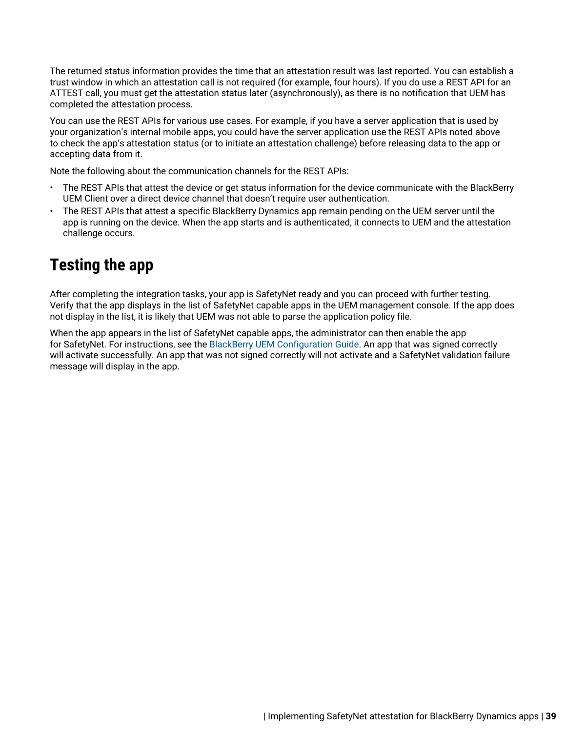The returned status information provides the time that an attestation result was last reported. You can establish a trust window in which an attestation call is not required (for example, four hours). If you do use a REST API for an ATTEST call, you must get the attestation status later (asynchronously), as there is no notification that UEM has completed the attestation process.

You can use the REST APIs for various use cases. For example, if you have a server application that is used by your organization's internal mobile apps, you could have the server application use the REST APIs noted above to check the app's attestation status (or to initiate an attestation challenge) before releasing data to the app or accepting data from it.

Note the following about the communication channels for the REST APIs:

- The REST APIs that attest the device or get status information for the device communicate with the BlackBerry UEM Client over a direct device channel that doesn't require user authentication.
- The REST APIs that attest a specific BlackBerry Dynamics app remain pending on the UEM server until the app is running on the device. When the app starts and is authenticated, it connects to UEM and the attestation challenge occurs.

# Testing the app

After completing the integration tasks, your app is SafetyNet ready and you can proceed with further testing. Verify that the app displays in the list of SafetyNet capable apps in the UEM management console. If the app does not display in the list, it is likely that UEM was not able to parse the application policy file.

When the app appears in the list of SafetyNet capable apps, the administrator can then enable the app for SafetyNet. For instructions, see the BlackBerry UEM Configuration Guide. An app that was signed correctly will activate successfully. An app that was not signed correctly will not activate and a SafetyNet validation failure message will display in the app.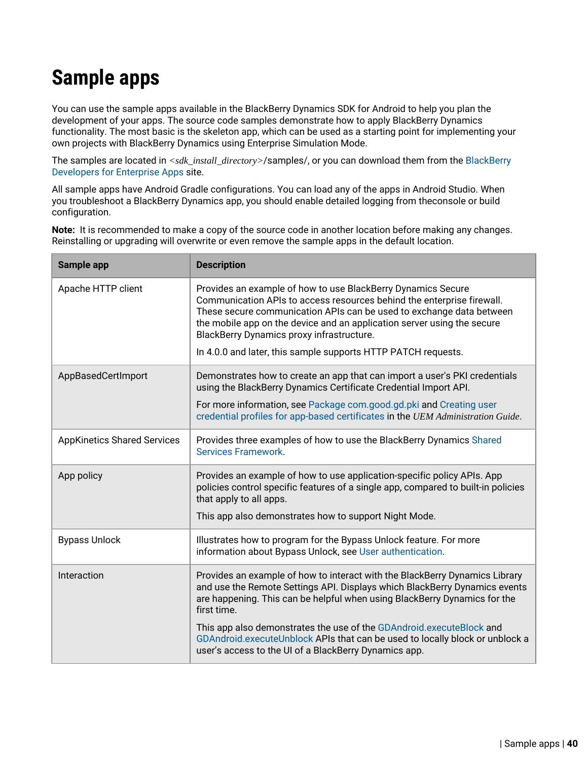# Sample apps

You can use the sample apps available in the BlackBerry Dynamics SDK for Android to help you plan the development of your apps. The source code samples demonstrate how to apply BlackBerry Dynamics functionality. The most basic is the skeleton app, which can be used as a starting point for implementing your own projects with BlackBerry Dynamics using Enterprise Simulation Mode.

The samples are located in *<sdk_install_directory>*/samples/, or you can download them from the BlackBerry Developers for Enterprise Apps site.

All sample apps have Android Gradle configurations. You can load any of the apps in Android Studio. When you troubleshoot a BlackBerry Dynamics app, you should enable detailed logging from theconsole or build configuration.

**Note:** It is recommended to make a copy of the source code in another location before making any changes. Reinstalling or upgrading will overwrite or even remove the sample apps in the default location.

| Sample app | Description |
|---|---|
| Apache HTTP client | Provides an example of how to use BlackBerry Dynamics Secure Communication APIs to access resources behind the enterprise firewall. These secure communication APIs can be used to exchange data between the mobile app on the device and an application server using the secure BlackBerry Dynamics proxy infrastructure.<br><br>In 4.0.0 and later, this sample supports HTTP PATCH requests. |
| AppBasedCertImport | Demonstrates how to create an app that can import a user's PKI credentials using the BlackBerry Dynamics Certificate Credential Import API.<br><br>For more information, see Package com.good.gd.pki and Creating user credential profiles for app-based certificates in the *UEM Administration Guide*. |
| AppKinetics Shared Services | Provides three examples of how to use the BlackBerry Dynamics Shared Services Framework. |
| App policy | Provides an example of how to use application-specific policy APIs. App policies control specific features of a single app, compared to built-in policies that apply to all apps.<br><br>This app also demonstrates how to support Night Mode. |
| Bypass Unlock | Illustrates how to program for the Bypass Unlock feature. For more information about Bypass Unlock, see User authentication. |
| Interaction | Provides an example of how to interact with the BlackBerry Dynamics Library and use the Remote Settings API. Displays which BlackBerry Dynamics events are happening. This can be helpful when using BlackBerry Dynamics for the first time.<br><br>This app also demonstrates the use of the GDAndroid.executeBlock and GDAndroid.executeUnblock APIs that can be used to locally block or unblock a user's access to the UI of a BlackBerry Dynamics app. |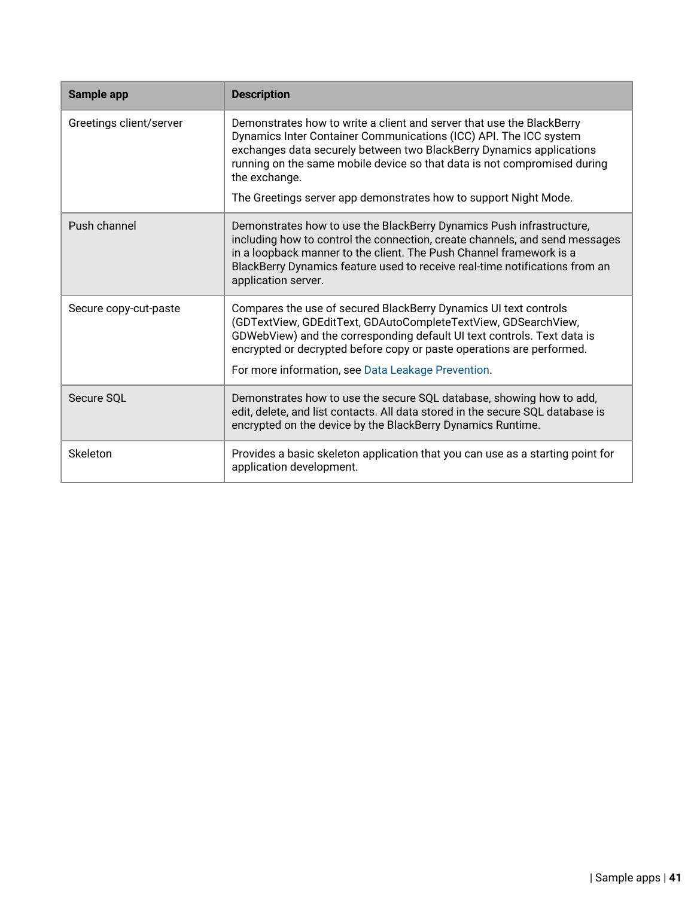| Sample app | Description |
| --- | --- |
| Greetings client/server | Demonstrates how to write a client and server that use the BlackBerry Dynamics Inter Container Communications (ICC) API. The ICC system exchanges data securely between two BlackBerry Dynamics applications running on the same mobile device so that data is not compromised during the exchange.<br><br>The Greetings server app demonstrates how to support Night Mode. |
| Push channel | Demonstrates how to use the BlackBerry Dynamics Push infrastructure, including how to control the connection, create channels, and send messages in a loopback manner to the client. The Push Channel framework is a BlackBerry Dynamics feature used to receive real-time notifications from an application server. |
| Secure copy-cut-paste | Compares the use of secured BlackBerry Dynamics UI text controls (GDTextView, GDEditText, GDAutoCompleteTextView, GDSearchView, GDWebView) and the corresponding default UI text controls. Text data is encrypted or decrypted before copy or paste operations are performed.<br><br>For more information, see Data Leakage Prevention. |
| Secure SQL | Demonstrates how to use the secure SQL database, showing how to add, edit, delete, and list contacts. All data stored in the secure SQL database is encrypted on the device by the BlackBerry Dynamics Runtime. |
| Skeleton | Provides a basic skeleton application that you can use as a starting point for application development. |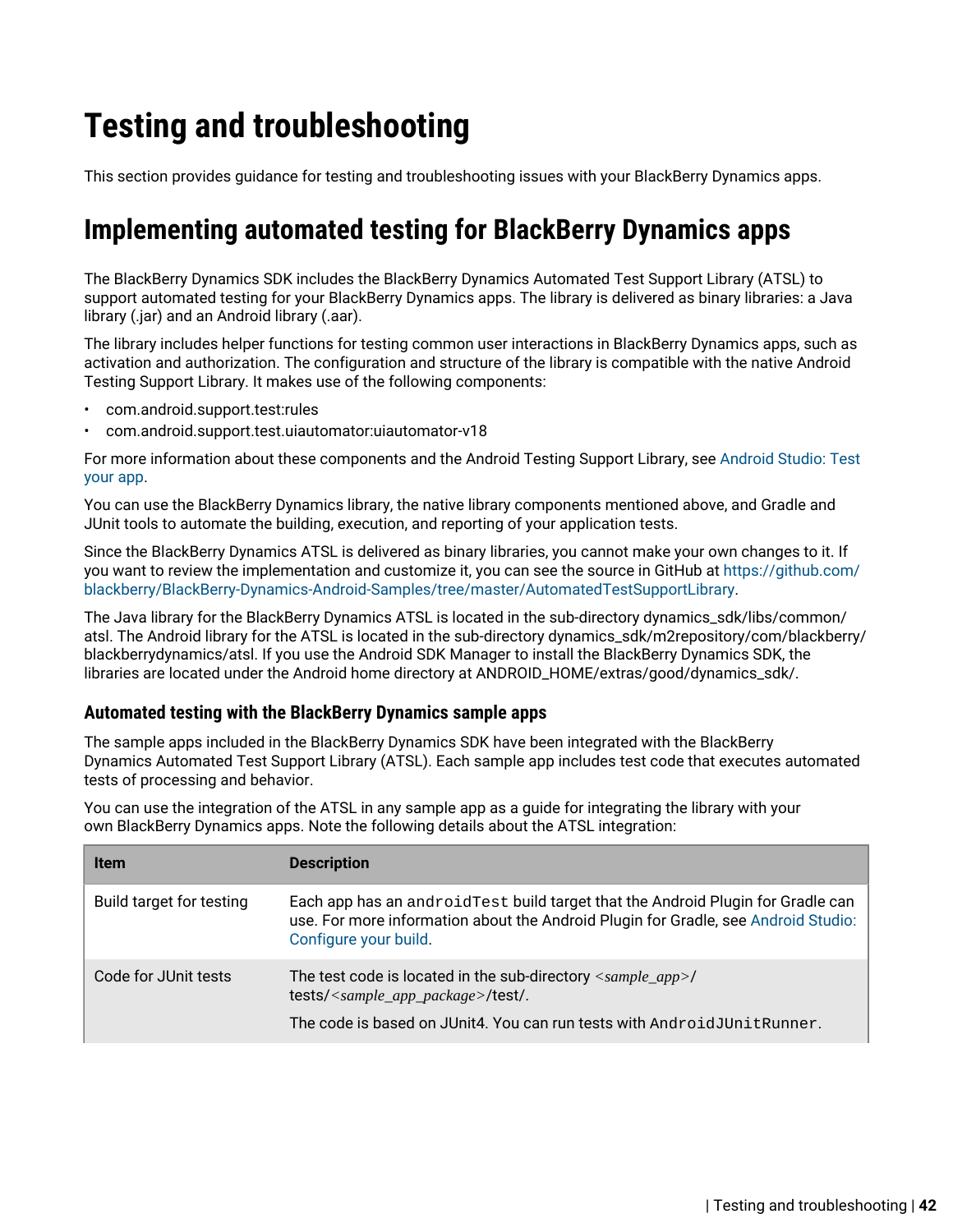# Testing and troubleshooting

This section provides guidance for testing and troubleshooting issues with your BlackBerry Dynamics apps.

## Implementing automated testing for BlackBerry Dynamics apps

The BlackBerry Dynamics SDK includes the BlackBerry Dynamics Automated Test Support Library (ATSL) to support automated testing for your BlackBerry Dynamics apps. The library is delivered as binary libraries: a Java library (.jar) and an Android library (.aar).

The library includes helper functions for testing common user interactions in BlackBerry Dynamics apps, such as activation and authorization. The configuration and structure of the library is compatible with the native Android Testing Support Library. It makes use of the following components:

- com.android.support.test:rules
- com.android.support.test.uiautomator:uiautomator-v18

For more information about these components and the Android Testing Support Library, see Android Studio: Test your app.

You can use the BlackBerry Dynamics library, the native library components mentioned above, and Gradle and JUnit tools to automate the building, execution, and reporting of your application tests.

Since the BlackBerry Dynamics ATSL is delivered as binary libraries, you cannot make your own changes to it. If you want to review the implementation and customize it, you can see the source in GitHub at https://github.com/blackberry/BlackBerry-Dynamics-Android-Samples/tree/master/AutomatedTestSupportLibrary.

The Java library for the BlackBerry Dynamics ATSL is located in the sub-directory dynamics_sdk/libs/common/atsl. The Android library for the ATSL is located in the sub-directory dynamics_sdk/m2repository/com/blackberry/blackberrydynamics/atsl. If you use the Android SDK Manager to install the BlackBerry Dynamics SDK, the libraries are located under the Android home directory at ANDROID_HOME/extras/good/dynamics_sdk/.

### Automated testing with the BlackBerry Dynamics sample apps

The sample apps included in the BlackBerry Dynamics SDK have been integrated with the BlackBerry Dynamics Automated Test Support Library (ATSL). Each sample app includes test code that executes automated tests of processing and behavior.

You can use the integration of the ATSL in any sample app as a guide for integrating the library with your own BlackBerry Dynamics apps. Note the following details about the ATSL integration:

| Item | Description |
|---|---|
| Build target for testing | Each app has an `androidTest` build target that the Android Plugin for Gradle can use. For more information about the Android Plugin for Gradle, see Android Studio: Configure your build. |
| Code for JUnit tests | The test code is located in the sub-directory *<sample_app>*/tests/*<sample_app_package>*/test/.<br><br>The code is based on JUnit4. You can run tests with `AndroidJUnitRunner`. |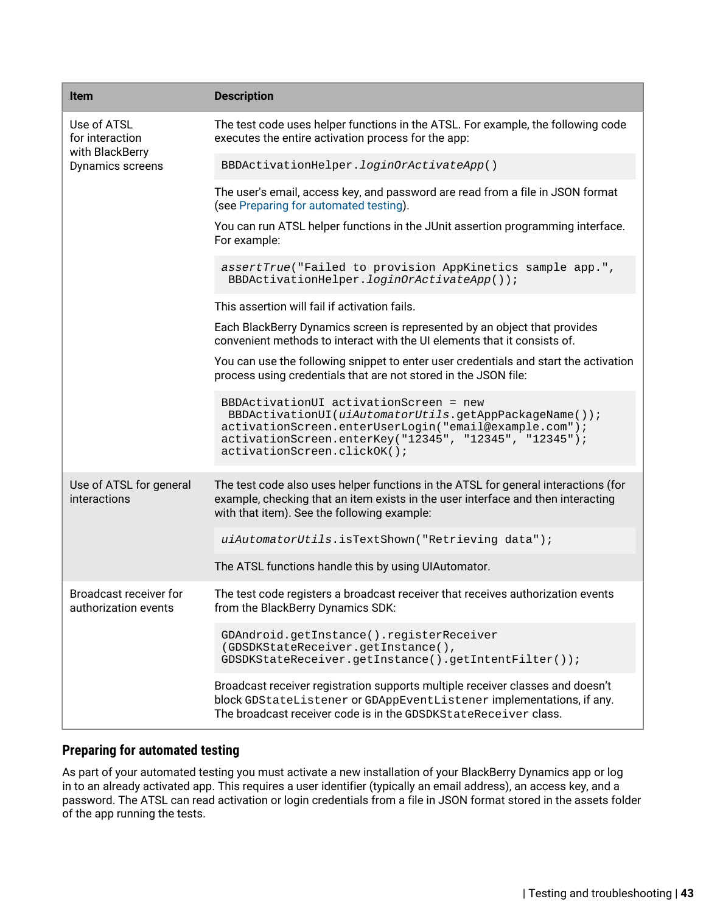| Item | Description |
| --- | --- |
| Use of ATSL for interaction with BlackBerry Dynamics screens | The test code uses helper functions in the ATSL. For example, the following code executes the entire activation process for the app: `BBDActivationHelper.loginOrActivateApp()` The user's email, access key, and password are read from a file in JSON format (see Preparing for automated testing). You can run ATSL helper functions in the JUnit assertion programming interface. For example: `assertTrue("Failed to provision AppKinetics sample app.", BBDActivationHelper.loginOrActivateApp());` This assertion will fail if activation fails. Each BlackBerry Dynamics screen is represented by an object that provides convenient methods to interact with the UI elements that it consists of. You can use the following snippet to enter user credentials and start the activation process using credentials that are not stored in the JSON file: `BBDActivationUI activationScreen = new BBDActivationUI(uiAutomatorUtils.getAppPackageName()); activationScreen.enterUserLogin("email@example.com"); activationScreen.enterKey("12345", "12345", "12345"); activationScreen.clickOK();` |
| Use of ATSL for general interactions | The test code also uses helper functions in the ATSL for general interactions (for example, checking that an item exists in the user interface and then interacting with that item). See the following example: `uiAutomatorUtils.isTextShown("Retrieving data");` The ATSL functions handle this by using UIAutomator. |
| Broadcast receiver for authorization events | The test code registers a broadcast receiver that receives authorization events from the BlackBerry Dynamics SDK: `GDAndroid.getInstance().registerReceiver (GDSDKStateReceiver.getInstance(), GDSDKStateReceiver.getInstance().getIntentFilter());` Broadcast receiver registration supports multiple receiver classes and doesn't block `GDStateListener` or `GDAppEventListener` implementations, if any. The broadcast receiver code is in the `GDSDKStateReceiver` class. |

## Preparing for automated testing

As part of your automated testing you must activate a new installation of your BlackBerry Dynamics app or log in to an already activated app. This requires a user identifier (typically an email address), an access key, and a password. The ATSL can read activation or login credentials from a file in JSON format stored in the assets folder of the app running the tests.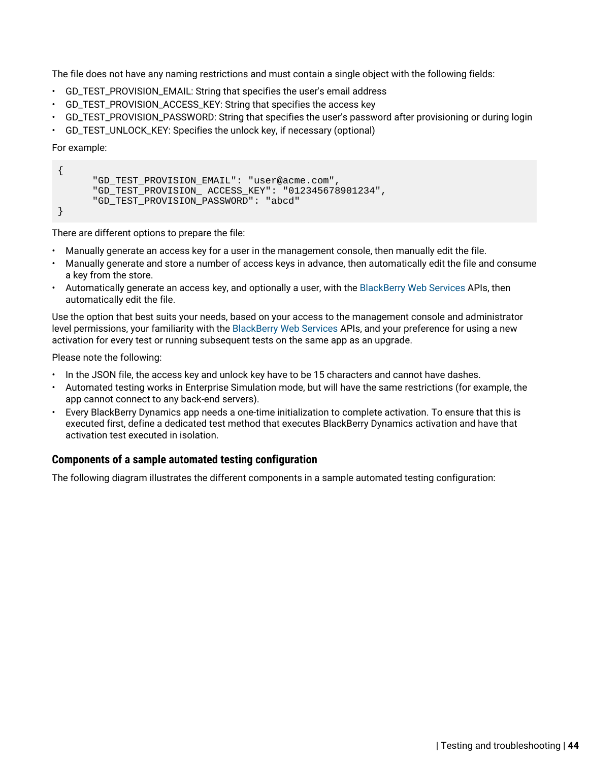The file does not have any naming restrictions and must contain a single object with the following fields:

- GD_TEST_PROVISION_EMAIL: String that specifies the user's email address
- GD_TEST_PROVISION_ACCESS_KEY: String that specifies the access key
- GD_TEST_PROVISION_PASSWORD: String that specifies the user's password after provisioning or during login
- GD_TEST_UNLOCK_KEY: Specifies the unlock key, if necessary (optional)

For example:

```
{
      "GD_TEST_PROVISION_EMAIL": "user@acme.com",
      "GD_TEST_PROVISION_ ACCESS_KEY": "012345678901234",
      "GD_TEST_PROVISION_PASSWORD": "abcd"
}
```

There are different options to prepare the file:

- Manually generate an access key for a user in the management console, then manually edit the file.
- Manually generate and store a number of access keys in advance, then automatically edit the file and consume a key from the store.
- Automatically generate an access key, and optionally a user, with the BlackBerry Web Services APIs, then automatically edit the file.

Use the option that best suits your needs, based on your access to the management console and administrator level permissions, your familiarity with the BlackBerry Web Services APIs, and your preference for using a new activation for every test or running subsequent tests on the same app as an upgrade.

Please note the following:

- In the JSON file, the access key and unlock key have to be 15 characters and cannot have dashes.
- Automated testing works in Enterprise Simulation mode, but will have the same restrictions (for example, the app cannot connect to any back-end servers).
- Every BlackBerry Dynamics app needs a one-time initialization to complete activation. To ensure that this is executed first, define a dedicated test method that executes BlackBerry Dynamics activation and have that activation test executed in isolation.

### Components of a sample automated testing configuration

The following diagram illustrates the different components in a sample automated testing configuration: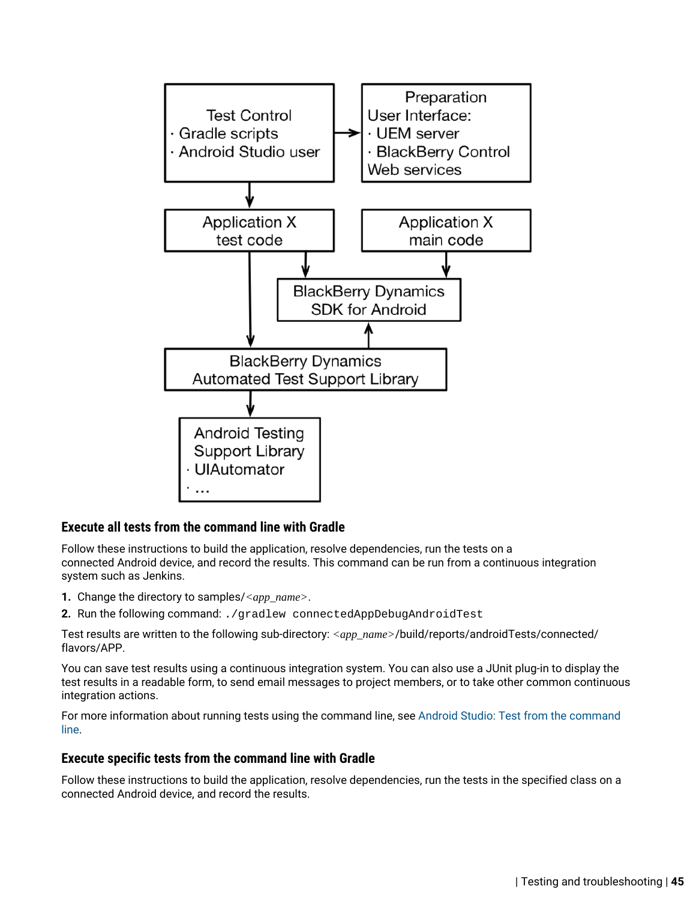### Execute all tests from the command line with Gradle

Follow these instructions to build the application, resolve dependencies, run the tests on a connected Android device, and record the results. This command can be run from a continuous integration system such as Jenkins.

1. Change the directory to samples/*<app_name>*.
2. Run the following command: `./gradlew connectedAppDebugAndroidTest`

Test results are written to the following sub-directory: *<app_name>*/build/reports/androidTests/connected/flavors/APP.

You can save test results using a continuous integration system. You can also use a JUnit plug-in to display the test results in a readable form, to send email messages to project members, or to take other common continuous integration actions.

For more information about running tests using the command line, see Android Studio: Test from the command line.

### Execute specific tests from the command line with Gradle

Follow these instructions to build the application, resolve dependencies, run the tests in the specified class on a connected Android device, and record the results.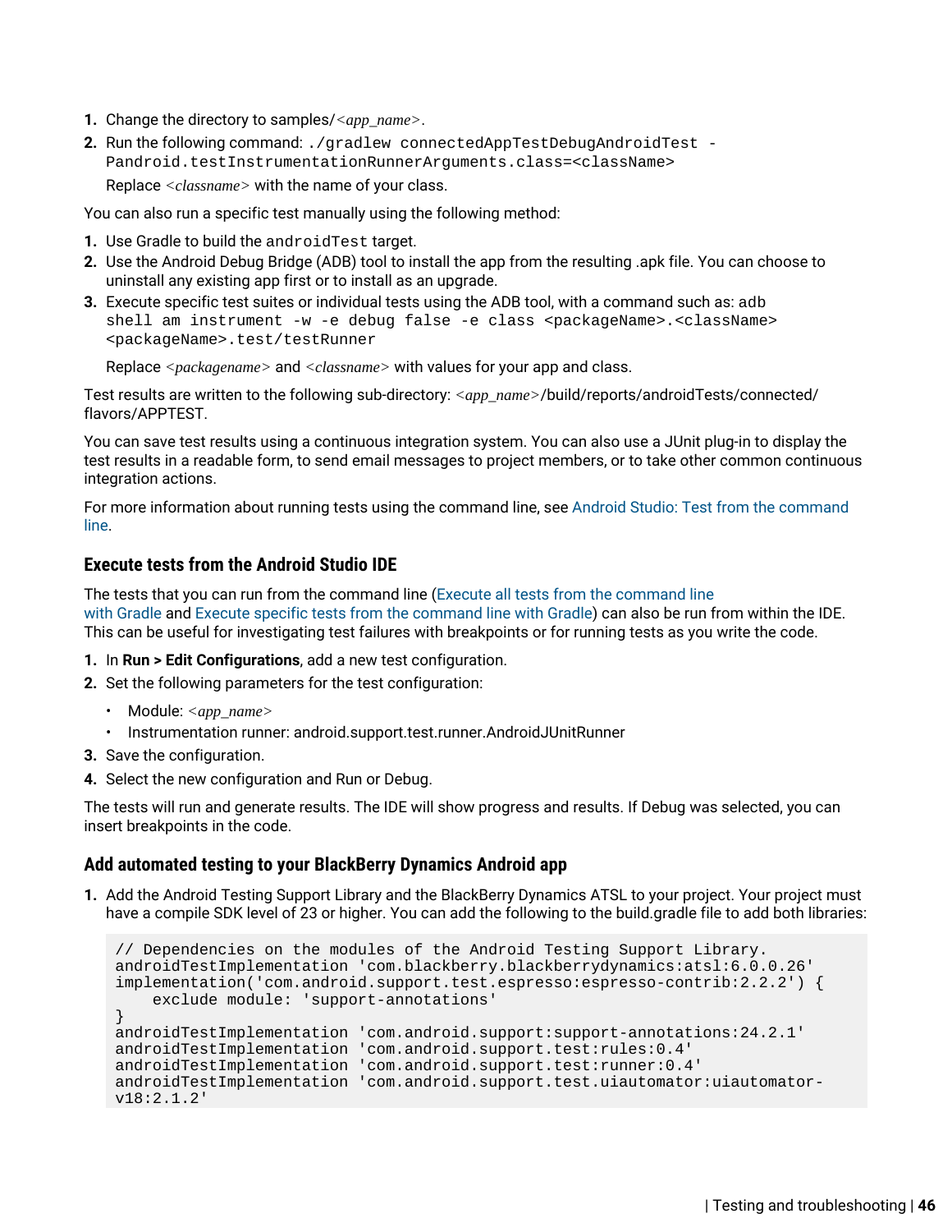1. Change the directory to samples/*<app_name>*.
2. Run the following command: `./gradlew connectedAppTestDebugAndroidTest -Pandroid.testInstrumentationRunnerArguments.class=<className>`

   Replace *<classname>* with the name of your class.

You can also run a specific test manually using the following method:

1. Use Gradle to build the `androidTest` target.
2. Use the Android Debug Bridge (ADB) tool to install the app from the resulting .apk file. You can choose to uninstall any existing app first or to install as an upgrade.
3. Execute specific test suites or individual tests using the ADB tool, with a command such as: `adb shell am instrument -w -e debug false -e class <packageName>.<className> <packageName>.test/testRunner`

   Replace *<packagename>* and *<classname>* with values for your app and class.

Test results are written to the following sub-directory: *<app_name>*/build/reports/androidTests/connected/flavors/APPTEST.

You can save test results using a continuous integration system. You can also use a JUnit plug-in to display the test results in a readable form, to send email messages to project members, or to take other common continuous integration actions.

For more information about running tests using the command line, see Android Studio: Test from the command line.

### Execute tests from the Android Studio IDE

The tests that you can run from the command line (Execute all tests from the command line with Gradle and Execute specific tests from the command line with Gradle) can also be run from within the IDE. This can be useful for investigating test failures with breakpoints or for running tests as you write the code.

1. In **Run > Edit Configurations**, add a new test configuration.
2. Set the following parameters for the test configuration:
   - Module: *<app_name>*
   - Instrumentation runner: android.support.test.runner.AndroidJUnitRunner
3. Save the configuration.
4. Select the new configuration and Run or Debug.

The tests will run and generate results. The IDE will show progress and results. If Debug was selected, you can insert breakpoints in the code.

### Add automated testing to your BlackBerry Dynamics Android app

1. Add the Android Testing Support Library and the BlackBerry Dynamics ATSL to your project. Your project must have a compile SDK level of 23 or higher. You can add the following to the build.gradle file to add both libraries:

```
// Dependencies on the modules of the Android Testing Support Library.
androidTestImplementation 'com.blackberry.blackberrydynamics:atsl:6.0.0.26'
implementation('com.android.support.test.espresso:espresso-contrib:2.2.2') {
    exclude module: 'support-annotations'
}
androidTestImplementation 'com.android.support:support-annotations:24.2.1'
androidTestImplementation 'com.android.support.test:rules:0.4'
androidTestImplementation 'com.android.support.test:runner:0.4'
androidTestImplementation 'com.android.support.test.uiautomator:uiautomator-v18:2.1.2'
```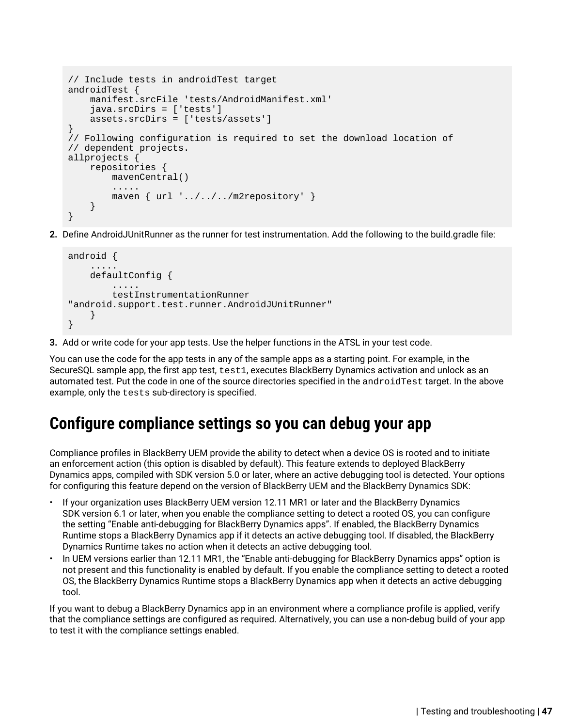```
// Include tests in androidTest target
androidTest {
    manifest.srcFile 'tests/AndroidManifest.xml'
    java.srcDirs = ['tests']
    assets.srcDirs = ['tests/assets']
}
// Following configuration is required to set the download location of
// dependent projects.
allprojects {
    repositories {
        mavenCentral()
        .....
        maven { url '../../../m2repository' }
    }
}
```

2. Define AndroidJUnitRunner as the runner for test instrumentation. Add the following to the build.gradle file:

```
android {
    .....
    defaultConfig {
        .....
        testInstrumentationRunner
"android.support.test.runner.AndroidJUnitRunner"
    }
}
```

3. Add or write code for your app tests. Use the helper functions in the ATSL in your test code.

You can use the code for the app tests in any of the sample apps as a starting point. For example, in the SecureSQL sample app, the first app test, `test1`, executes BlackBerry Dynamics activation and unlock as an automated test. Put the code in one of the source directories specified in the `androidTest` target. In the above example, only the `tests` sub-directory is specified.

## Configure compliance settings so you can debug your app

Compliance profiles in BlackBerry UEM provide the ability to detect when a device OS is rooted and to initiate an enforcement action (this option is disabled by default). This feature extends to deployed BlackBerry Dynamics apps, compiled with SDK version 5.0 or later, where an active debugging tool is detected. Your options for configuring this feature depend on the version of BlackBerry UEM and the BlackBerry Dynamics SDK:

- If your organization uses BlackBerry UEM version 12.11 MR1 or later and the BlackBerry Dynamics SDK version 6.1 or later, when you enable the compliance setting to detect a rooted OS, you can configure the setting “Enable anti-debugging for BlackBerry Dynamics apps”. If enabled, the BlackBerry Dynamics Runtime stops a BlackBerry Dynamics app if it detects an active debugging tool. If disabled, the BlackBerry Dynamics Runtime takes no action when it detects an active debugging tool.
- In UEM versions earlier than 12.11 MR1, the “Enable anti-debugging for BlackBerry Dynamics apps” option is not present and this functionality is enabled by default. If you enable the compliance setting to detect a rooted OS, the BlackBerry Dynamics Runtime stops a BlackBerry Dynamics app when it detects an active debugging tool.

If you want to debug a BlackBerry Dynamics app in an environment where a compliance profile is applied, verify that the compliance settings are configured as required. Alternatively, you can use a non-debug build of your app to test it with the compliance settings enabled.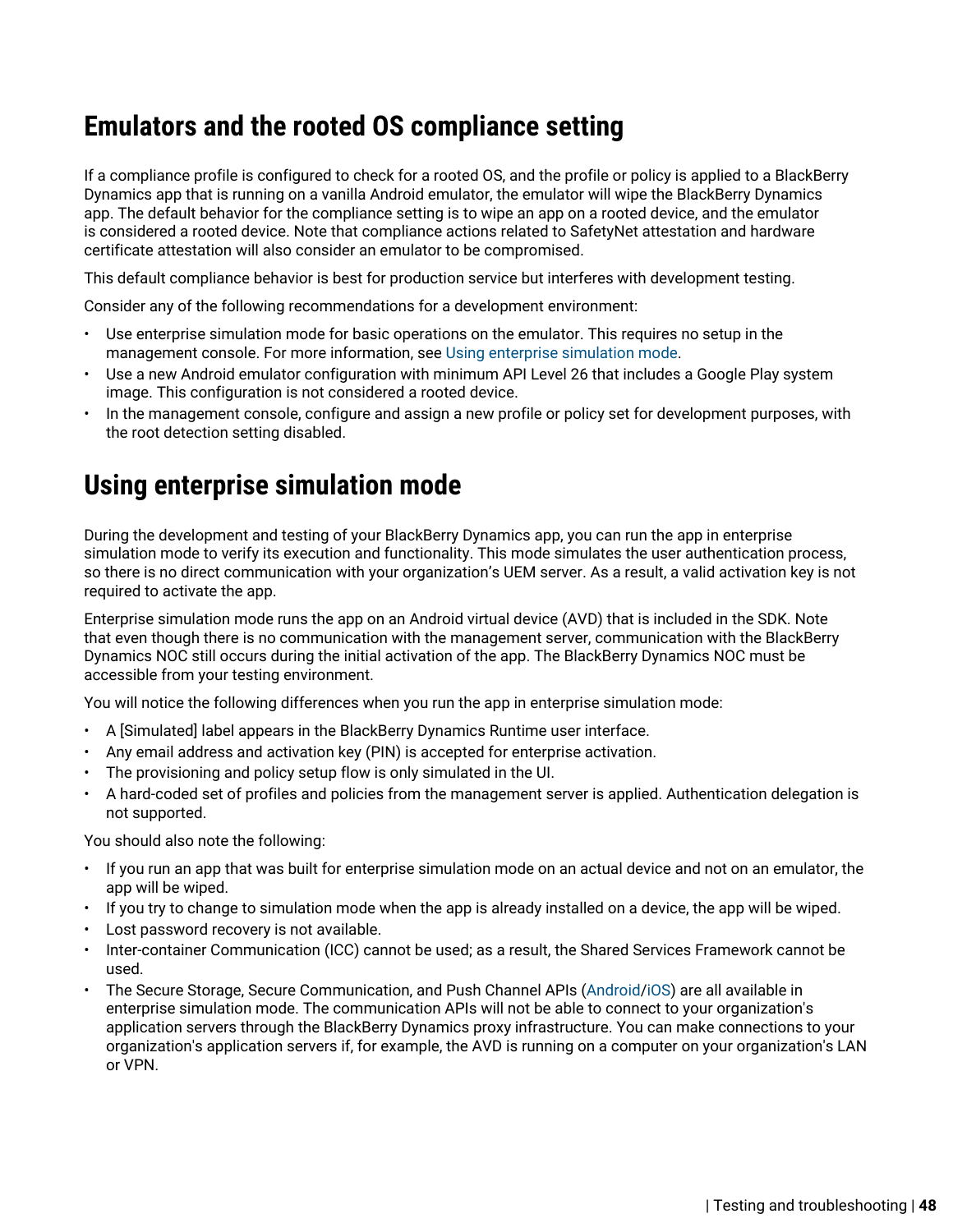# Emulators and the rooted OS compliance setting

If a compliance profile is configured to check for a rooted OS, and the profile or policy is applied to a BlackBerry Dynamics app that is running on a vanilla Android emulator, the emulator will wipe the BlackBerry Dynamics app. The default behavior for the compliance setting is to wipe an app on a rooted device, and the emulator is considered a rooted device. Note that compliance actions related to SafetyNet attestation and hardware certificate attestation will also consider an emulator to be compromised.

This default compliance behavior is best for production service but interferes with development testing.

Consider any of the following recommendations for a development environment:

- Use enterprise simulation mode for basic operations on the emulator. This requires no setup in the management console. For more information, see Using enterprise simulation mode.
- Use a new Android emulator configuration with minimum API Level 26 that includes a Google Play system image. This configuration is not considered a rooted device.
- In the management console, configure and assign a new profile or policy set for development purposes, with the root detection setting disabled.

# Using enterprise simulation mode

During the development and testing of your BlackBerry Dynamics app, you can run the app in enterprise simulation mode to verify its execution and functionality. This mode simulates the user authentication process, so there is no direct communication with your organization's UEM server. As a result, a valid activation key is not required to activate the app.

Enterprise simulation mode runs the app on an Android virtual device (AVD) that is included in the SDK. Note that even though there is no communication with the management server, communication with the BlackBerry Dynamics NOC still occurs during the initial activation of the app. The BlackBerry Dynamics NOC must be accessible from your testing environment.

You will notice the following differences when you run the app in enterprise simulation mode:

- A [Simulated] label appears in the BlackBerry Dynamics Runtime user interface.
- Any email address and activation key (PIN) is accepted for enterprise activation.
- The provisioning and policy setup flow is only simulated in the UI.
- A hard-coded set of profiles and policies from the management server is applied. Authentication delegation is not supported.

You should also note the following:

- If you run an app that was built for enterprise simulation mode on an actual device and not on an emulator, the app will be wiped.
- If you try to change to simulation mode when the app is already installed on a device, the app will be wiped.
- Lost password recovery is not available.
- Inter-container Communication (ICC) cannot be used; as a result, the Shared Services Framework cannot be used.
- The Secure Storage, Secure Communication, and Push Channel APIs (Android/iOS) are all available in enterprise simulation mode. The communication APIs will not be able to connect to your organization's application servers through the BlackBerry Dynamics proxy infrastructure. You can make connections to your organization's application servers if, for example, the AVD is running on a computer on your organization's LAN or VPN.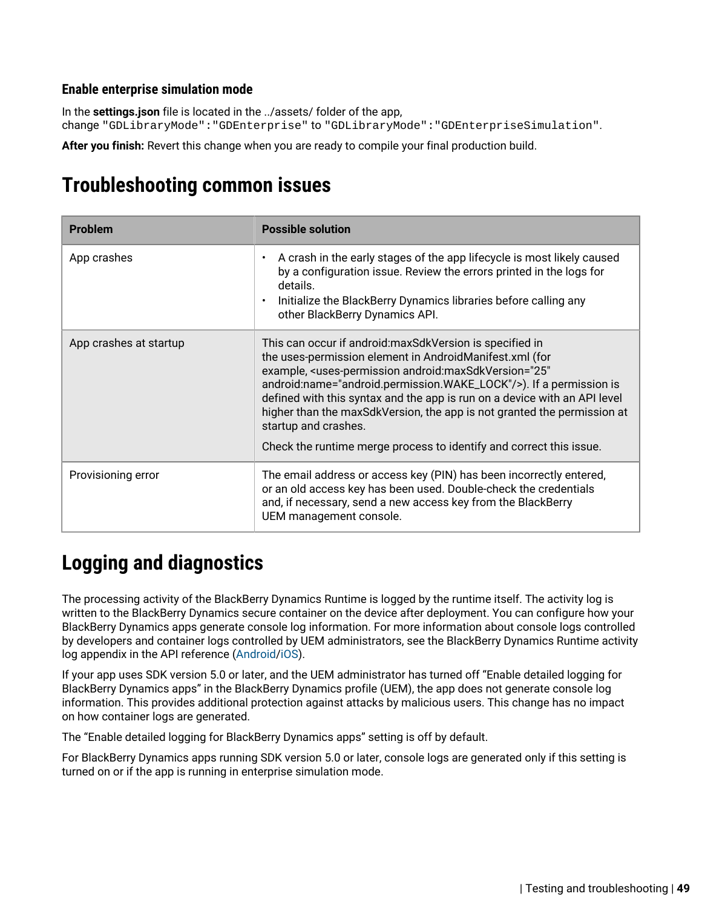### Enable enterprise simulation mode

In the **settings.json** file is located in the ../assets/ folder of the app, change `"GDLibraryMode":"GDEnterprise"` to `"GDLibraryMode":"GDEnterpriseSimulation"`.

**After you finish:** Revert this change when you are ready to compile your final production build.

# Troubleshooting common issues

| Problem | Possible solution |
| --- | --- |
| App crashes | • A crash in the early stages of the app lifecycle is most likely caused by a configuration issue. Review the errors printed in the logs for details.<br>• Initialize the BlackBerry Dynamics libraries before calling any other BlackBerry Dynamics API. |
| App crashes at startup | This can occur if android:maxSdkVersion is specified in the uses-permission element in AndroidManifest.xml (for example, <uses-permission android:maxSdkVersion="25" android:name="android.permission.WAKE_LOCK"/>). If a permission is defined with this syntax and the app is run on a device with an API level higher than the maxSdkVersion, the app is not granted the permission at startup and crashes.<br><br>Check the runtime merge process to identify and correct this issue. |
| Provisioning error | The email address or access key (PIN) has been incorrectly entered, or an old access key has been used. Double-check the credentials and, if necessary, send a new access key from the BlackBerry UEM management console. |

# Logging and diagnostics

The processing activity of the BlackBerry Dynamics Runtime is logged by the runtime itself. The activity log is written to the BlackBerry Dynamics secure container on the device after deployment. You can configure how your BlackBerry Dynamics apps generate console log information. For more information about console logs controlled by developers and container logs controlled by UEM administrators, see the BlackBerry Dynamics Runtime activity log appendix in the API reference (Android/iOS).

If your app uses SDK version 5.0 or later, and the UEM administrator has turned off "Enable detailed logging for BlackBerry Dynamics apps" in the BlackBerry Dynamics profile (UEM), the app does not generate console log information. This provides additional protection against attacks by malicious users. This change has no impact on how container logs are generated.

The "Enable detailed logging for BlackBerry Dynamics apps" setting is off by default.

For BlackBerry Dynamics apps running SDK version 5.0 or later, console logs are generated only if this setting is turned on or if the app is running in enterprise simulation mode.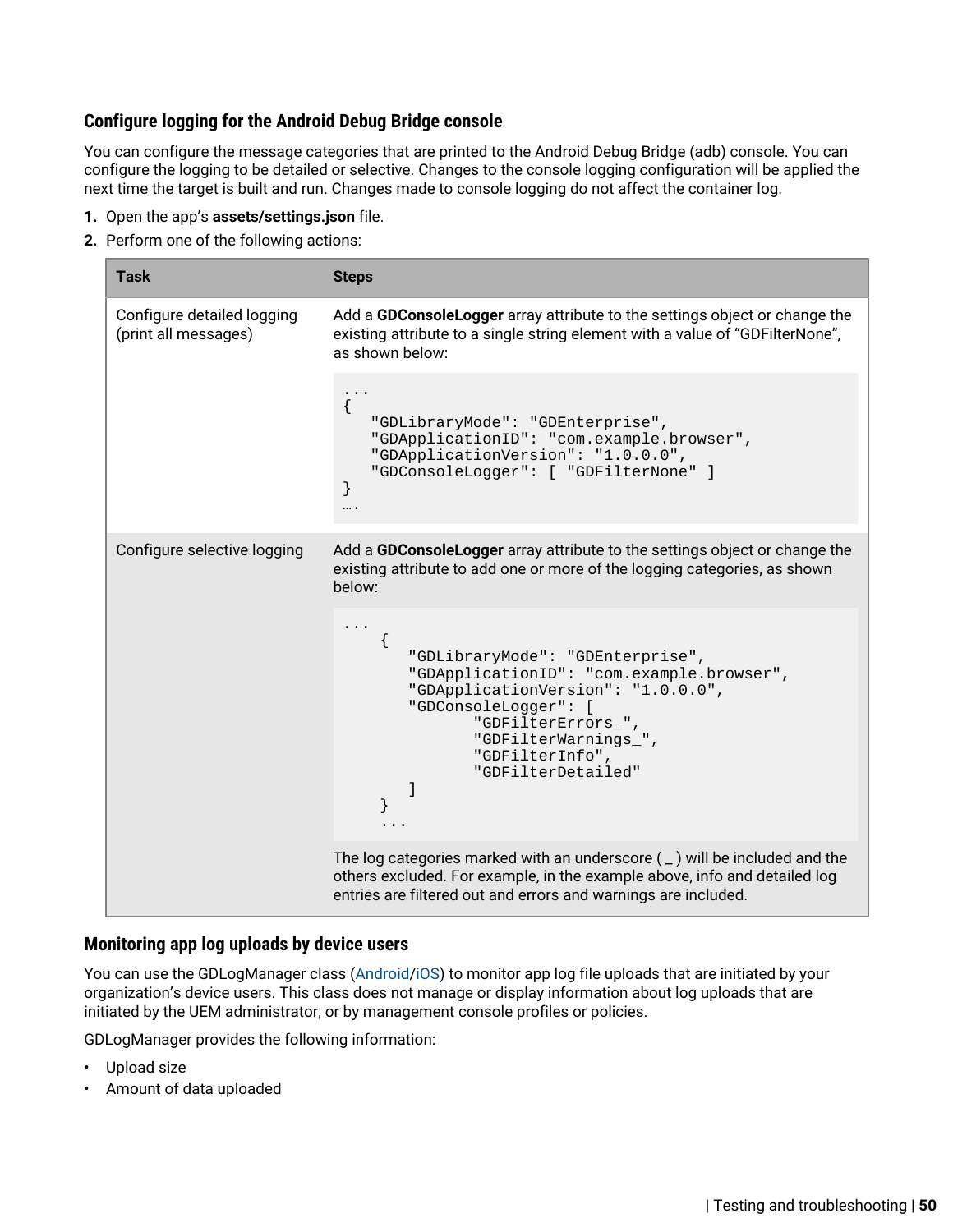### Configure logging for the Android Debug Bridge console

You can configure the message categories that are printed to the Android Debug Bridge (adb) console. You can configure the logging to be detailed or selective. Changes to the console logging configuration will be applied the next time the target is built and run. Changes made to console logging do not affect the container log.

1. Open the app's **assets/settings.json** file.
2. Perform one of the following actions:

| Task | Steps |
| --- | --- |
| Configure detailed logging (print all messages) | Add a **GDConsoleLogger** array attribute to the settings object or change the existing attribute to a single string element with a value of "GDFilterNone", as shown below:<br><br>`...`<br>`{`<br>`   "GDLibraryMode": "GDEnterprise",`<br>`   "GDApplicationID": "com.example.browser",`<br>`   "GDApplicationVersion": "1.0.0.0",`<br>`   "GDConsoleLogger": [ "GDFilterNone" ]`<br>`}`<br>`….` |
| Configure selective logging | Add a **GDConsoleLogger** array attribute to the settings object or change the existing attribute to add one or more of the logging categories, as shown below:<br><br>`...`<br>`    {`<br>`       "GDLibraryMode": "GDEnterprise",`<br>`       "GDApplicationID": "com.example.browser",`<br>`       "GDApplicationVersion": "1.0.0.0",`<br>`       "GDConsoleLogger": [`<br>`              "GDFilterErrors_",`<br>`              "GDFilterWarnings_",`<br>`              "GDFilterInfo",`<br>`              "GDFilterDetailed"`<br>`       ]`<br>`    }`<br>`    ...`<br><br>The log categories marked with an underscore ( _ ) will be included and the others excluded. For example, in the example above, info and detailed log entries are filtered out and errors and warnings are included. |

### Monitoring app log uploads by device users

You can use the GDLogManager class (Android/iOS) to monitor app log file uploads that are initiated by your organization's device users. This class does not manage or display information about log uploads that are initiated by the UEM administrator, or by management console profiles or policies.

GDLogManager provides the following information:

- Upload size
- Amount of data uploaded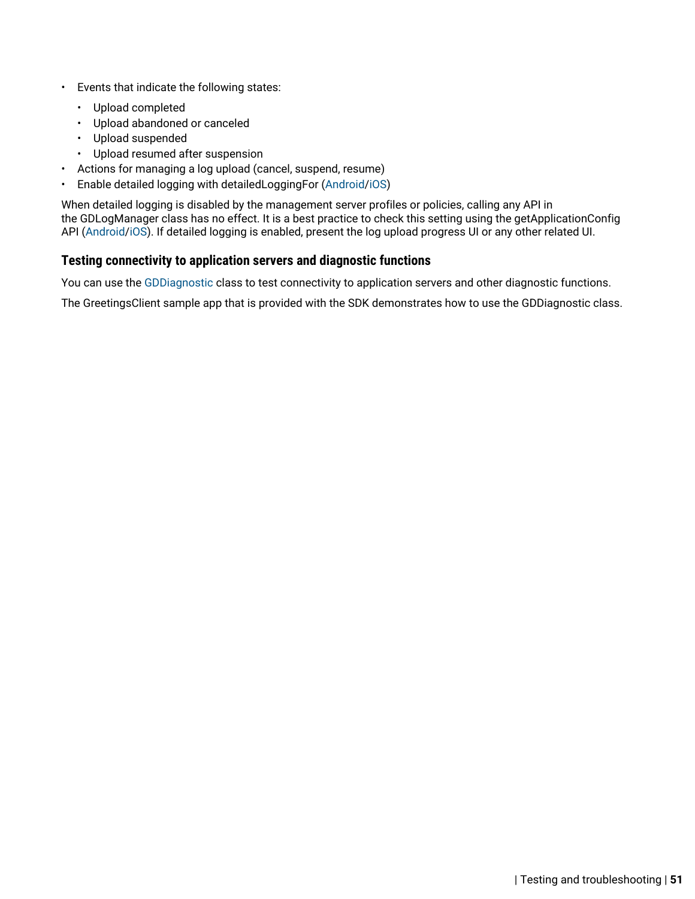- Events that indicate the following states:
  - Upload completed
  - Upload abandoned or canceled
  - Upload suspended
  - Upload resumed after suspension
- Actions for managing a log upload (cancel, suspend, resume)
- Enable detailed logging with detailedLoggingFor (Android/iOS)

When detailed logging is disabled by the management server profiles or policies, calling any API in the GDLogManager class has no effect. It is a best practice to check this setting using the getApplicationConfig API (Android/iOS). If detailed logging is enabled, present the log upload progress UI or any other related UI.

### Testing connectivity to application servers and diagnostic functions

You can use the GDDiagnostic class to test connectivity to application servers and other diagnostic functions.

The GreetingsClient sample app that is provided with the SDK demonstrates how to use the GDDiagnostic class.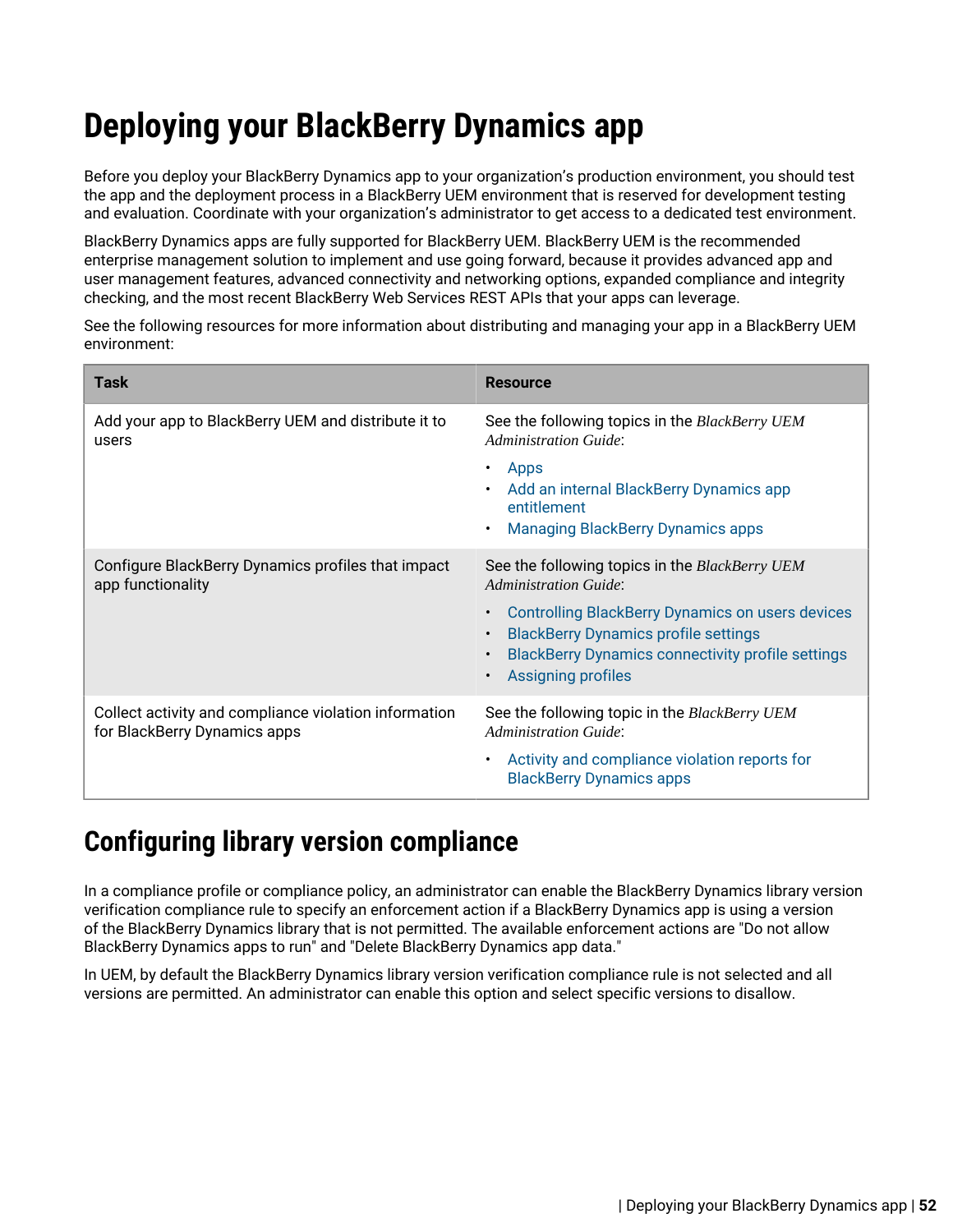# Deploying your BlackBerry Dynamics app

Before you deploy your BlackBerry Dynamics app to your organization's production environment, you should test the app and the deployment process in a BlackBerry UEM environment that is reserved for development testing and evaluation. Coordinate with your organization's administrator to get access to a dedicated test environment.

BlackBerry Dynamics apps are fully supported for BlackBerry UEM. BlackBerry UEM is the recommended enterprise management solution to implement and use going forward, because it provides advanced app and user management features, advanced connectivity and networking options, expanded compliance and integrity checking, and the most recent BlackBerry Web Services REST APIs that your apps can leverage.

See the following resources for more information about distributing and managing your app in a BlackBerry UEM environment:

| Task | Resource |
| --- | --- |
| Add your app to BlackBerry UEM and distribute it to users | See the following topics in the *BlackBerry UEM Administration Guide*:<br>• Apps<br>• Add an internal BlackBerry Dynamics app entitlement<br>• Managing BlackBerry Dynamics apps |
| Configure BlackBerry Dynamics profiles that impact app functionality | See the following topics in the *BlackBerry UEM Administration Guide*:<br>• Controlling BlackBerry Dynamics on users devices<br>• BlackBerry Dynamics profile settings<br>• BlackBerry Dynamics connectivity profile settings<br>• Assigning profiles |
| Collect activity and compliance violation information for BlackBerry Dynamics apps | See the following topic in the *BlackBerry UEM Administration Guide*:<br>• Activity and compliance violation reports for BlackBerry Dynamics apps |

## Configuring library version compliance

In a compliance profile or compliance policy, an administrator can enable the BlackBerry Dynamics library version verification compliance rule to specify an enforcement action if a BlackBerry Dynamics app is using a version of the BlackBerry Dynamics library that is not permitted. The available enforcement actions are "Do not allow BlackBerry Dynamics apps to run" and "Delete BlackBerry Dynamics app data."

In UEM, by default the BlackBerry Dynamics library version verification compliance rule is not selected and all versions are permitted. An administrator can enable this option and select specific versions to disallow.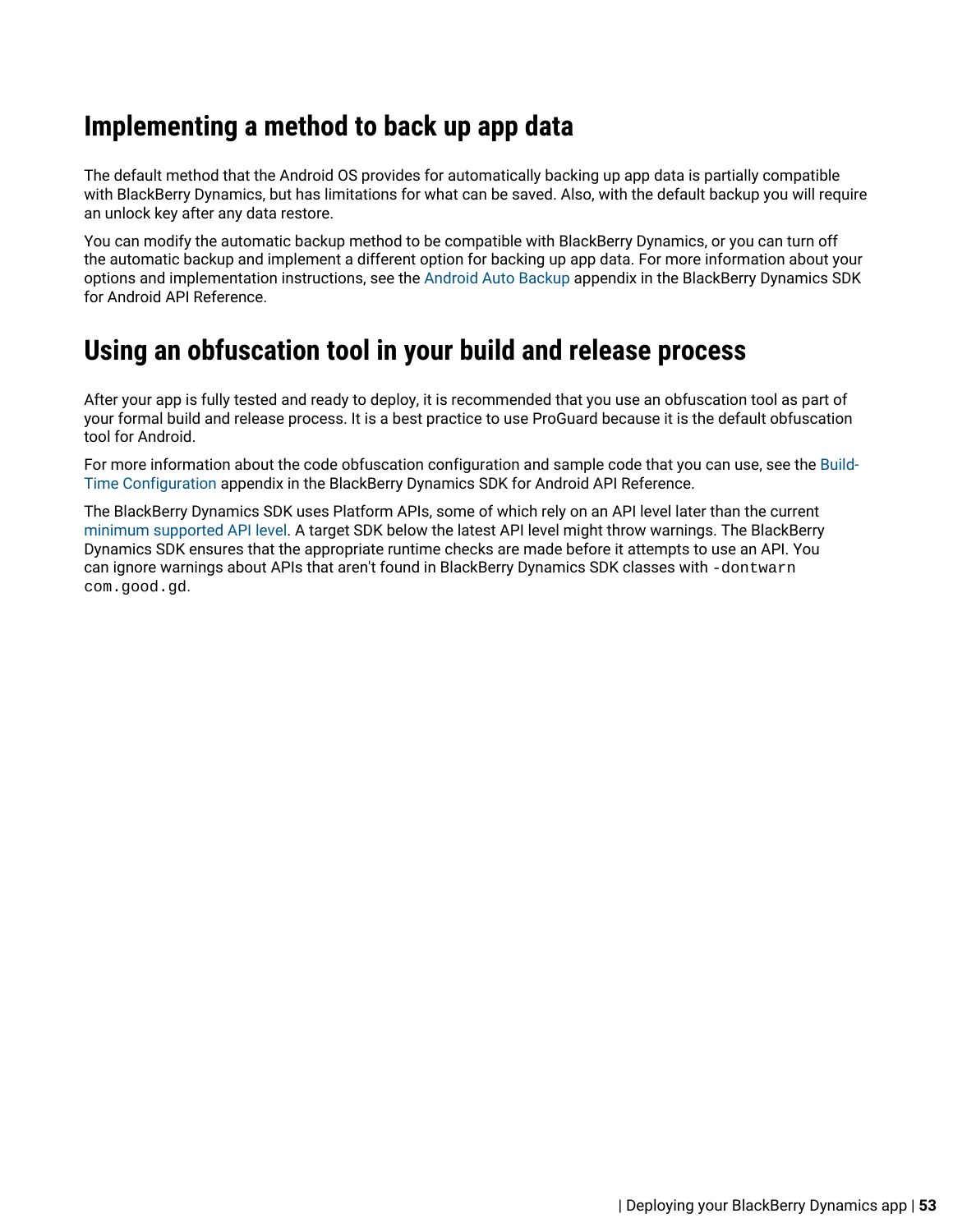## Implementing a method to back up app data

The default method that the Android OS provides for automatically backing up app data is partially compatible with BlackBerry Dynamics, but has limitations for what can be saved. Also, with the default backup you will require an unlock key after any data restore.

You can modify the automatic backup method to be compatible with BlackBerry Dynamics, or you can turn off the automatic backup and implement a different option for backing up app data. For more information about your options and implementation instructions, see the Android Auto Backup appendix in the BlackBerry Dynamics SDK for Android API Reference.

## Using an obfuscation tool in your build and release process

After your app is fully tested and ready to deploy, it is recommended that you use an obfuscation tool as part of your formal build and release process. It is a best practice to use ProGuard because it is the default obfuscation tool for Android.

For more information about the code obfuscation configuration and sample code that you can use, see the Build-Time Configuration appendix in the BlackBerry Dynamics SDK for Android API Reference.

The BlackBerry Dynamics SDK uses Platform APIs, some of which rely on an API level later than the current minimum supported API level. A target SDK below the latest API level might throw warnings. The BlackBerry Dynamics SDK ensures that the appropriate runtime checks are made before it attempts to use an API. You can ignore warnings about APIs that aren't found in BlackBerry Dynamics SDK classes with `-dontwarn com.good.gd`.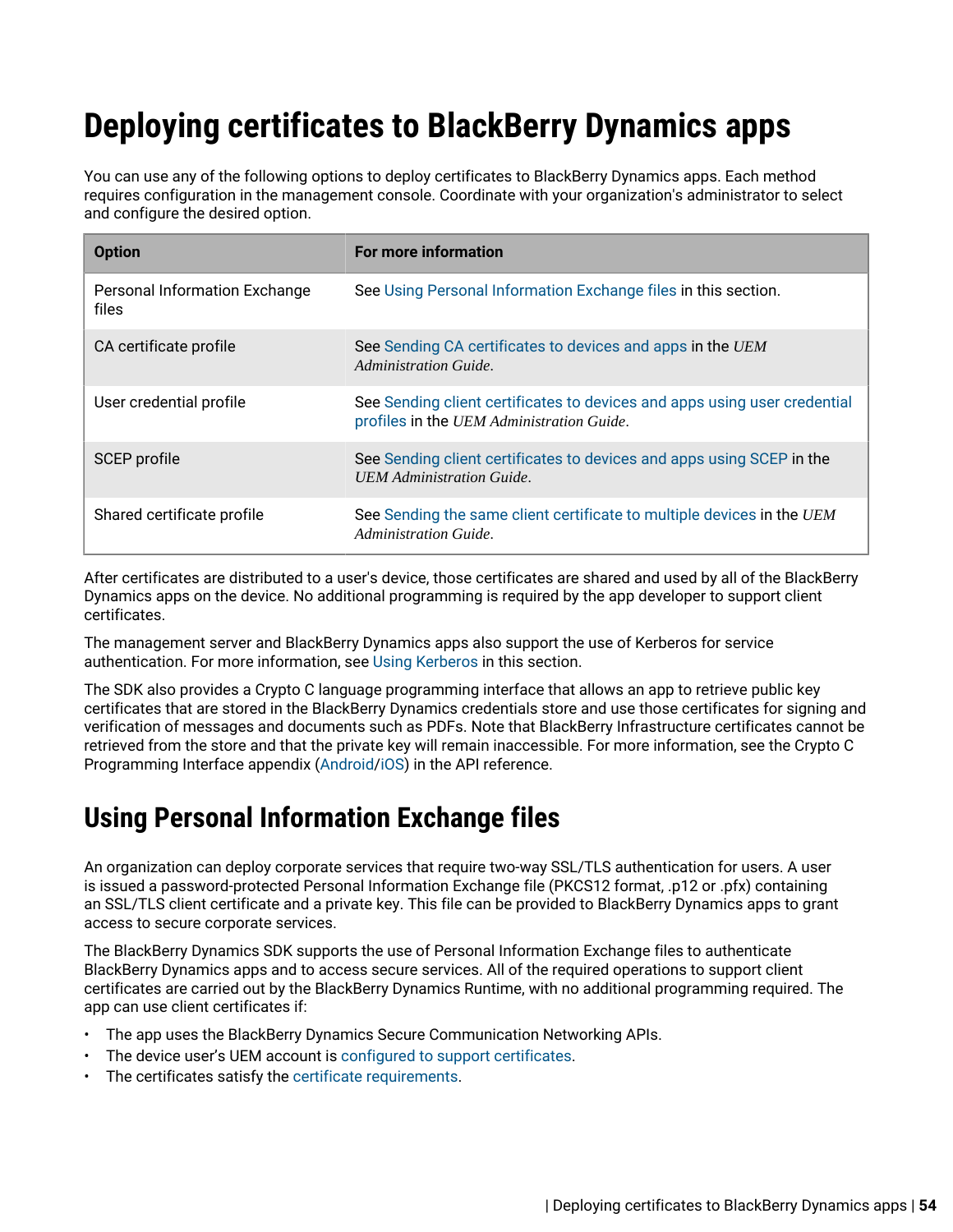# Deploying certificates to BlackBerry Dynamics apps

You can use any of the following options to deploy certificates to BlackBerry Dynamics apps. Each method requires configuration in the management console. Coordinate with your organization's administrator to select and configure the desired option.

| Option | For more information |
|---|---|
| Personal Information Exchange files | See Using Personal Information Exchange files in this section. |
| CA certificate profile | See Sending CA certificates to devices and apps in the *UEM Administration Guide*. |
| User credential profile | See Sending client certificates to devices and apps using user credential profiles in the *UEM Administration Guide*. |
| SCEP profile | See Sending client certificates to devices and apps using SCEP in the *UEM Administration Guide*. |
| Shared certificate profile | See Sending the same client certificate to multiple devices in the *UEM Administration Guide*. |

After certificates are distributed to a user's device, those certificates are shared and used by all of the BlackBerry Dynamics apps on the device. No additional programming is required by the app developer to support client certificates.

The management server and BlackBerry Dynamics apps also support the use of Kerberos for service authentication. For more information, see Using Kerberos in this section.

The SDK also provides a Crypto C language programming interface that allows an app to retrieve public key certificates that are stored in the BlackBerry Dynamics credentials store and use those certificates for signing and verification of messages and documents such as PDFs. Note that BlackBerry Infrastructure certificates cannot be retrieved from the store and that the private key will remain inaccessible. For more information, see the Crypto C Programming Interface appendix (Android/iOS) in the API reference.

## Using Personal Information Exchange files

An organization can deploy corporate services that require two-way SSL/TLS authentication for users. A user is issued a password-protected Personal Information Exchange file (PKCS12 format, .p12 or .pfx) containing an SSL/TLS client certificate and a private key. This file can be provided to BlackBerry Dynamics apps to grant access to secure corporate services.

The BlackBerry Dynamics SDK supports the use of Personal Information Exchange files to authenticate BlackBerry Dynamics apps and to access secure services. All of the required operations to support client certificates are carried out by the BlackBerry Dynamics Runtime, with no additional programming required. The app can use client certificates if:

- The app uses the BlackBerry Dynamics Secure Communication Networking APIs.
- The device user's UEM account is configured to support certificates.
- The certificates satisfy the certificate requirements.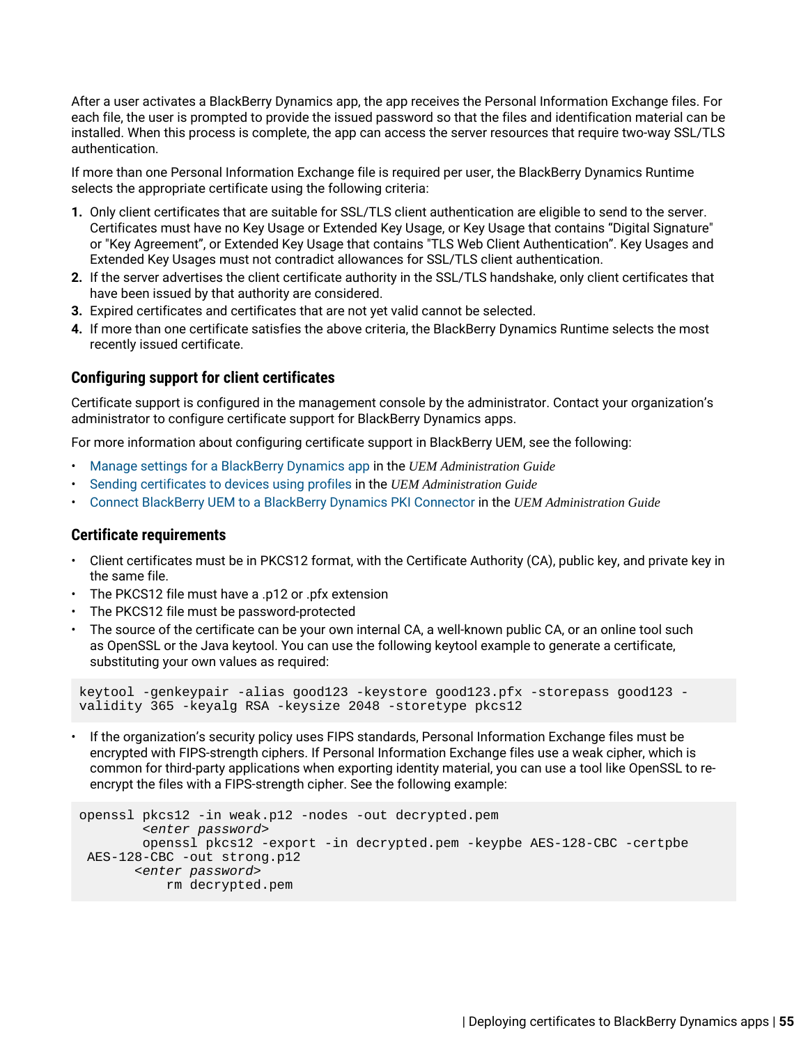After a user activates a BlackBerry Dynamics app, the app receives the Personal Information Exchange files. For each file, the user is prompted to provide the issued password so that the files and identification material can be installed. When this process is complete, the app can access the server resources that require two-way SSL/TLS authentication.

If more than one Personal Information Exchange file is required per user, the BlackBerry Dynamics Runtime selects the appropriate certificate using the following criteria:

1. Only client certificates that are suitable for SSL/TLS client authentication are eligible to send to the server. Certificates must have no Key Usage or Extended Key Usage, or Key Usage that contains “Digital Signature" or "Key Agreement”, or Extended Key Usage that contains "TLS Web Client Authentication”. Key Usages and Extended Key Usages must not contradict allowances for SSL/TLS client authentication.
2. If the server advertises the client certificate authority in the SSL/TLS handshake, only client certificates that have been issued by that authority are considered.
3. Expired certificates and certificates that are not yet valid cannot be selected.
4. If more than one certificate satisfies the above criteria, the BlackBerry Dynamics Runtime selects the most recently issued certificate.

### Configuring support for client certificates

Certificate support is configured in the management console by the administrator. Contact your organization’s administrator to configure certificate support for BlackBerry Dynamics apps.

For more information about configuring certificate support in BlackBerry UEM, see the following:

- Manage settings for a BlackBerry Dynamics app in the *UEM Administration Guide*
- Sending certificates to devices using profiles in the *UEM Administration Guide*
- Connect BlackBerry UEM to a BlackBerry Dynamics PKI Connector in the *UEM Administration Guide*

### Certificate requirements

- Client certificates must be in PKCS12 format, with the Certificate Authority (CA), public key, and private key in the same file.
- The PKCS12 file must have a .p12 or .pfx extension
- The PKCS12 file must be password-protected
- The source of the certificate can be your own internal CA, a well-known public CA, or an online tool such as OpenSSL or the Java keytool. You can use the following keytool example to generate a certificate, substituting your own values as required:

```
keytool -genkeypair -alias good123 -keystore good123.pfx -storepass good123 -
validity 365 -keyalg RSA -keysize 2048 -storetype pkcs12
```

- If the organization’s security policy uses FIPS standards, Personal Information Exchange files must be encrypted with FIPS-strength ciphers. If Personal Information Exchange files use a weak cipher, which is common for third-party applications when exporting identity material, you can use a tool like OpenSSL to re-encrypt the files with a FIPS-strength cipher. See the following example:

```
openssl pkcs12 -in weak.p12 -nodes -out decrypted.pem
        <enter password>
        openssl pkcs12 -export -in decrypted.pem -keypbe AES-128-CBC -certpbe
 AES-128-CBC -out strong.p12
       <enter password>
           rm decrypted.pem
```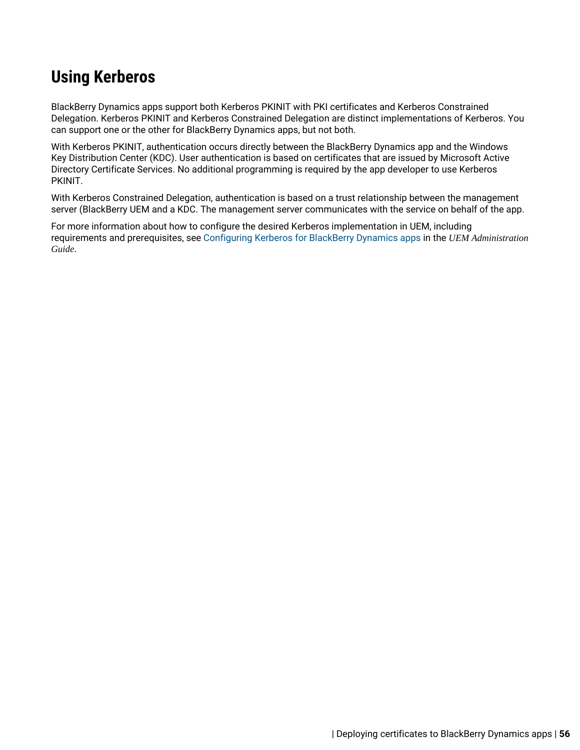# Using Kerberos

BlackBerry Dynamics apps support both Kerberos PKINIT with PKI certificates and Kerberos Constrained Delegation. Kerberos PKINIT and Kerberos Constrained Delegation are distinct implementations of Kerberos. You can support one or the other for BlackBerry Dynamics apps, but not both.

With Kerberos PKINIT, authentication occurs directly between the BlackBerry Dynamics app and the Windows Key Distribution Center (KDC). User authentication is based on certificates that are issued by Microsoft Active Directory Certificate Services. No additional programming is required by the app developer to use Kerberos PKINIT.

With Kerberos Constrained Delegation, authentication is based on a trust relationship between the management server (BlackBerry UEM and a KDC. The management server communicates with the service on behalf of the app.

For more information about how to configure the desired Kerberos implementation in UEM, including requirements and prerequisites, see Configuring Kerberos for BlackBerry Dynamics apps in the *UEM Administration Guide*.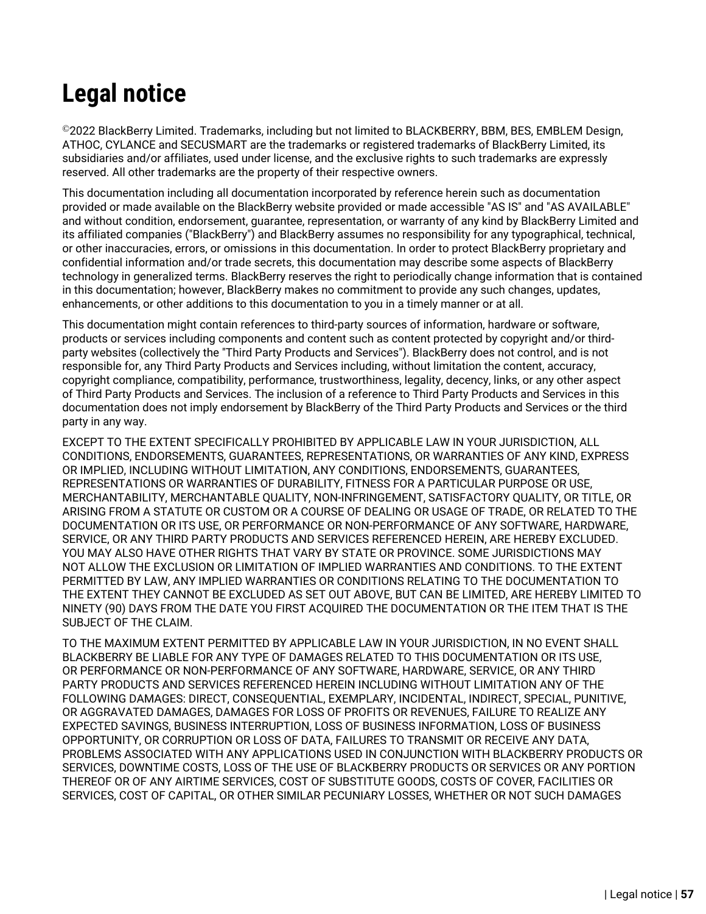# Legal notice

©2022 BlackBerry Limited. Trademarks, including but not limited to BLACKBERRY, BBM, BES, EMBLEM Design, ATHOC, CYLANCE and SECUSMART are the trademarks or registered trademarks of BlackBerry Limited, its subsidiaries and/or affiliates, used under license, and the exclusive rights to such trademarks are expressly reserved. All other trademarks are the property of their respective owners.

This documentation including all documentation incorporated by reference herein such as documentation provided or made available on the BlackBerry website provided or made accessible "AS IS" and "AS AVAILABLE" and without condition, endorsement, guarantee, representation, or warranty of any kind by BlackBerry Limited and its affiliated companies ("BlackBerry") and BlackBerry assumes no responsibility for any typographical, technical, or other inaccuracies, errors, or omissions in this documentation. In order to protect BlackBerry proprietary and confidential information and/or trade secrets, this documentation may describe some aspects of BlackBerry technology in generalized terms. BlackBerry reserves the right to periodically change information that is contained in this documentation; however, BlackBerry makes no commitment to provide any such changes, updates, enhancements, or other additions to this documentation to you in a timely manner or at all.

This documentation might contain references to third-party sources of information, hardware or software, products or services including components and content such as content protected by copyright and/or third-party websites (collectively the "Third Party Products and Services"). BlackBerry does not control, and is not responsible for, any Third Party Products and Services including, without limitation the content, accuracy, copyright compliance, compatibility, performance, trustworthiness, legality, decency, links, or any other aspect of Third Party Products and Services. The inclusion of a reference to Third Party Products and Services in this documentation does not imply endorsement by BlackBerry of the Third Party Products and Services or the third party in any way.

EXCEPT TO THE EXTENT SPECIFICALLY PROHIBITED BY APPLICABLE LAW IN YOUR JURISDICTION, ALL CONDITIONS, ENDORSEMENTS, GUARANTEES, REPRESENTATIONS, OR WARRANTIES OF ANY KIND, EXPRESS OR IMPLIED, INCLUDING WITHOUT LIMITATION, ANY CONDITIONS, ENDORSEMENTS, GUARANTEES, REPRESENTATIONS OR WARRANTIES OF DURABILITY, FITNESS FOR A PARTICULAR PURPOSE OR USE, MERCHANTABILITY, MERCHANTABLE QUALITY, NON-INFRINGEMENT, SATISFACTORY QUALITY, OR TITLE, OR ARISING FROM A STATUTE OR CUSTOM OR A COURSE OF DEALING OR USAGE OF TRADE, OR RELATED TO THE DOCUMENTATION OR ITS USE, OR PERFORMANCE OR NON-PERFORMANCE OF ANY SOFTWARE, HARDWARE, SERVICE, OR ANY THIRD PARTY PRODUCTS AND SERVICES REFERENCED HEREIN, ARE HEREBY EXCLUDED. YOU MAY ALSO HAVE OTHER RIGHTS THAT VARY BY STATE OR PROVINCE. SOME JURISDICTIONS MAY NOT ALLOW THE EXCLUSION OR LIMITATION OF IMPLIED WARRANTIES AND CONDITIONS. TO THE EXTENT PERMITTED BY LAW, ANY IMPLIED WARRANTIES OR CONDITIONS RELATING TO THE DOCUMENTATION TO THE EXTENT THEY CANNOT BE EXCLUDED AS SET OUT ABOVE, BUT CAN BE LIMITED, ARE HEREBY LIMITED TO NINETY (90) DAYS FROM THE DATE YOU FIRST ACQUIRED THE DOCUMENTATION OR THE ITEM THAT IS THE SUBJECT OF THE CLAIM.

TO THE MAXIMUM EXTENT PERMITTED BY APPLICABLE LAW IN YOUR JURISDICTION, IN NO EVENT SHALL BLACKBERRY BE LIABLE FOR ANY TYPE OF DAMAGES RELATED TO THIS DOCUMENTATION OR ITS USE, OR PERFORMANCE OR NON-PERFORMANCE OF ANY SOFTWARE, HARDWARE, SERVICE, OR ANY THIRD PARTY PRODUCTS AND SERVICES REFERENCED HEREIN INCLUDING WITHOUT LIMITATION ANY OF THE FOLLOWING DAMAGES: DIRECT, CONSEQUENTIAL, EXEMPLARY, INCIDENTAL, INDIRECT, SPECIAL, PUNITIVE, OR AGGRAVATED DAMAGES, DAMAGES FOR LOSS OF PROFITS OR REVENUES, FAILURE TO REALIZE ANY EXPECTED SAVINGS, BUSINESS INTERRUPTION, LOSS OF BUSINESS INFORMATION, LOSS OF BUSINESS OPPORTUNITY, OR CORRUPTION OR LOSS OF DATA, FAILURES TO TRANSMIT OR RECEIVE ANY DATA, PROBLEMS ASSOCIATED WITH ANY APPLICATIONS USED IN CONJUNCTION WITH BLACKBERRY PRODUCTS OR SERVICES, DOWNTIME COSTS, LOSS OF THE USE OF BLACKBERRY PRODUCTS OR SERVICES OR ANY PORTION THEREOF OR OF ANY AIRTIME SERVICES, COST OF SUBSTITUTE GOODS, COSTS OF COVER, FACILITIES OR SERVICES, COST OF CAPITAL, OR OTHER SIMILAR PECUNIARY LOSSES, WHETHER OR NOT SUCH DAMAGES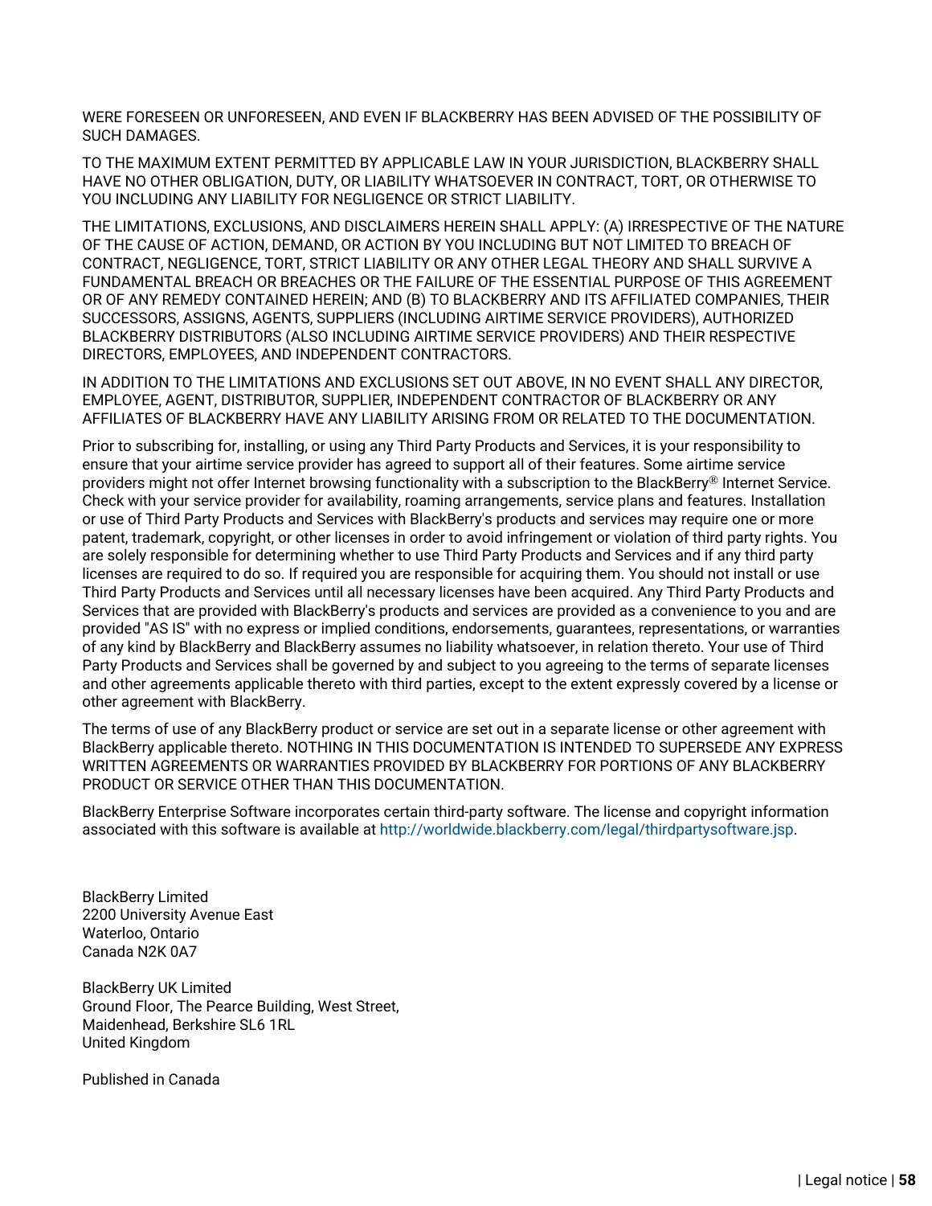WERE FORESEEN OR UNFORESEEN, AND EVEN IF BLACKBERRY HAS BEEN ADVISED OF THE POSSIBILITY OF SUCH DAMAGES.

TO THE MAXIMUM EXTENT PERMITTED BY APPLICABLE LAW IN YOUR JURISDICTION, BLACKBERRY SHALL HAVE NO OTHER OBLIGATION, DUTY, OR LIABILITY WHATSOEVER IN CONTRACT, TORT, OR OTHERWISE TO YOU INCLUDING ANY LIABILITY FOR NEGLIGENCE OR STRICT LIABILITY.

THE LIMITATIONS, EXCLUSIONS, AND DISCLAIMERS HEREIN SHALL APPLY: (A) IRRESPECTIVE OF THE NATURE OF THE CAUSE OF ACTION, DEMAND, OR ACTION BY YOU INCLUDING BUT NOT LIMITED TO BREACH OF CONTRACT, NEGLIGENCE, TORT, STRICT LIABILITY OR ANY OTHER LEGAL THEORY AND SHALL SURVIVE A FUNDAMENTAL BREACH OR BREACHES OR THE FAILURE OF THE ESSENTIAL PURPOSE OF THIS AGREEMENT OR OF ANY REMEDY CONTAINED HEREIN; AND (B) TO BLACKBERRY AND ITS AFFILIATED COMPANIES, THEIR SUCCESSORS, ASSIGNS, AGENTS, SUPPLIERS (INCLUDING AIRTIME SERVICE PROVIDERS), AUTHORIZED BLACKBERRY DISTRIBUTORS (ALSO INCLUDING AIRTIME SERVICE PROVIDERS) AND THEIR RESPECTIVE DIRECTORS, EMPLOYEES, AND INDEPENDENT CONTRACTORS.

IN ADDITION TO THE LIMITATIONS AND EXCLUSIONS SET OUT ABOVE, IN NO EVENT SHALL ANY DIRECTOR, EMPLOYEE, AGENT, DISTRIBUTOR, SUPPLIER, INDEPENDENT CONTRACTOR OF BLACKBERRY OR ANY AFFILIATES OF BLACKBERRY HAVE ANY LIABILITY ARISING FROM OR RELATED TO THE DOCUMENTATION.

Prior to subscribing for, installing, or using any Third Party Products and Services, it is your responsibility to ensure that your airtime service provider has agreed to support all of their features. Some airtime service providers might not offer Internet browsing functionality with a subscription to the BlackBerry® Internet Service. Check with your service provider for availability, roaming arrangements, service plans and features. Installation or use of Third Party Products and Services with BlackBerry's products and services may require one or more patent, trademark, copyright, or other licenses in order to avoid infringement or violation of third party rights. You are solely responsible for determining whether to use Third Party Products and Services and if any third party licenses are required to do so. If required you are responsible for acquiring them. You should not install or use Third Party Products and Services until all necessary licenses have been acquired. Any Third Party Products and Services that are provided with BlackBerry's products and services are provided as a convenience to you and are provided "AS IS" with no express or implied conditions, endorsements, guarantees, representations, or warranties of any kind by BlackBerry and BlackBerry assumes no liability whatsoever, in relation thereto. Your use of Third Party Products and Services shall be governed by and subject to you agreeing to the terms of separate licenses and other agreements applicable thereto with third parties, except to the extent expressly covered by a license or other agreement with BlackBerry.

The terms of use of any BlackBerry product or service are set out in a separate license or other agreement with BlackBerry applicable thereto. NOTHING IN THIS DOCUMENTATION IS INTENDED TO SUPERSEDE ANY EXPRESS WRITTEN AGREEMENTS OR WARRANTIES PROVIDED BY BLACKBERRY FOR PORTIONS OF ANY BLACKBERRY PRODUCT OR SERVICE OTHER THAN THIS DOCUMENTATION.

BlackBerry Enterprise Software incorporates certain third-party software. The license and copyright information associated with this software is available at http://worldwide.blackberry.com/legal/thirdpartysoftware.jsp.

BlackBerry Limited
2200 University Avenue East
Waterloo, Ontario
Canada N2K 0A7

BlackBerry UK Limited
Ground Floor, The Pearce Building, West Street,
Maidenhead, Berkshire SL6 1RL
United Kingdom

Published in Canada